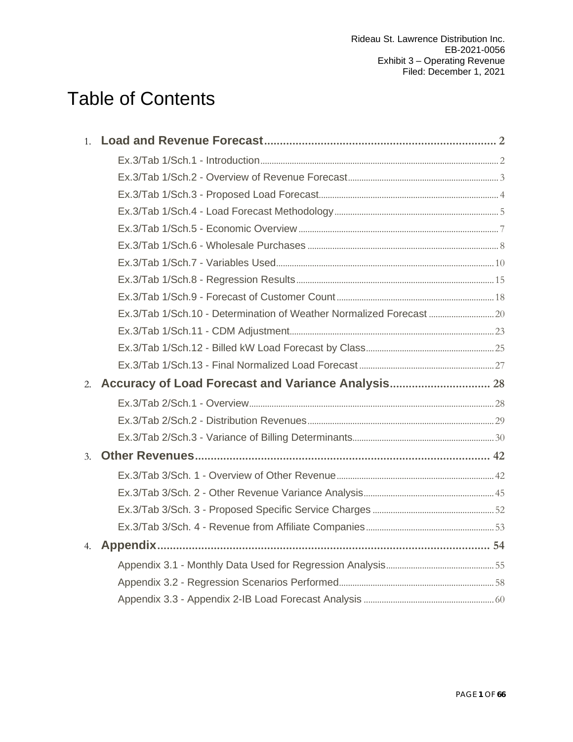# Table of Contents

1. **Load and Revenue Forecast ........ 2**
   - Ex.3/Tab 1/Sch.1 - Introduction ........ 2
   - Ex.3/Tab 1/Sch.2 - Overview of Revenue Forecast ........ 3
   - Ex.3/Tab 1/Sch.3 - Proposed Load Forecast ........ 4
   - Ex.3/Tab 1/Sch.4 - Load Forecast Methodology ........ 5
   - Ex.3/Tab 1/Sch.5 - Economic Overview ........ 7
   - Ex.3/Tab 1/Sch.6 - Wholesale Purchases ........ 8
   - Ex.3/Tab 1/Sch.7 - Variables Used ........ 10
   - Ex.3/Tab 1/Sch.8 - Regression Results ........ 15
   - Ex.3/Tab 1/Sch.9 - Forecast of Customer Count ........ 18
   - Ex.3/Tab 1/Sch.10 - Determination of Weather Normalized Forecast ........ 20
   - Ex.3/Tab 1/Sch.11 - CDM Adjustment ........ 23
   - Ex.3/Tab 1/Sch.12 - Billed kW Load Forecast by Class ........ 25
   - Ex.3/Tab 1/Sch.13 - Final Normalized Load Forecast ........ 27
2. **Accuracy of Load Forecast and Variance Analysis ........ 28**
   - Ex.3/Tab 2/Sch.1 - Overview ........ 28
   - Ex.3/Tab 2/Sch.2 - Distribution Revenues ........ 29
   - Ex.3/Tab 2/Sch.3 - Variance of Billing Determinants ........ 30
3. **Other Revenues ........ 42**
   - Ex.3/Tab 3/Sch. 1 - Overview of Other Revenue ........ 42
   - Ex.3/Tab 3/Sch. 2 - Other Revenue Variance Analysis ........ 45
   - Ex.3/Tab 3/Sch. 3 - Proposed Specific Service Charges ........ 52
   - Ex.3/Tab 3/Sch. 4 - Revenue from Affiliate Companies ........ 53
4. **Appendix ........ 54**
   - Appendix 3.1 - Monthly Data Used for Regression Analysis ........ 55
   - Appendix 3.2 - Regression Scenarios Performed ........ 58
   - Appendix 3.3 - Appendix 2-IB Load Forecast Analysis ........ 60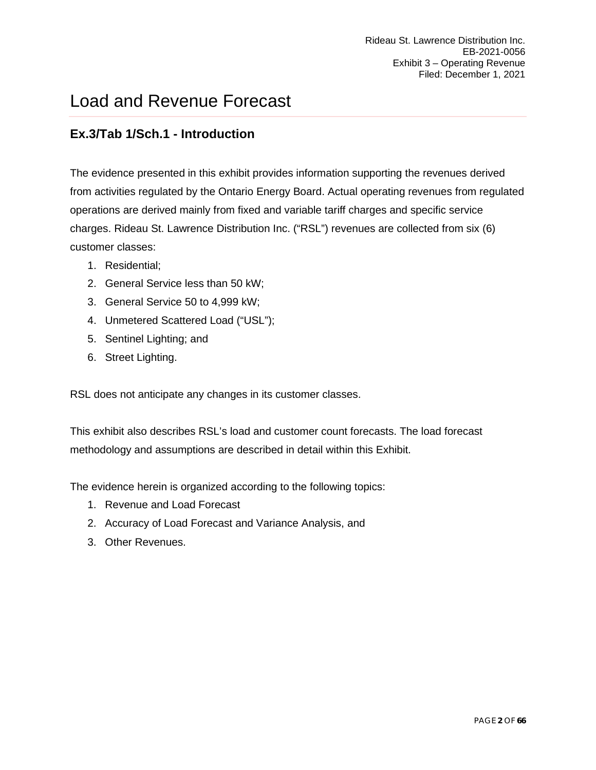# Load and Revenue Forecast

## Ex.3/Tab 1/Sch.1 - Introduction

The evidence presented in this exhibit provides information supporting the revenues derived from activities regulated by the Ontario Energy Board. Actual operating revenues from regulated operations are derived mainly from fixed and variable tariff charges and specific service charges. Rideau St. Lawrence Distribution Inc. ("RSL") revenues are collected from six (6) customer classes:

1. Residential;
2. General Service less than 50 kW;
3. General Service 50 to 4,999 kW;
4. Unmetered Scattered Load ("USL");
5. Sentinel Lighting; and
6. Street Lighting.

RSL does not anticipate any changes in its customer classes.

This exhibit also describes RSL's load and customer count forecasts. The load forecast methodology and assumptions are described in detail within this Exhibit.

The evidence herein is organized according to the following topics:

1. Revenue and Load Forecast
2. Accuracy of Load Forecast and Variance Analysis, and
3. Other Revenues.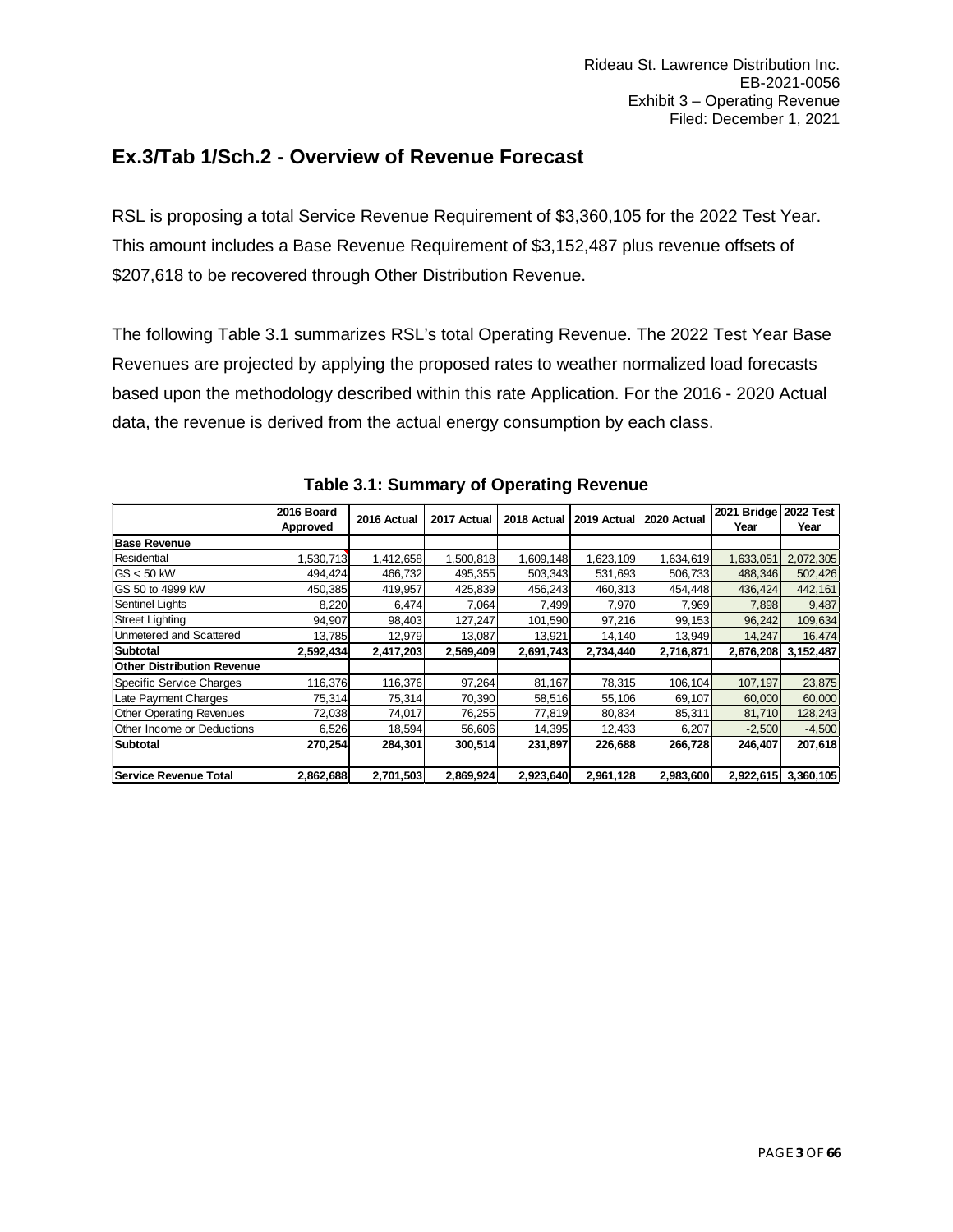## Ex.3/Tab 1/Sch.2 - Overview of Revenue Forecast

RSL is proposing a total Service Revenue Requirement of $3,360,105 for the 2022 Test Year. This amount includes a Base Revenue Requirement of $3,152,487 plus revenue offsets of $207,618 to be recovered through Other Distribution Revenue.

The following Table 3.1 summarizes RSL's total Operating Revenue. The 2022 Test Year Base Revenues are projected by applying the proposed rates to weather normalized load forecasts based upon the methodology described within this rate Application. For the 2016 - 2020 Actual data, the revenue is derived from the actual energy consumption by each class.

**Table 3.1: Summary of Operating Revenue**

| | 2016 Board Approved | 2016 Actual | 2017 Actual | 2018 Actual | 2019 Actual | 2020 Actual | 2021 Bridge Year | 2022 Test Year |
|---|---|---|---|---|---|---|---|---|
| **Base Revenue** | | | | | | | | |
| Residential | 1,530,713 | 1,412,658 | 1,500,818 | 1,609,148 | 1,623,109 | 1,634,619 | 1,633,051 | 2,072,305 |
| GS < 50 kW | 494,424 | 466,732 | 495,355 | 503,343 | 531,693 | 506,733 | 488,346 | 502,426 |
| GS 50 to 4999 kW | 450,385 | 419,957 | 425,839 | 456,243 | 460,313 | 454,448 | 436,424 | 442,161 |
| Sentinel Lights | 8,220 | 6,474 | 7,064 | 7,499 | 7,970 | 7,969 | 7,898 | 9,487 |
| Street Lighting | 94,907 | 98,403 | 127,247 | 101,590 | 97,216 | 99,153 | 96,242 | 109,634 |
| Unmetered and Scattered | 13,785 | 12,979 | 13,087 | 13,921 | 14,140 | 13,949 | 14,247 | 16,474 |
| **Subtotal** | **2,592,434** | **2,417,203** | **2,569,409** | **2,691,743** | **2,734,440** | **2,716,871** | **2,676,208** | **3,152,487** |
| **Other Distribution Revenue** | | | | | | | | |
| Specific Service Charges | 116,376 | 116,376 | 97,264 | 81,167 | 78,315 | 106,104 | 107,197 | 23,875 |
| Late Payment Charges | 75,314 | 75,314 | 70,390 | 58,516 | 55,106 | 69,107 | 60,000 | 60,000 |
| Other Operating Revenues | 72,038 | 74,017 | 76,255 | 77,819 | 80,834 | 85,311 | 81,710 | 128,243 |
| Other Income or Deductions | 6,526 | 18,594 | 56,606 | 14,395 | 12,433 | 6,207 | -2,500 | -4,500 |
| **Subtotal** | **270,254** | **284,301** | **300,514** | **231,897** | **226,688** | **266,728** | **246,407** | **207,618** |
| | | | | | | | | |
| **Service Revenue Total** | **2,862,688** | **2,701,503** | **2,869,924** | **2,923,640** | **2,961,128** | **2,983,600** | **2,922,615** | **3,360,105** |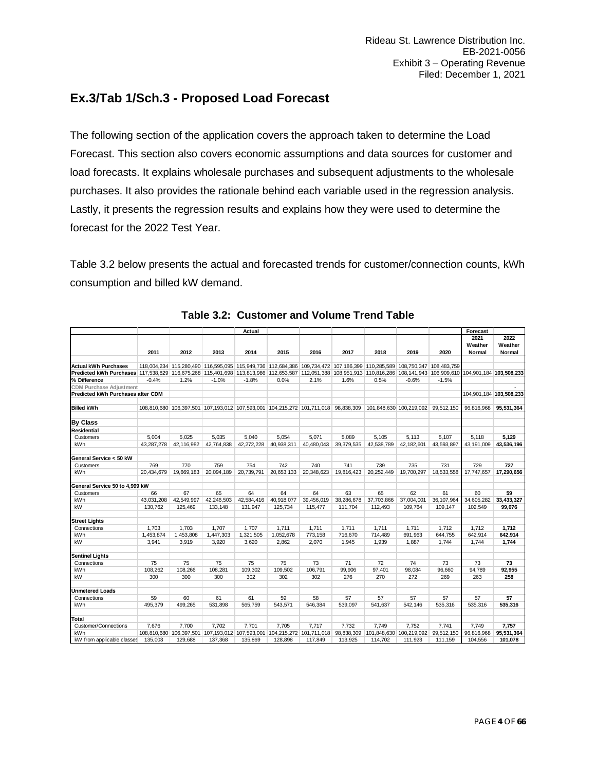## Ex.3/Tab 1/Sch.3 - Proposed Load Forecast

The following section of the application covers the approach taken to determine the Load Forecast. This section also covers economic assumptions and data sources for customer and load forecasts. It explains wholesale purchases and subsequent adjustments to the wholesale purchases. It also provides the rationale behind each variable used in the regression analysis. Lastly, it presents the regression results and explains how they were used to determine the forecast for the 2022 Test Year.

Table 3.2 below presents the actual and forecasted trends for customer/connection counts, kWh consumption and billed kW demand.

**Table 3.2: Customer and Volume Trend Table**

| | Actual | | | | | | | | | | Forecast | |
|---|---|---|---|---|---|---|---|---|---|---|---|---|
| | 2011 | 2012 | 2013 | 2014 | 2015 | 2016 | 2017 | 2018 | 2019 | 2020 | 2021 Weather Normal | 2022 Weather Normal |
| **Actual kWh Purchases** | 118,004,234 | 115,280,490 | 116,595,095 | 115,949,736 | 112,684,386 | 109,734,472 | 107,186,399 | 110,285,589 | 108,750,347 | 108,483,759 | | |
| **Predicted kWh Purchases** | 117,538,829 | 116,675,268 | 115,401,698 | 113,813,986 | 112,653,587 | 112,051,388 | 108,951,913 | 110,816,286 | 108,141,943 | 106,909,610 | 104,901,184 | **103,508,233** |
| **% Difference** | -0.4% | 1.2% | -1.0% | -1.8% | 0.0% | 2.1% | 1.6% | 0.5% | -0.6% | -1.5% | | |
| CDM Purchase Adjustment | | | | | | | | | | | | - |
| **Predicted kWh Purchases after CDM** | | | | | | | | | | | 104,901,184 | **103,508,233** |
| **Billed kWh** | 108,810,680 | 106,397,501 | 107,193,012 | 107,593,001 | 104,215,272 | 101,711,018 | 98,838,309 | 101,848,630 | 100,219,092 | 99,512,150 | 96,816,968 | **95,531,364** |
| **By Class** | | | | | | | | | | | | |
| **Residential** | | | | | | | | | | | | |
| Customers | 5,004 | 5,025 | 5,035 | 5,040 | 5,054 | 5,071 | 5,089 | 5,105 | 5,113 | 5,107 | 5,118 | **5,129** |
| kWh | 43,287,278 | 42,116,982 | 42,764,838 | 42,272,228 | 40,938,311 | 40,480,043 | 39,379,535 | 42,538,789 | 42,182,601 | 43,593,897 | 43,191,009 | **43,536,196** |
| **General Service < 50 kW** | | | | | | | | | | | | |
| Customers | 769 | 770 | 759 | 754 | 742 | 740 | 741 | 739 | 735 | 731 | 729 | **727** |
| kWh | 20,434,679 | 19,669,183 | 20,094,189 | 20,739,791 | 20,653,133 | 20,348,623 | 19,816,423 | 20,252,449 | 19,700,297 | 18,533,558 | 17,747,657 | **17,290,656** |
| **General Service 50 to 4,999 kW** | | | | | | | | | | | | |
| Customers | 66 | 67 | 65 | 64 | 64 | 64 | 63 | 65 | 62 | 61 | 60 | **59** |
| kWh | 43,031,208 | 42,549,997 | 42,246,503 | 42,584,416 | 40,918,077 | 39,456,019 | 38,286,678 | 37,703,866 | 37,004,001 | 36,107,964 | 34,605,282 | **33,433,327** |
| kW | 130,762 | 125,469 | 133,148 | 131,947 | 125,734 | 115,477 | 111,704 | 112,493 | 109,764 | 109,147 | 102,549 | **99,076** |
| **Street Lights** | | | | | | | | | | | | |
| Connections | 1,703 | 1,703 | 1,707 | 1,707 | 1,711 | 1,711 | 1,711 | 1,711 | 1,711 | 1,712 | 1,712 | **1,712** |
| kWh | 1,453,874 | 1,453,808 | 1,447,303 | 1,321,505 | 1,052,678 | 773,158 | 716,670 | 714,489 | 691,963 | 644,755 | 642,914 | **642,914** |
| kW | 3,941 | 3,919 | 3,920 | 3,620 | 2,862 | 2,070 | 1,945 | 1,939 | 1,887 | 1,744 | 1,744 | **1,744** |
| **Sentinel Lights** | | | | | | | | | | | | |
| Connections | 75 | 75 | 75 | 75 | 75 | 73 | 71 | 72 | 74 | 73 | 73 | **73** |
| kWh | 108,262 | 108,266 | 108,281 | 109,302 | 109,502 | 106,791 | 99,906 | 97,401 | 98,084 | 96,660 | 94,789 | **92,955** |
| kW | 300 | 300 | 300 | 302 | 302 | 302 | 276 | 270 | 272 | 269 | 263 | **258** |
| **Unmetered Loads** | | | | | | | | | | | | |
| Connections | 59 | 60 | 61 | 61 | 59 | 58 | 57 | 57 | 57 | 57 | 57 | **57** |
| kWh | 495,379 | 499,265 | 531,898 | 565,759 | 543,571 | 546,384 | 539,097 | 541,637 | 542,146 | 535,316 | 535,316 | **535,316** |
| **Total** | | | | | | | | | | | | |
| Customer/Connections | 7,676 | 7,700 | 7,702 | 7,701 | 7,705 | 7,717 | 7,732 | 7,749 | 7,752 | 7,741 | 7,749 | **7,757** |
| kWh | 108,810,680 | 106,397,501 | 107,193,012 | 107,593,001 | 104,215,272 | 101,711,018 | 98,838,309 | 101,848,630 | 100,219,092 | 99,512,150 | 96,816,968 | **95,531,364** |
| kW from applicable classes | 135,003 | 129,688 | 137,368 | 135,869 | 128,898 | 117,849 | 113,925 | 114,702 | 111,923 | 111,159 | 104,556 | **101,078** |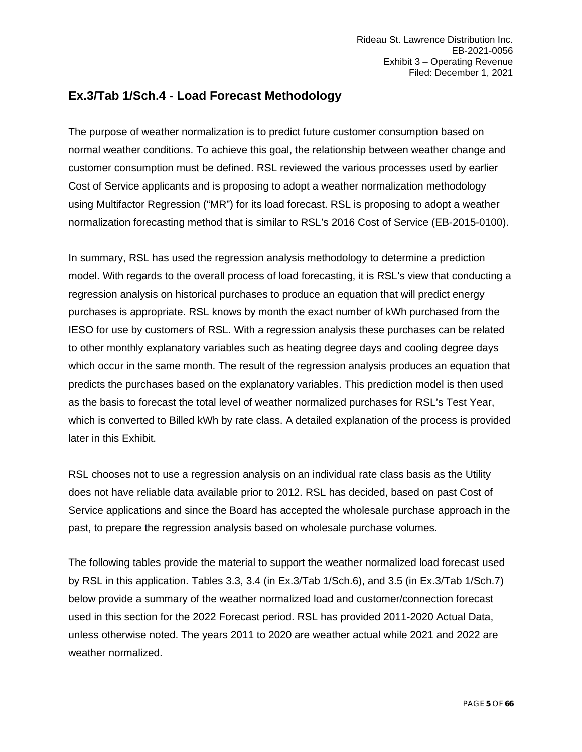## Ex.3/Tab 1/Sch.4 - Load Forecast Methodology

The purpose of weather normalization is to predict future customer consumption based on normal weather conditions. To achieve this goal, the relationship between weather change and customer consumption must be defined. RSL reviewed the various processes used by earlier Cost of Service applicants and is proposing to adopt a weather normalization methodology using Multifactor Regression ("MR") for its load forecast. RSL is proposing to adopt a weather normalization forecasting method that is similar to RSL's 2016 Cost of Service (EB-2015-0100).

In summary, RSL has used the regression analysis methodology to determine a prediction model. With regards to the overall process of load forecasting, it is RSL's view that conducting a regression analysis on historical purchases to produce an equation that will predict energy purchases is appropriate. RSL knows by month the exact number of kWh purchased from the IESO for use by customers of RSL. With a regression analysis these purchases can be related to other monthly explanatory variables such as heating degree days and cooling degree days which occur in the same month. The result of the regression analysis produces an equation that predicts the purchases based on the explanatory variables. This prediction model is then used as the basis to forecast the total level of weather normalized purchases for RSL's Test Year, which is converted to Billed kWh by rate class. A detailed explanation of the process is provided later in this Exhibit.

RSL chooses not to use a regression analysis on an individual rate class basis as the Utility does not have reliable data available prior to 2012. RSL has decided, based on past Cost of Service applications and since the Board has accepted the wholesale purchase approach in the past, to prepare the regression analysis based on wholesale purchase volumes.

The following tables provide the material to support the weather normalized load forecast used by RSL in this application. Tables 3.3, 3.4 (in Ex.3/Tab 1/Sch.6), and 3.5 (in Ex.3/Tab 1/Sch.7) below provide a summary of the weather normalized load and customer/connection forecast used in this section for the 2022 Forecast period. RSL has provided 2011-2020 Actual Data, unless otherwise noted. The years 2011 to 2020 are weather actual while 2021 and 2022 are weather normalized.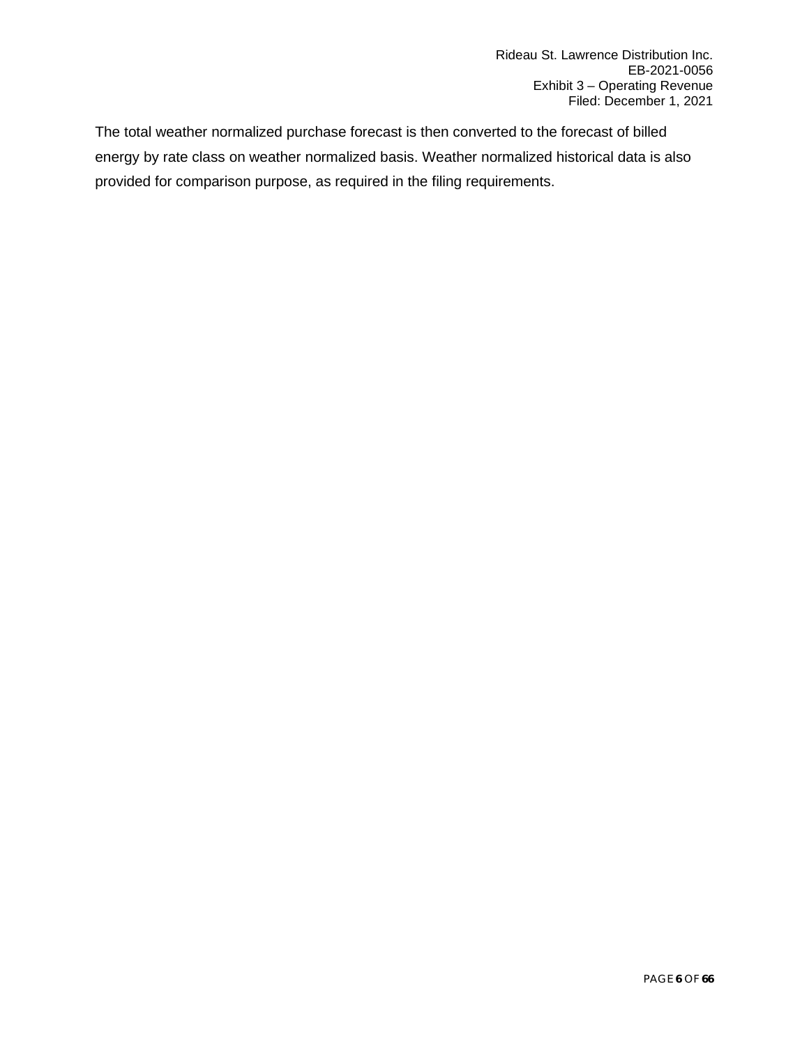The total weather normalized purchase forecast is then converted to the forecast of billed energy by rate class on weather normalized basis. Weather normalized historical data is also provided for comparison purpose, as required in the filing requirements.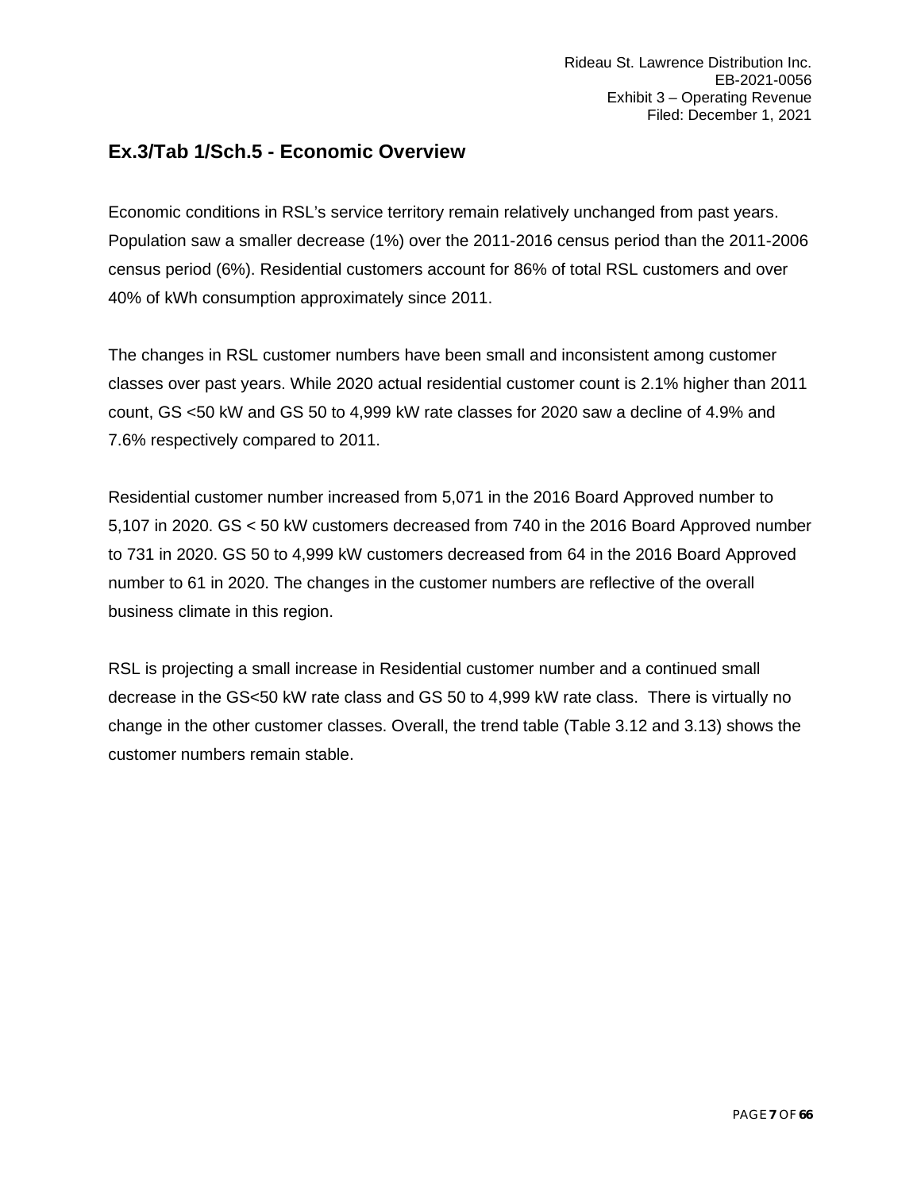## Ex.3/Tab 1/Sch.5 - Economic Overview

Economic conditions in RSL's service territory remain relatively unchanged from past years. Population saw a smaller decrease (1%) over the 2011-2016 census period than the 2011-2006 census period (6%). Residential customers account for 86% of total RSL customers and over 40% of kWh consumption approximately since 2011.

The changes in RSL customer numbers have been small and inconsistent among customer classes over past years. While 2020 actual residential customer count is 2.1% higher than 2011 count, GS <50 kW and GS 50 to 4,999 kW rate classes for 2020 saw a decline of 4.9% and 7.6% respectively compared to 2011.

Residential customer number increased from 5,071 in the 2016 Board Approved number to 5,107 in 2020. GS < 50 kW customers decreased from 740 in the 2016 Board Approved number to 731 in 2020. GS 50 to 4,999 kW customers decreased from 64 in the 2016 Board Approved number to 61 in 2020. The changes in the customer numbers are reflective of the overall business climate in this region.

RSL is projecting a small increase in Residential customer number and a continued small decrease in the GS<50 kW rate class and GS 50 to 4,999 kW rate class. There is virtually no change in the other customer classes. Overall, the trend table (Table 3.12 and 3.13) shows the customer numbers remain stable.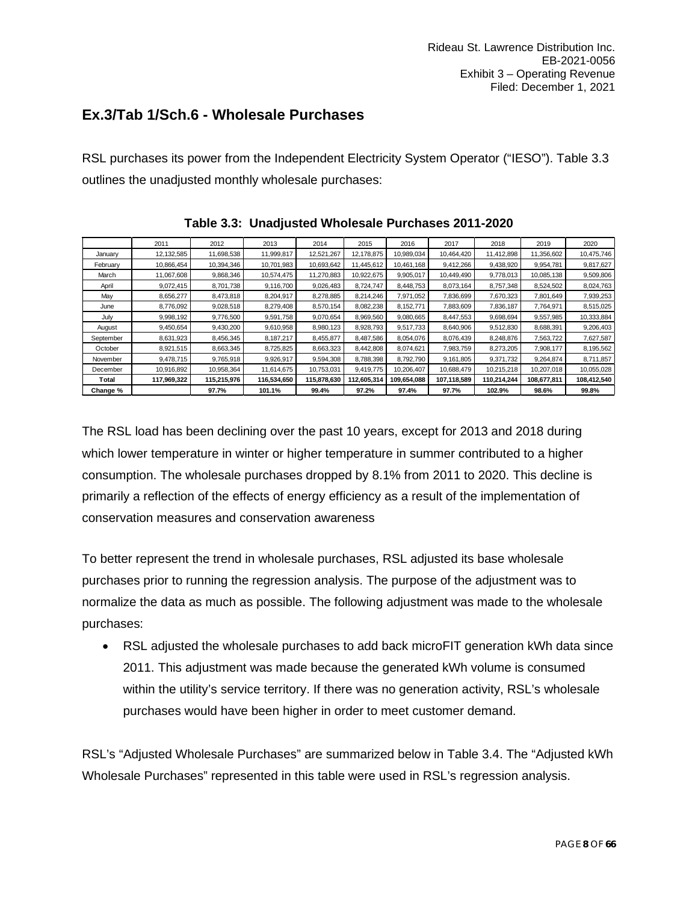## Ex.3/Tab 1/Sch.6 - Wholesale Purchases

RSL purchases its power from the Independent Electricity System Operator ("IESO"). Table 3.3 outlines the unadjusted monthly wholesale purchases:

**Table 3.3: Unadjusted Wholesale Purchases 2011-2020**

| | 2011 | 2012 | 2013 | 2014 | 2015 | 2016 | 2017 | 2018 | 2019 | 2020 |
|---|---|---|---|---|---|---|---|---|---|---|
| January | 12,132,585 | 11,698,538 | 11,999,817 | 12,521,267 | 12,178,875 | 10,989,034 | 10,464,420 | 11,412,898 | 11,356,602 | 10,475,746 |
| February | 10,866,454 | 10,394,346 | 10,701,983 | 10,693,642 | 11,445,612 | 10,461,168 | 9,412,266 | 9,438,920 | 9,954,781 | 9,817,627 |
| March | 11,067,608 | 9,868,346 | 10,574,475 | 11,270,883 | 10,922,675 | 9,905,017 | 10,449,490 | 9,778,013 | 10,085,138 | 9,509,806 |
| April | 9,072,415 | 8,701,738 | 9,116,700 | 9,026,483 | 8,724,747 | 8,448,753 | 8,073,164 | 8,757,348 | 8,524,502 | 8,024,763 |
| May | 8,656,277 | 8,473,818 | 8,204,917 | 8,278,885 | 8,214,246 | 7,971,052 | 7,836,699 | 7,670,323 | 7,801,649 | 7,939,253 |
| June | 8,776,092 | 9,028,518 | 8,279,408 | 8,570,154 | 8,082,238 | 8,152,771 | 7,883,609 | 7,836,187 | 7,764,971 | 8,515,025 |
| July | 9,998,192 | 9,776,500 | 9,591,758 | 9,070,654 | 8,969,560 | 9,080,665 | 8,447,553 | 9,698,694 | 9,557,985 | 10,333,884 |
| August | 9,450,654 | 9,430,200 | 9,610,958 | 8,980,123 | 8,928,793 | 9,517,733 | 8,640,906 | 9,512,830 | 8,688,391 | 9,206,403 |
| September | 8,631,923 | 8,456,345 | 8,187,217 | 8,455,877 | 8,487,586 | 8,054,076 | 8,076,439 | 8,248,876 | 7,563,722 | 7,627,587 |
| October | 8,921,515 | 8,663,345 | 8,725,825 | 8,663,323 | 8,442,808 | 8,074,621 | 7,983,759 | 8,273,205 | 7,908,177 | 8,195,562 |
| November | 9,478,715 | 9,765,918 | 9,926,917 | 9,594,308 | 8,788,398 | 8,792,790 | 9,161,805 | 9,371,732 | 9,264,874 | 8,711,857 |
| December | 10,916,892 | 10,958,364 | 11,614,675 | 10,753,031 | 9,419,775 | 10,206,407 | 10,688,479 | 10,215,218 | 10,207,018 | 10,055,028 |
| **Total** | **117,969,322** | **115,215,976** | **116,534,650** | **115,878,630** | **112,605,314** | **109,654,088** | **107,118,589** | **110,214,244** | **108,677,811** | **108,412,540** |
| **Change %** | | **97.7%** | **101.1%** | **99.4%** | **97.2%** | **97.4%** | **97.7%** | **102.9%** | **98.6%** | **99.8%** |

The RSL load has been declining over the past 10 years, except for 2013 and 2018 during which lower temperature in winter or higher temperature in summer contributed to a higher consumption. The wholesale purchases dropped by 8.1% from 2011 to 2020. This decline is primarily a reflection of the effects of energy efficiency as a result of the implementation of conservation measures and conservation awareness

To better represent the trend in wholesale purchases, RSL adjusted its base wholesale purchases prior to running the regression analysis. The purpose of the adjustment was to normalize the data as much as possible. The following adjustment was made to the wholesale purchases:

- RSL adjusted the wholesale purchases to add back microFIT generation kWh data since 2011. This adjustment was made because the generated kWh volume is consumed within the utility's service territory. If there was no generation activity, RSL's wholesale purchases would have been higher in order to meet customer demand.

RSL's "Adjusted Wholesale Purchases" are summarized below in Table 3.4. The "Adjusted kWh Wholesale Purchases" represented in this table were used in RSL's regression analysis.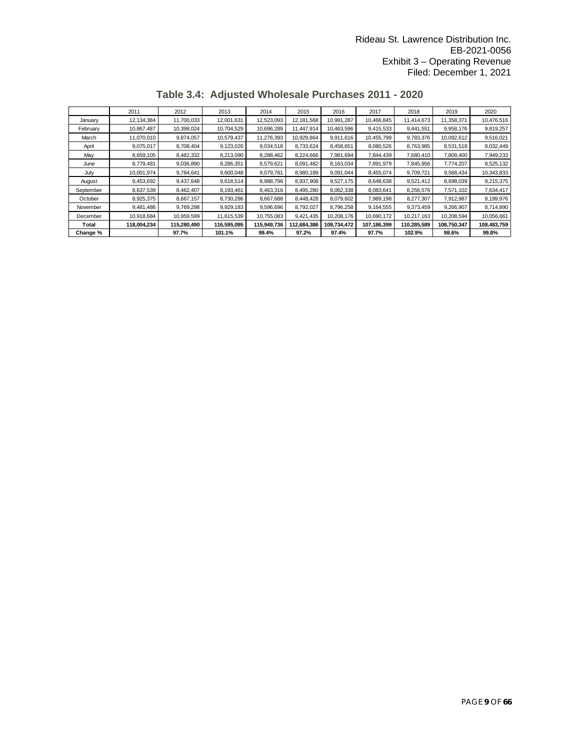### Table 3.4: Adjusted Wholesale Purchases 2011 - 2020

| | 2011 | 2012 | 2013 | 2014 | 2015 | 2016 | 2017 | 2018 | 2019 | 2020 |
|---|---|---|---|---|---|---|---|---|---|---|
| January | 12,134,384 | 11,700,033 | 12,001,631 | 12,523,093 | 12,181,568 | 10,991,287 | 10,466,845 | 11,414,673 | 11,358,371 | 10,476,516 |
| February | 10,867,487 | 10,398,024 | 10,704,529 | 10,696,289 | 11,447,914 | 10,463,596 | 9,415,533 | 9,441,551 | 9,958,176 | 9,819,257 |
| March | 11,070,010 | 9,874,057 | 10,579,437 | 11,276,393 | 10,929,864 | 9,911,616 | 10,455,799 | 9,783,376 | 10,092,612 | 9,516,021 |
| April | 9,075,017 | 8,708,404 | 9,123,026 | 9,034,518 | 8,733,624 | 8,458,651 | 8,080,526 | 8,763,985 | 8,531,518 | 8,032,449 |
| May | 8,659,105 | 8,482,332 | 8,213,090 | 8,288,462 | 8,224,666 | 7,981,694 | 7,844,439 | 7,680,410 | 7,809,400 | 7,949,233 |
| June | 8,779,481 | 9,036,890 | 8,286,351 | 8,579,621 | 8,091,482 | 8,163,034 | 7,891,979 | 7,845,956 | 7,774,207 | 8,525,132 |
| July | 10,001,974 | 9,784,641 | 9,600,048 | 9,079,781 | 8,980,189 | 9,091,044 | 8,455,074 | 9,709,721 | 9,568,434 | 10,343,833 |
| August | 9,453,692 | 9,437,648 | 9,618,514 | 8,988,796 | 8,937,908 | 9,527,175 | 8,648,638 | 9,521,412 | 8,698,039 | 9,215,375 |
| September | 8,637,539 | 8,462,407 | 8,193,461 | 8,463,316 | 8,495,280 | 8,062,338 | 8,083,641 | 8,256,576 | 7,571,102 | 7,634,417 |
| October | 8,925,375 | 8,667,157 | 8,730,286 | 8,667,688 | 8,448,428 | 8,079,602 | 7,989,198 | 8,277,307 | 7,912,987 | 8,199,976 |
| November | 9,481,486 | 9,769,298 | 9,929,183 | 9,596,696 | 8,792,027 | 8,796,258 | 9,164,555 | 9,373,459 | 9,266,907 | 8,714,890 |
| December | 10,918,684 | 10,959,599 | 11,615,539 | 10,755,083 | 9,421,435 | 10,208,176 | 10,690,172 | 10,217,163 | 10,208,594 | 10,056,661 |
| **Total** | **118,004,234** | **115,280,490** | **116,595,095** | **115,949,736** | **112,684,386** | **109,734,472** | **107,186,399** | **110,285,589** | **108,750,347** | **108,483,759** |
| **Change %** | | **97.7%** | **101.1%** | **99.4%** | **97.2%** | **97.4%** | **97.7%** | **102.9%** | **98.6%** | **99.8%** |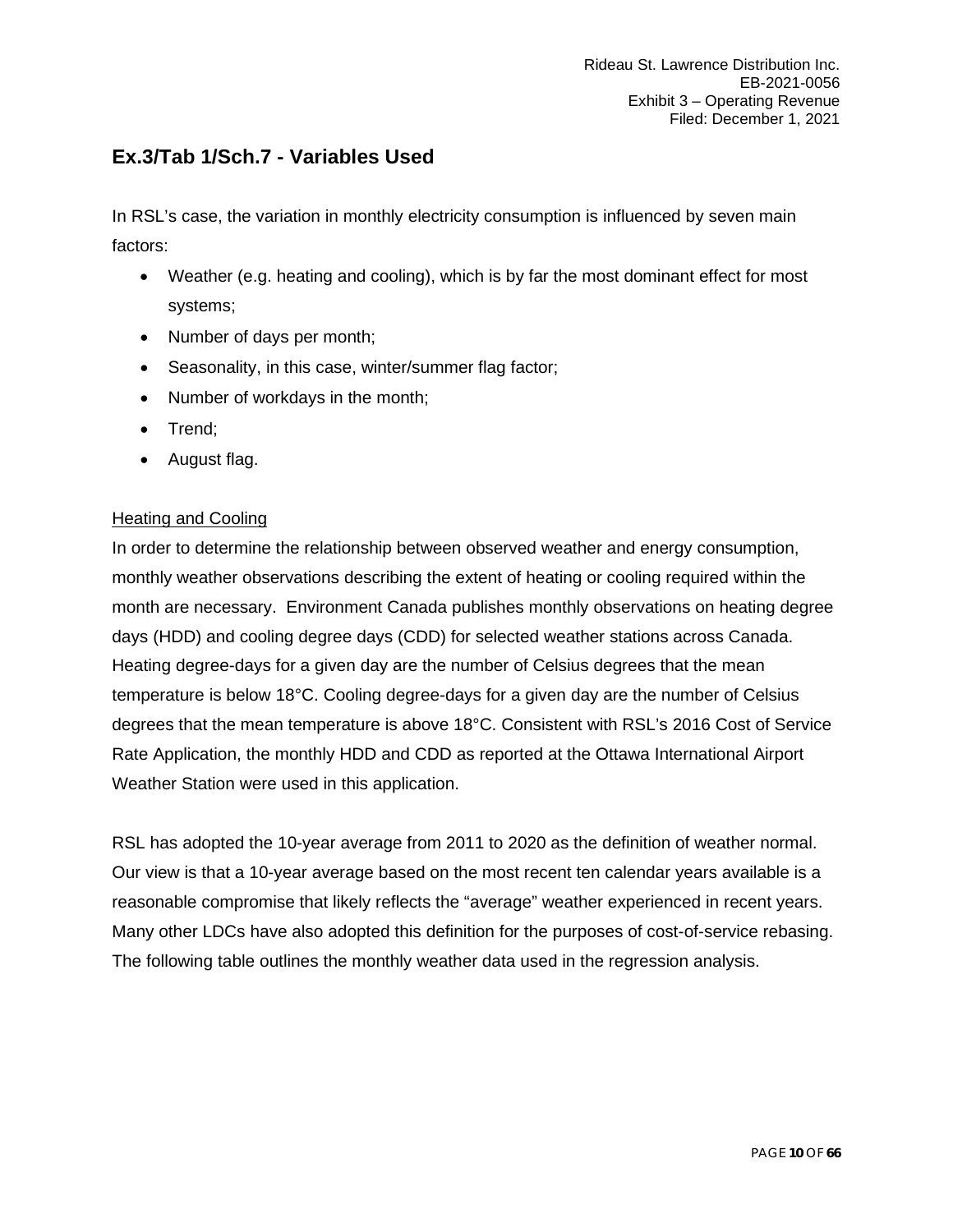## Ex.3/Tab 1/Sch.7 - Variables Used

In RSL's case, the variation in monthly electricity consumption is influenced by seven main factors:

- Weather (e.g. heating and cooling), which is by far the most dominant effect for most systems;
- Number of days per month;
- Seasonality, in this case, winter/summer flag factor;
- Number of workdays in the month;
- Trend;
- August flag.

<u>Heating and Cooling</u>

In order to determine the relationship between observed weather and energy consumption, monthly weather observations describing the extent of heating or cooling required within the month are necessary. Environment Canada publishes monthly observations on heating degree days (HDD) and cooling degree days (CDD) for selected weather stations across Canada. Heating degree-days for a given day are the number of Celsius degrees that the mean temperature is below 18°C. Cooling degree-days for a given day are the number of Celsius degrees that the mean temperature is above 18°C. Consistent with RSL's 2016 Cost of Service Rate Application, the monthly HDD and CDD as reported at the Ottawa International Airport Weather Station were used in this application.

RSL has adopted the 10-year average from 2011 to 2020 as the definition of weather normal. Our view is that a 10-year average based on the most recent ten calendar years available is a reasonable compromise that likely reflects the "average" weather experienced in recent years. Many other LDCs have also adopted this definition for the purposes of cost-of-service rebasing. The following table outlines the monthly weather data used in the regression analysis.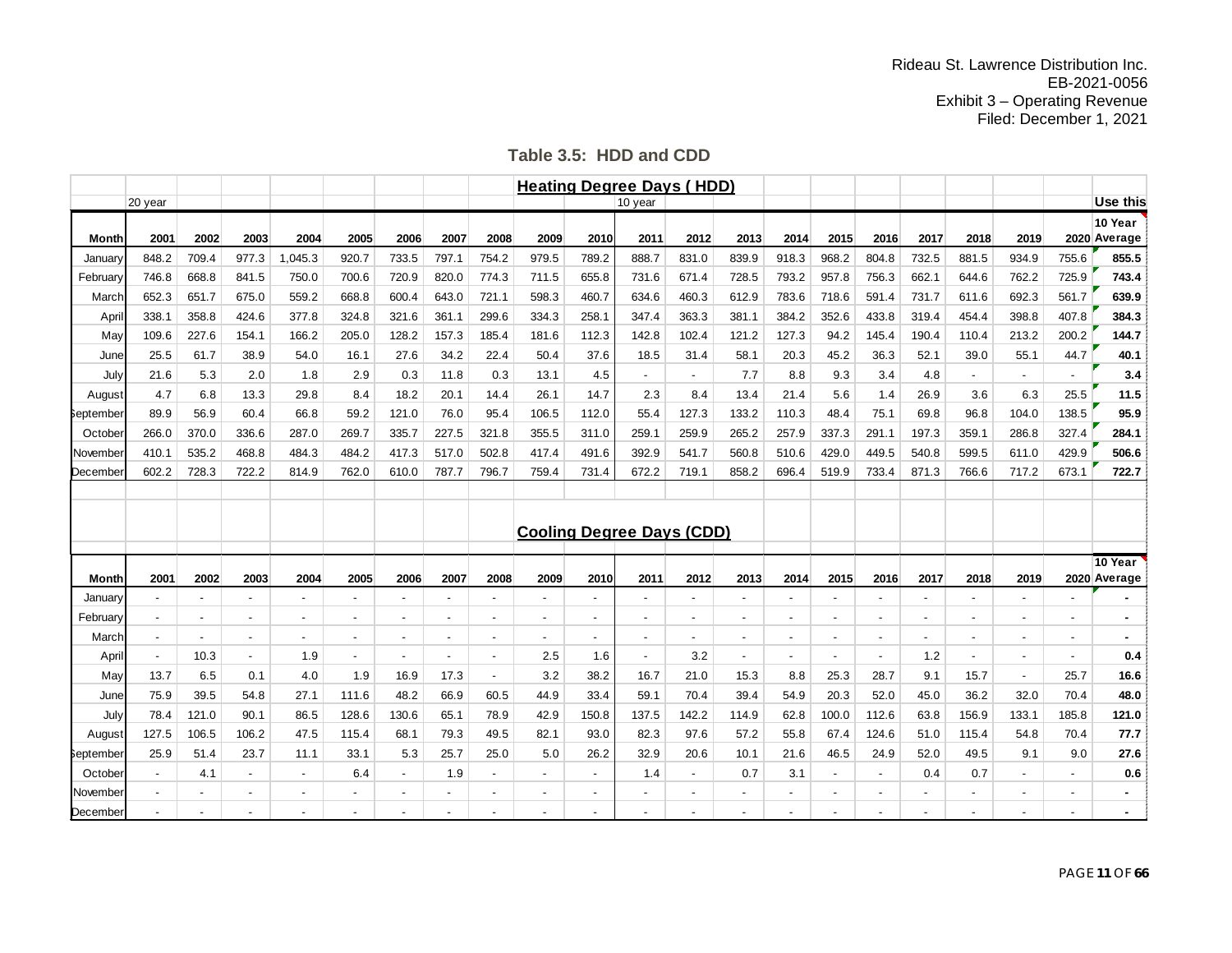Rideau St. Lawrence Distribution Inc.
EB-2021-0056
Exhibit 3 – Operating Revenue
Filed: December 1, 2021

## Table 3.5: HDD and CDD

**Heating Degree Days ( HDD)**

| | 20 year | | | | | | | | | | 10 year | | | | | | | | | | Use this |
|---|---|---|---|---|---|---|---|---|---|---|---|---|---|---|---|---|---|---|---|---|---|
| Month | 2001 | 2002 | 2003 | 2004 | 2005 | 2006 | 2007 | 2008 | 2009 | 2010 | 2011 | 2012 | 2013 | 2014 | 2015 | 2016 | 2017 | 2018 | 2019 | 2020 | 10 Year Average |
| January | 848.2 | 709.4 | 977.3 | 1,045.3 | 920.7 | 733.5 | 797.1 | 754.2 | 979.5 | 789.2 | 888.7 | 831.0 | 839.9 | 918.3 | 968.2 | 804.8 | 732.5 | 881.5 | 934.9 | 755.6 | **855.5** |
| February | 746.8 | 668.8 | 841.5 | 750.0 | 700.6 | 720.9 | 820.0 | 774.3 | 711.5 | 655.8 | 731.6 | 671.4 | 728.5 | 793.2 | 957.8 | 756.3 | 662.1 | 644.6 | 762.2 | 725.9 | **743.4** |
| March | 652.3 | 651.7 | 675.0 | 559.2 | 668.8 | 600.4 | 643.0 | 721.1 | 598.3 | 460.7 | 634.6 | 460.3 | 612.9 | 783.6 | 718.6 | 591.4 | 731.7 | 611.6 | 692.3 | 561.7 | **639.9** |
| April | 338.1 | 358.8 | 424.6 | 377.8 | 324.8 | 321.6 | 361.1 | 299.6 | 334.3 | 258.1 | 347.4 | 363.3 | 381.1 | 384.2 | 352.6 | 433.8 | 319.4 | 454.4 | 398.8 | 407.8 | **384.3** |
| May | 109.6 | 227.6 | 154.1 | 166.2 | 205.0 | 128.2 | 157.3 | 185.4 | 181.6 | 112.3 | 142.8 | 102.4 | 121.2 | 127.3 | 94.2 | 145.4 | 190.4 | 110.4 | 213.2 | 200.2 | **144.7** |
| June | 25.5 | 61.7 | 38.9 | 54.0 | 16.1 | 27.6 | 34.2 | 22.4 | 50.4 | 37.6 | 18.5 | 31.4 | 58.1 | 20.3 | 45.2 | 36.3 | 52.1 | 39.0 | 55.1 | 44.7 | **40.1** |
| July | 21.6 | 5.3 | 2.0 | 1.8 | 2.9 | 0.3 | 11.8 | 0.3 | 13.1 | 4.5 | - | - | 7.7 | 8.8 | 9.3 | 3.4 | 4.8 | - | - | - | **3.4** |
| August | 4.7 | 6.8 | 13.3 | 29.8 | 8.4 | 18.2 | 20.1 | 14.4 | 26.1 | 14.7 | 2.3 | 8.4 | 13.4 | 21.4 | 5.6 | 1.4 | 26.9 | 3.6 | 6.3 | 25.5 | **11.5** |
| September | 89.9 | 56.9 | 60.4 | 66.8 | 59.2 | 121.0 | 76.0 | 95.4 | 106.5 | 112.0 | 55.4 | 127.3 | 133.2 | 110.3 | 48.4 | 75.1 | 69.8 | 96.8 | 104.0 | 138.5 | **95.9** |
| October | 266.0 | 370.0 | 336.6 | 287.0 | 269.7 | 335.7 | 227.5 | 321.8 | 355.5 | 311.0 | 259.1 | 259.9 | 265.2 | 257.9 | 337.3 | 291.1 | 197.3 | 359.1 | 286.8 | 327.4 | **284.1** |
| November | 410.1 | 535.2 | 468.8 | 484.3 | 484.2 | 417.3 | 517.0 | 502.8 | 417.4 | 491.6 | 392.9 | 541.7 | 560.8 | 510.6 | 429.0 | 449.5 | 540.8 | 599.5 | 611.0 | 429.9 | **506.6** |
| December | 602.2 | 728.3 | 722.2 | 814.9 | 762.0 | 610.0 | 787.7 | 796.7 | 759.4 | 731.4 | 672.2 | 719.1 | 858.2 | 696.4 | 519.9 | 733.4 | 871.3 | 766.6 | 717.2 | 673.1 | **722.7** |

**Cooling Degree Days (CDD)**

| Month | 2001 | 2002 | 2003 | 2004 | 2005 | 2006 | 2007 | 2008 | 2009 | 2010 | 2011 | 2012 | 2013 | 2014 | 2015 | 2016 | 2017 | 2018 | 2019 | 2020 | 10 Year Average |
|---|---|---|---|---|---|---|---|---|---|---|---|---|---|---|---|---|---|---|---|---|---|
| January | - | - | - | - | - | - | - | - | - | - | - | - | - | - | - | - | - | - | - | - | **-** |
| February | - | - | - | - | - | - | - | - | - | - | - | - | - | - | - | - | - | - | - | - | **-** |
| March | - | - | - | - | - | - | - | - | - | - | - | - | - | - | - | - | - | - | - | - | **-** |
| April | - | 10.3 | - | 1.9 | - | - | - | - | 2.5 | 1.6 | - | 3.2 | - | - | - | - | 1.2 | - | - | - | **0.4** |
| May | 13.7 | 6.5 | 0.1 | 4.0 | 1.9 | 16.9 | 17.3 | - | 3.2 | 38.2 | 16.7 | 21.0 | 15.3 | 8.8 | 25.3 | 28.7 | 9.1 | 15.7 | - | 25.7 | **16.6** |
| June | 75.9 | 39.5 | 54.8 | 27.1 | 111.6 | 48.2 | 66.9 | 60.5 | 44.9 | 33.4 | 59.1 | 70.4 | 39.4 | 54.9 | 20.3 | 52.0 | 45.0 | 36.2 | 32.0 | 70.4 | **48.0** |
| July | 78.4 | 121.0 | 90.1 | 86.5 | 128.6 | 130.6 | 65.1 | 78.9 | 42.9 | 150.8 | 137.5 | 142.2 | 114.9 | 62.8 | 100.0 | 112.6 | 63.8 | 156.9 | 133.1 | 185.8 | **121.0** |
| August | 127.5 | 106.5 | 106.2 | 47.5 | 115.4 | 68.1 | 79.3 | 49.5 | 82.1 | 93.0 | 82.3 | 97.6 | 57.2 | 55.8 | 67.4 | 124.6 | 51.0 | 115.4 | 54.8 | 70.4 | **77.7** |
| September | 25.9 | 51.4 | 23.7 | 11.1 | 33.1 | 5.3 | 25.7 | 25.0 | 5.0 | 26.2 | 32.9 | 20.6 | 10.1 | 21.6 | 46.5 | 24.9 | 52.0 | 49.5 | 9.1 | 9.0 | **27.6** |
| October | - | 4.1 | - | - | 6.4 | - | 1.9 | - | - | - | 1.4 | - | 0.7 | 3.1 | - | - | 0.4 | 0.7 | - | - | **0.6** |
| November | - | - | - | - | - | - | - | - | - | - | - | - | - | - | - | - | - | - | - | - | **-** |
| December | - | - | - | - | - | - | - | - | - | - | - | - | - | - | - | - | - | - | - | - | **-** |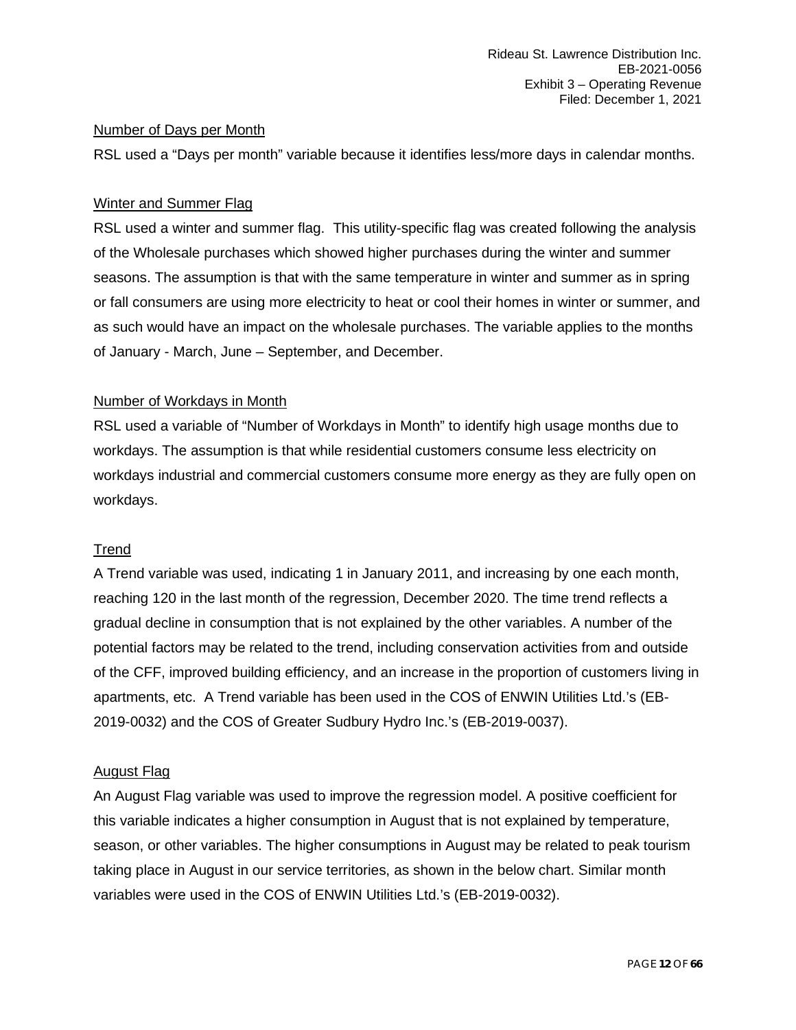Number of Days per Month

RSL used a "Days per month" variable because it identifies less/more days in calendar months.

Winter and Summer Flag

RSL used a winter and summer flag. This utility-specific flag was created following the analysis of the Wholesale purchases which showed higher purchases during the winter and summer seasons. The assumption is that with the same temperature in winter and summer as in spring or fall consumers are using more electricity to heat or cool their homes in winter or summer, and as such would have an impact on the wholesale purchases. The variable applies to the months of January - March, June – September, and December.

Number of Workdays in Month

RSL used a variable of "Number of Workdays in Month" to identify high usage months due to workdays. The assumption is that while residential customers consume less electricity on workdays industrial and commercial customers consume more energy as they are fully open on workdays.

Trend

A Trend variable was used, indicating 1 in January 2011, and increasing by one each month, reaching 120 in the last month of the regression, December 2020. The time trend reflects a gradual decline in consumption that is not explained by the other variables. A number of the potential factors may be related to the trend, including conservation activities from and outside of the CFF, improved building efficiency, and an increase in the proportion of customers living in apartments, etc. A Trend variable has been used in the COS of ENWIN Utilities Ltd.'s (EB-2019-0032) and the COS of Greater Sudbury Hydro Inc.'s (EB-2019-0037).

August Flag

An August Flag variable was used to improve the regression model. A positive coefficient for this variable indicates a higher consumption in August that is not explained by temperature, season, or other variables. The higher consumptions in August may be related to peak tourism taking place in August in our service territories, as shown in the below chart. Similar month variables were used in the COS of ENWIN Utilities Ltd.'s (EB-2019-0032).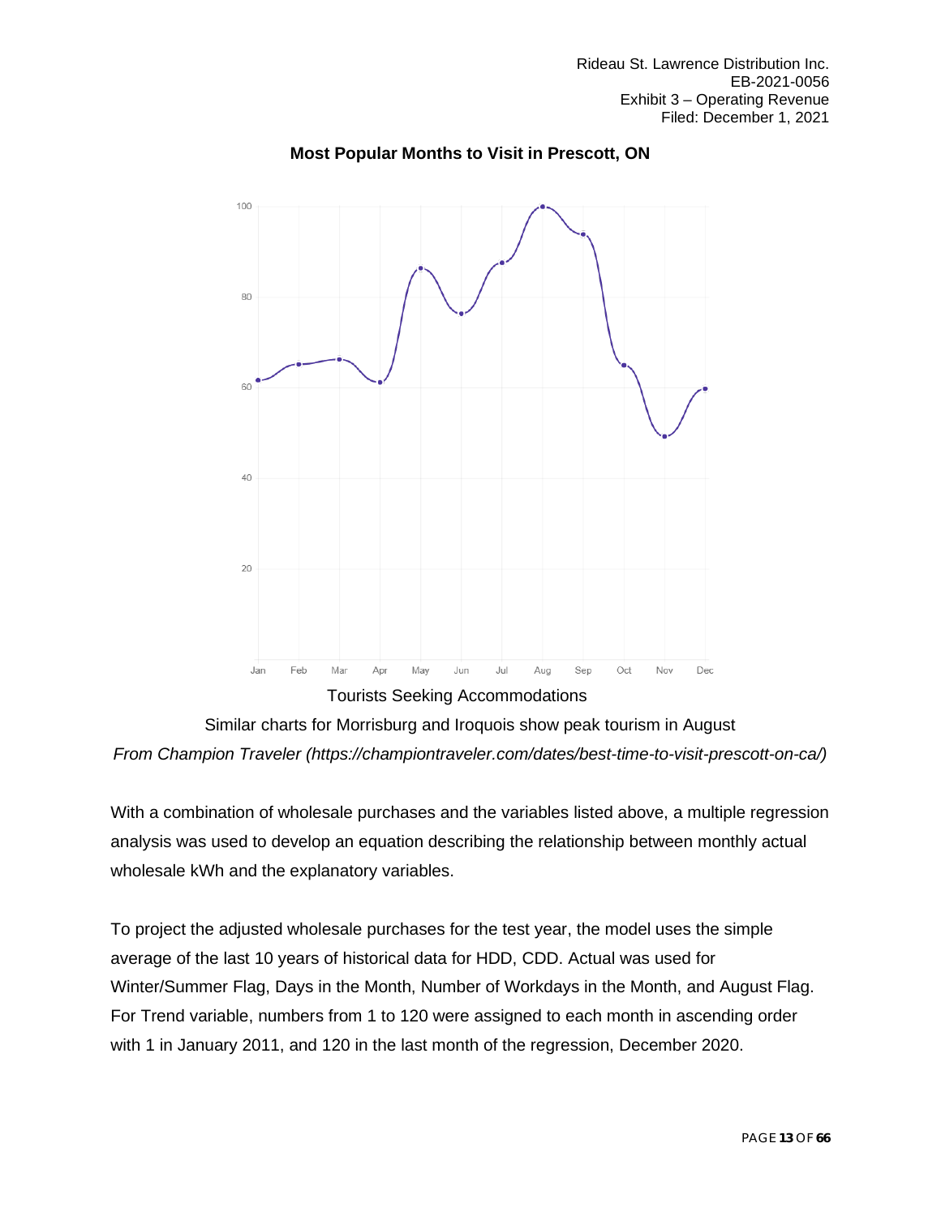**Most Popular Months to Visit in Prescott, ON**

Tourists Seeking Accommodations

Similar charts for Morrisburg and Iroquois show peak tourism in August

*From Champion Traveler (https://championtraveler.com/dates/best-time-to-visit-prescott-on-ca/)*

With a combination of wholesale purchases and the variables listed above, a multiple regression analysis was used to develop an equation describing the relationship between monthly actual wholesale kWh and the explanatory variables.

To project the adjusted wholesale purchases for the test year, the model uses the simple average of the last 10 years of historical data for HDD, CDD. Actual was used for Winter/Summer Flag, Days in the Month, Number of Workdays in the Month, and August Flag. For Trend variable, numbers from 1 to 120 were assigned to each month in ascending order with 1 in January 2011, and 120 in the last month of the regression, December 2020.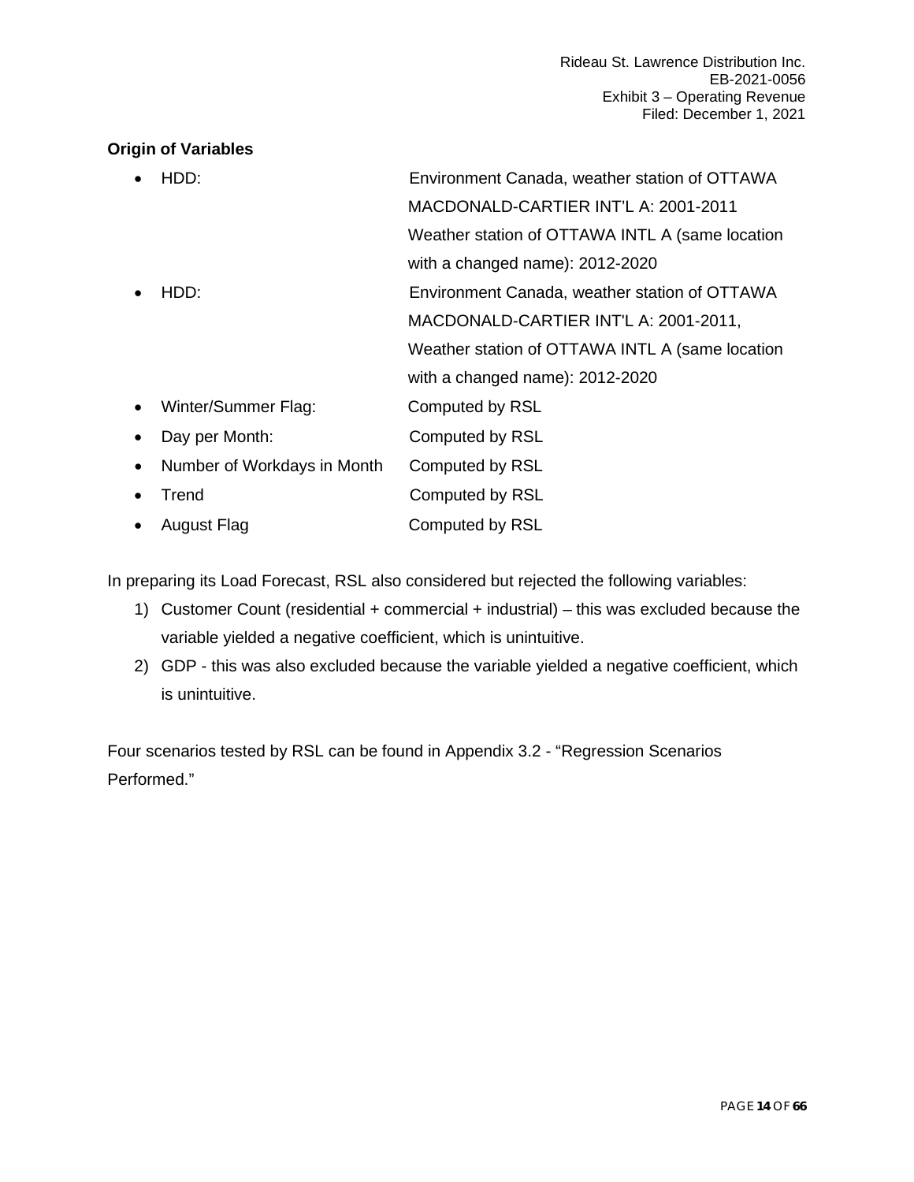**Origin of Variables**

- HDD: Environment Canada, weather station of OTTAWA MACDONALD-CARTIER INT'L A: 2001-2011 Weather station of OTTAWA INTL A (same location with a changed name): 2012-2020
- HDD: Environment Canada, weather station of OTTAWA MACDONALD-CARTIER INT'L A: 2001-2011, Weather station of OTTAWA INTL A (same location with a changed name): 2012-2020
- Winter/Summer Flag: Computed by RSL
- Day per Month: Computed by RSL
- Number of Workdays in Month Computed by RSL
- Trend Computed by RSL
- August Flag Computed by RSL

In preparing its Load Forecast, RSL also considered but rejected the following variables:

1) Customer Count (residential + commercial + industrial) – this was excluded because the variable yielded a negative coefficient, which is unintuitive.
2) GDP - this was also excluded because the variable yielded a negative coefficient, which is unintuitive.

Four scenarios tested by RSL can be found in Appendix 3.2 - "Regression Scenarios Performed."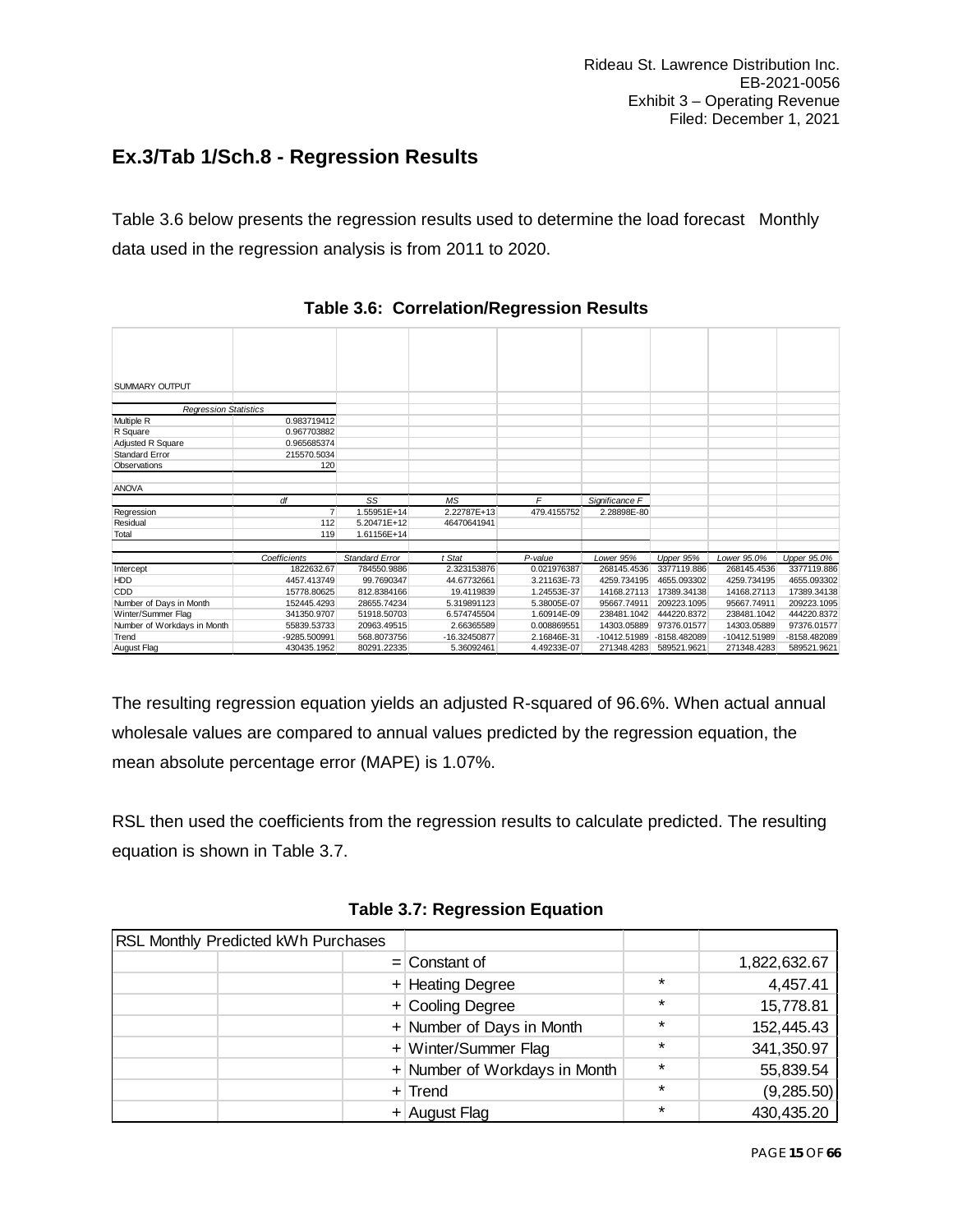## Ex.3/Tab 1/Sch.8 - Regression Results

Table 3.6 below presents the regression results used to determine the load forecast Monthly data used in the regression analysis is from 2011 to 2020.

**Table 3.6: Correlation/Regression Results**

| SUMMARY OUTPUT | | | | | | | | |
|---|---|---|---|---|---|---|---|---|
| *Regression Statistics* | | | | | | | | |
| Multiple R | 0.983719412 | | | | | | | |
| R Square | 0.967703882 | | | | | | | |
| Adjusted R Square | 0.965685374 | | | | | | | |
| Standard Error | 215570.5034 | | | | | | | |
| Observations | 120 | | | | | | | |
| | | | | | | | | |
| ANOVA | | | | | | | | |
| | *df* | *SS* | *MS* | *F* | *Significance F* | | | |
| Regression | 7 | 1.55951E+14 | 2.22787E+13 | 479.4155752 | 2.28898E-80 | | | |
| Residual | 112 | 5.20471E+12 | 46470641941 | | | | | |
| Total | 119 | 1.61156E+14 | | | | | | |
| | | | | | | | | |
| | *Coefficients* | *Standard Error* | *t Stat* | *P-value* | *Lower 95%* | *Upper 95%* | *Lower 95.0%* | *Upper 95.0%* |
| Intercept | 1822632.67 | 784550.9886 | 2.323153876 | 0.021976387 | 268145.4536 | 3377119.886 | 268145.4536 | 3377119.886 |
| HDD | 4457.413749 | 99.7690347 | 44.67732661 | 3.21163E-73 | 4259.734195 | 4655.093302 | 4259.734195 | 4655.093302 |
| CDD | 15778.80625 | 812.8384166 | 19.4119839 | 1.24553E-37 | 14168.27113 | 17389.34138 | 14168.27113 | 17389.34138 |
| Number of Days in Month | 152445.4293 | 28655.74234 | 5.319891123 | 5.38005E-07 | 95667.74911 | 209223.1095 | 95667.74911 | 209223.1095 |
| Winter/Summer Flag | 341350.9707 | 51918.50703 | 6.574745504 | 1.60914E-09 | 238481.1042 | 444220.8372 | 238481.1042 | 444220.8372 |
| Number of Workdays in Month | 55839.53733 | 20963.49515 | 2.66365589 | 0.008869551 | 14303.05889 | 97376.01577 | 14303.05889 | 97376.01577 |
| Trend | -9285.500991 | 568.8073756 | -16.32450877 | 2.16846E-31 | -10412.51989 | -8158.482089 | -10412.51989 | -8158.482089 |
| August Flag | 430435.1952 | 80291.22335 | 5.36092461 | 4.49233E-07 | 271348.4283 | 589521.9621 | 271348.4283 | 589521.9621 |

The resulting regression equation yields an adjusted R-squared of 96.6%. When actual annual wholesale values are compared to annual values predicted by the regression equation, the mean absolute percentage error (MAPE) is 1.07%.

RSL then used the coefficients from the regression results to calculate predicted. The resulting equation is shown in Table 3.7.

**Table 3.7: Regression Equation**

| RSL Monthly Predicted kWh Purchases | | | | | |
|---|---|---|---|---|---|
| | | = | Constant of | | 1,822,632.67 |
| | | + | Heating Degree | * | 4,457.41 |
| | | + | Cooling Degree | * | 15,778.81 |
| | | + | Number of Days in Month | * | 152,445.43 |
| | | + | Winter/Summer Flag | * | 341,350.97 |
| | | + | Number of Workdays in Month | * | 55,839.54 |
| | | + | Trend | * | (9,285.50) |
| | | + | August Flag | * | 430,435.20 |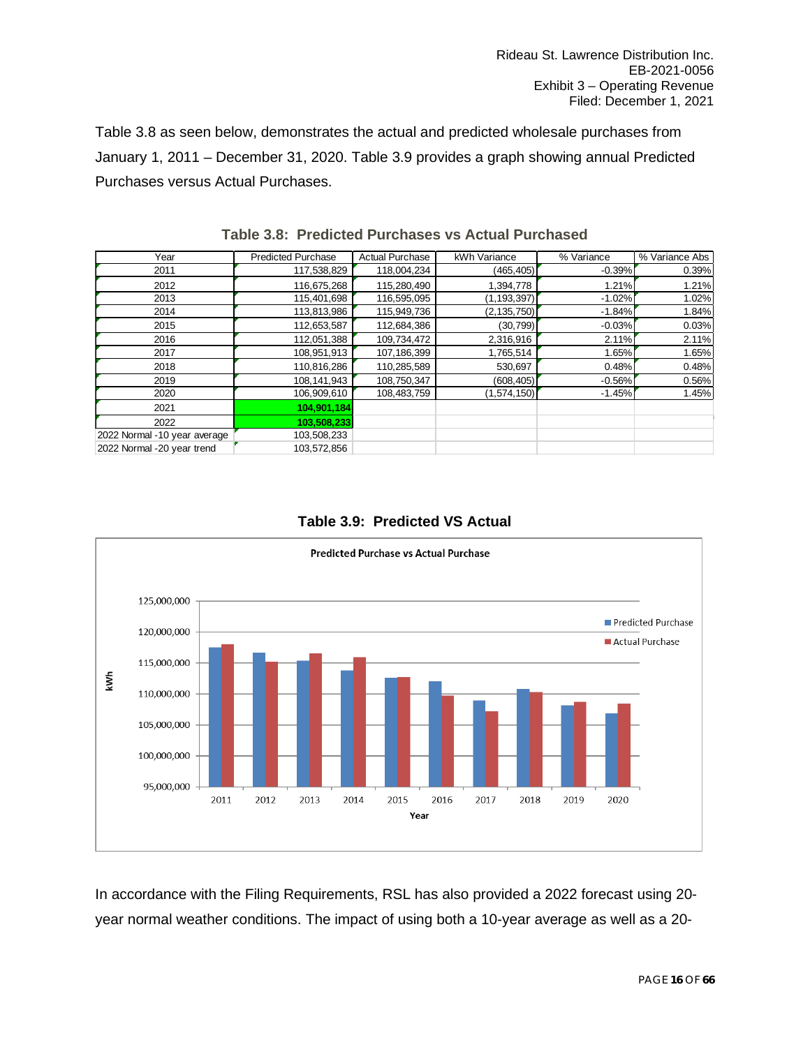Table 3.8 as seen below, demonstrates the actual and predicted wholesale purchases from January 1, 2011 – December 31, 2020. Table 3.9 provides a graph showing annual Predicted Purchases versus Actual Purchases.

**Table 3.8: Predicted Purchases vs Actual Purchased**

| Year | Predicted Purchase | Actual Purchase | kWh Variance | % Variance | % Variance Abs |
|---|---|---|---|---|---|
| 2011 | 117,538,829 | 118,004,234 | (465,405) | -0.39% | 0.39% |
| 2012 | 116,675,268 | 115,280,490 | 1,394,778 | 1.21% | 1.21% |
| 2013 | 115,401,698 | 116,595,095 | (1,193,397) | -1.02% | 1.02% |
| 2014 | 113,813,986 | 115,949,736 | (2,135,750) | -1.84% | 1.84% |
| 2015 | 112,653,587 | 112,684,386 | (30,799) | -0.03% | 0.03% |
| 2016 | 112,051,388 | 109,734,472 | 2,316,916 | 2.11% | 2.11% |
| 2017 | 108,951,913 | 107,186,399 | 1,765,514 | 1.65% | 1.65% |
| 2018 | 110,816,286 | 110,285,589 | 530,697 | 0.48% | 0.48% |
| 2019 | 108,141,943 | 108,750,347 | (608,405) | -0.56% | 0.56% |
| 2020 | 106,909,610 | 108,483,759 | (1,574,150) | -1.45% | 1.45% |
| 2021 | **104,901,184** | | | | |
| 2022 | **103,508,233** | | | | |
| 2022 Normal -10 year average | 103,508,233 | | | | |
| 2022 Normal -20 year trend | 103,572,856 | | | | |

**Table 3.9: Predicted VS Actual**

**Predicted Purchase vs Actual Purchase**

| Year | Predicted Purchase (kWh) | Actual Purchase (kWh) |
|---|---|---|
| 2011 | 117,538,829 | 118,004,234 |
| 2012 | 116,675,268 | 115,280,490 |
| 2013 | 115,401,698 | 116,595,095 |
| 2014 | 113,813,986 | 115,949,736 |
| 2015 | 112,653,587 | 112,684,386 |
| 2016 | 112,051,388 | 109,734,472 |
| 2017 | 108,951,913 | 107,186,399 |
| 2018 | 110,816,286 | 110,285,589 |
| 2019 | 108,141,943 | 108,750,347 |
| 2020 | 106,909,610 | 108,483,759 |

In accordance with the Filing Requirements, RSL has also provided a 2022 forecast using 20-year normal weather conditions. The impact of using both a 10-year average as well as a 20-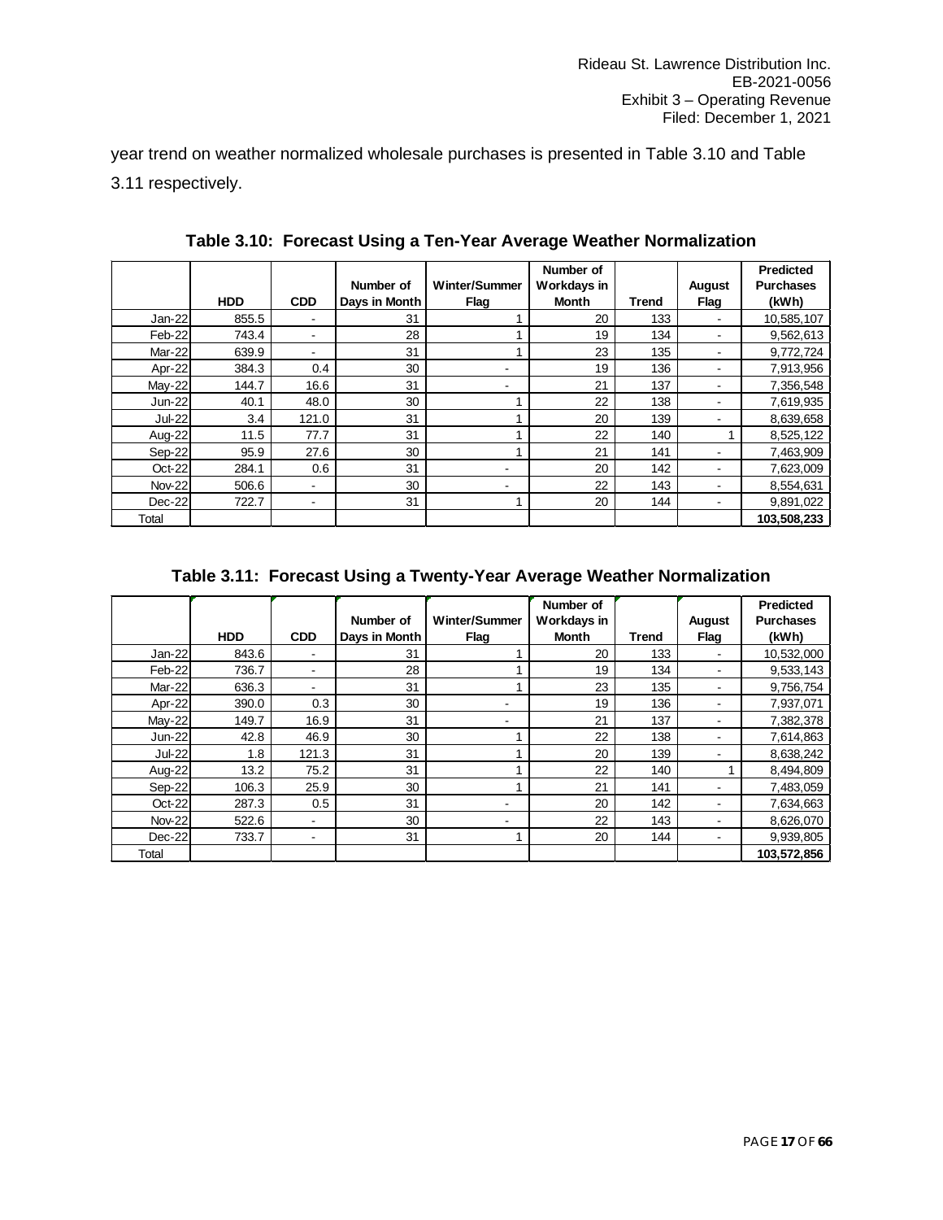year trend on weather normalized wholesale purchases is presented in Table 3.10 and Table 3.11 respectively.

**Table 3.10: Forecast Using a Ten-Year Average Weather Normalization**

| | HDD | CDD | Number of Days in Month | Winter/Summer Flag | Number of Workdays in Month | Trend | August Flag | Predicted Purchases (kWh) |
|---|---|---|---|---|---|---|---|---|
| Jan-22 | 855.5 | - | 31 | 1 | 20 | 133 | - | 10,585,107 |
| Feb-22 | 743.4 | - | 28 | 1 | 19 | 134 | - | 9,562,613 |
| Mar-22 | 639.9 | - | 31 | 1 | 23 | 135 | - | 9,772,724 |
| Apr-22 | 384.3 | 0.4 | 30 | - | 19 | 136 | - | 7,913,956 |
| May-22 | 144.7 | 16.6 | 31 | - | 21 | 137 | - | 7,356,548 |
| Jun-22 | 40.1 | 48.0 | 30 | 1 | 22 | 138 | - | 7,619,935 |
| Jul-22 | 3.4 | 121.0 | 31 | 1 | 20 | 139 | - | 8,639,658 |
| Aug-22 | 11.5 | 77.7 | 31 | 1 | 22 | 140 | 1 | 8,525,122 |
| Sep-22 | 95.9 | 27.6 | 30 | 1 | 21 | 141 | - | 7,463,909 |
| Oct-22 | 284.1 | 0.6 | 31 | - | 20 | 142 | - | 7,623,009 |
| Nov-22 | 506.6 | - | 30 | - | 22 | 143 | - | 8,554,631 |
| Dec-22 | 722.7 | - | 31 | 1 | 20 | 144 | - | 9,891,022 |
| Total | | | | | | | | **103,508,233** |

**Table 3.11: Forecast Using a Twenty-Year Average Weather Normalization**

| | HDD | CDD | Number of Days in Month | Winter/Summer Flag | Number of Workdays in Month | Trend | August Flag | Predicted Purchases (kWh) |
|---|---|---|---|---|---|---|---|---|
| Jan-22 | 843.6 | - | 31 | 1 | 20 | 133 | - | 10,532,000 |
| Feb-22 | 736.7 | - | 28 | 1 | 19 | 134 | - | 9,533,143 |
| Mar-22 | 636.3 | - | 31 | 1 | 23 | 135 | - | 9,756,754 |
| Apr-22 | 390.0 | 0.3 | 30 | - | 19 | 136 | - | 7,937,071 |
| May-22 | 149.7 | 16.9 | 31 | - | 21 | 137 | - | 7,382,378 |
| Jun-22 | 42.8 | 46.9 | 30 | 1 | 22 | 138 | - | 7,614,863 |
| Jul-22 | 1.8 | 121.3 | 31 | 1 | 20 | 139 | - | 8,638,242 |
| Aug-22 | 13.2 | 75.2 | 31 | 1 | 22 | 140 | 1 | 8,494,809 |
| Sep-22 | 106.3 | 25.9 | 30 | 1 | 21 | 141 | - | 7,483,059 |
| Oct-22 | 287.3 | 0.5 | 31 | - | 20 | 142 | - | 7,634,663 |
| Nov-22 | 522.6 | - | 30 | - | 22 | 143 | - | 8,626,070 |
| Dec-22 | 733.7 | - | 31 | 1 | 20 | 144 | - | 9,939,805 |
| Total | | | | | | | | **103,572,856** |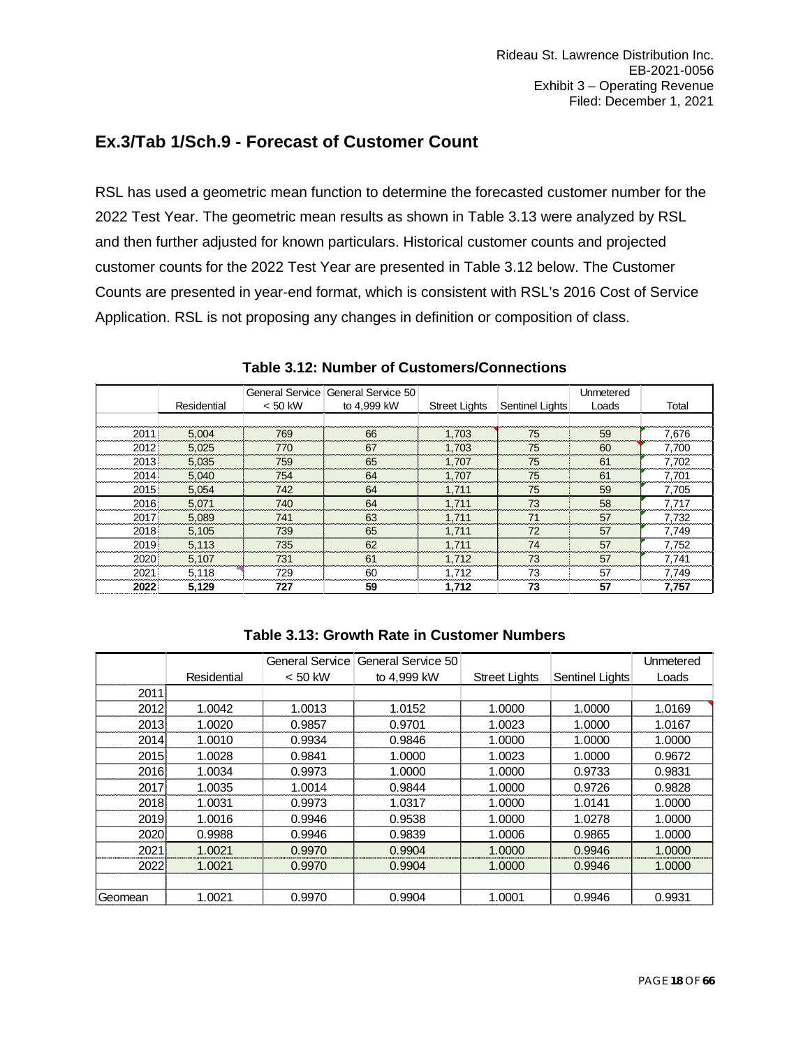## Ex.3/Tab 1/Sch.9 - Forecast of Customer Count

RSL has used a geometric mean function to determine the forecasted customer number for the 2022 Test Year. The geometric mean results as shown in Table 3.13 were analyzed by RSL and then further adjusted for known particulars. Historical customer counts and projected customer counts for the 2022 Test Year are presented in Table 3.12 below. The Customer Counts are presented in year-end format, which is consistent with RSL's 2016 Cost of Service Application. RSL is not proposing any changes in definition or composition of class.

**Table 3.12: Number of Customers/Connections**

| | Residential | General Service < 50 kW | General Service 50 to 4,999 kW | Street Lights | Sentinel Lights | Unmetered Loads | Total |
|---|---|---|---|---|---|---|---|
| 2011 | 5,004 | 769 | 66 | 1,703 | 75 | 59 | 7,676 |
| 2012 | 5,025 | 770 | 67 | 1,703 | 75 | 60 | 7,700 |
| 2013 | 5,035 | 759 | 65 | 1,707 | 75 | 61 | 7,702 |
| 2014 | 5,040 | 754 | 64 | 1,707 | 75 | 61 | 7,701 |
| 2015 | 5,054 | 742 | 64 | 1,711 | 75 | 59 | 7,705 |
| 2016 | 5,071 | 740 | 64 | 1,711 | 73 | 58 | 7,717 |
| 2017 | 5,089 | 741 | 63 | 1,711 | 71 | 57 | 7,732 |
| 2018 | 5,105 | 739 | 65 | 1,711 | 72 | 57 | 7,749 |
| 2019 | 5,113 | 735 | 62 | 1,711 | 74 | 57 | 7,752 |
| 2020 | 5,107 | 731 | 61 | 1,712 | 73 | 57 | 7,741 |
| 2021 | 5,118 | 729 | 60 | 1,712 | 73 | 57 | 7,749 |
| **2022** | **5,129** | **727** | **59** | **1,712** | **73** | **57** | **7,757** |

**Table 3.13: Growth Rate in Customer Numbers**

| | Residential | General Service < 50 kW | General Service 50 to 4,999 kW | Street Lights | Sentinel Lights | Unmetered Loads |
|---|---|---|---|---|---|---|
| 2011 | | | | | | |
| 2012 | 1.0042 | 1.0013 | 1.0152 | 1.0000 | 1.0000 | 1.0169 |
| 2013 | 1.0020 | 0.9857 | 0.9701 | 1.0023 | 1.0000 | 1.0167 |
| 2014 | 1.0010 | 0.9934 | 0.9846 | 1.0000 | 1.0000 | 1.0000 |
| 2015 | 1.0028 | 0.9841 | 1.0000 | 1.0023 | 1.0000 | 0.9672 |
| 2016 | 1.0034 | 0.9973 | 1.0000 | 1.0000 | 0.9733 | 0.9831 |
| 2017 | 1.0035 | 1.0014 | 0.9844 | 1.0000 | 0.9726 | 0.9828 |
| 2018 | 1.0031 | 0.9973 | 1.0317 | 1.0000 | 1.0141 | 1.0000 |
| 2019 | 1.0016 | 0.9946 | 0.9538 | 1.0000 | 1.0278 | 1.0000 |
| 2020 | 0.9988 | 0.9946 | 0.9839 | 1.0006 | 0.9865 | 1.0000 |
| 2021 | 1.0021 | 0.9970 | 0.9904 | 1.0000 | 0.9946 | 1.0000 |
| 2022 | 1.0021 | 0.9970 | 0.9904 | 1.0000 | 0.9946 | 1.0000 |
| | | | | | | |
| Geomean | 1.0021 | 0.9970 | 0.9904 | 1.0001 | 0.9946 | 0.9931 |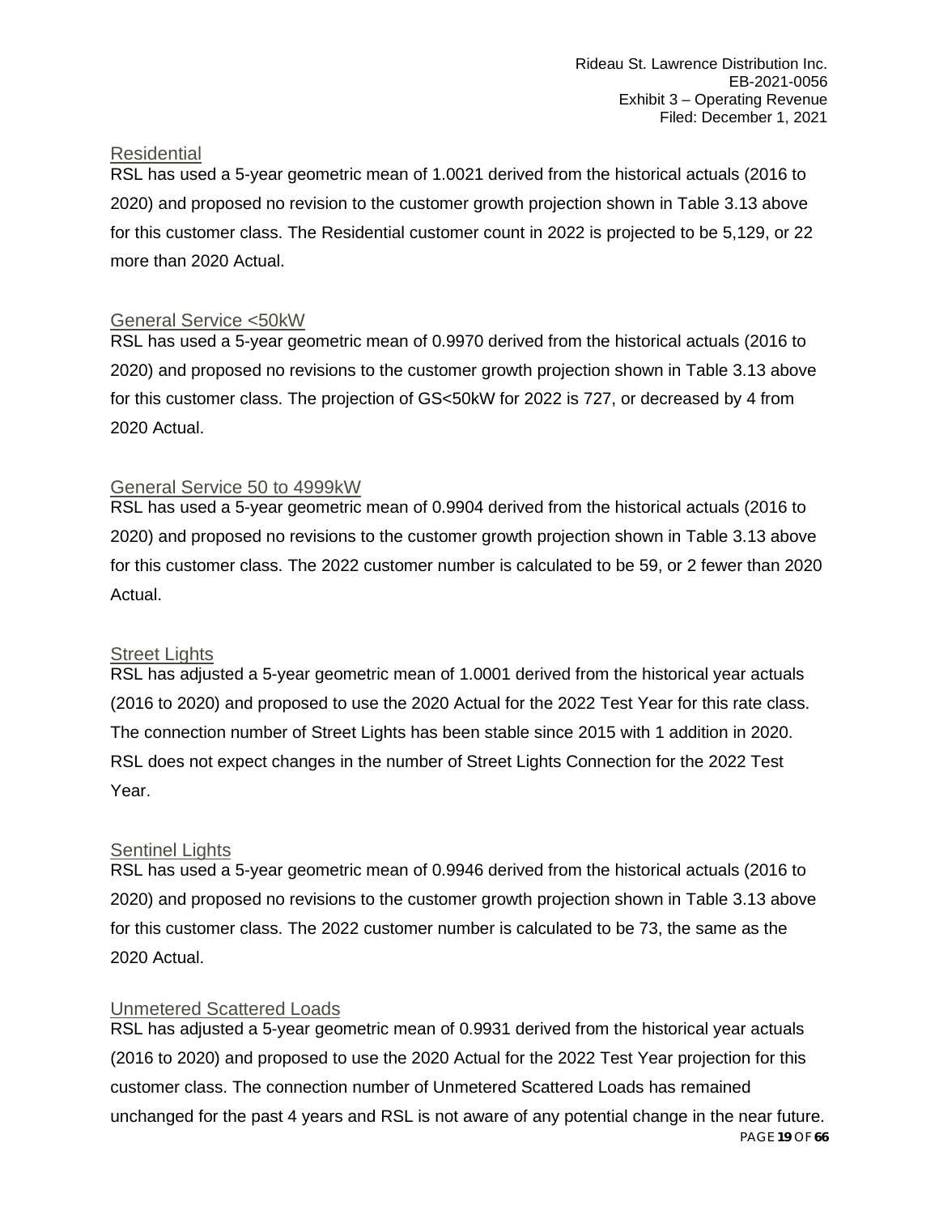### Residential

RSL has used a 5-year geometric mean of 1.0021 derived from the historical actuals (2016 to 2020) and proposed no revision to the customer growth projection shown in Table 3.13 above for this customer class. The Residential customer count in 2022 is projected to be 5,129, or 22 more than 2020 Actual.

### General Service <50kW

RSL has used a 5-year geometric mean of 0.9970 derived from the historical actuals (2016 to 2020) and proposed no revisions to the customer growth projection shown in Table 3.13 above for this customer class. The projection of GS<50kW for 2022 is 727, or decreased by 4 from 2020 Actual.

### General Service 50 to 4999kW

RSL has used a 5-year geometric mean of 0.9904 derived from the historical actuals (2016 to 2020) and proposed no revisions to the customer growth projection shown in Table 3.13 above for this customer class. The 2022 customer number is calculated to be 59, or 2 fewer than 2020 Actual.

### Street Lights

RSL has adjusted a 5-year geometric mean of 1.0001 derived from the historical year actuals (2016 to 2020) and proposed to use the 2020 Actual for the 2022 Test Year for this rate class. The connection number of Street Lights has been stable since 2015 with 1 addition in 2020. RSL does not expect changes in the number of Street Lights Connection for the 2022 Test Year.

### Sentinel Lights

RSL has used a 5-year geometric mean of 0.9946 derived from the historical actuals (2016 to 2020) and proposed no revisions to the customer growth projection shown in Table 3.13 above for this customer class. The 2022 customer number is calculated to be 73, the same as the 2020 Actual.

### Unmetered Scattered Loads

RSL has adjusted a 5-year geometric mean of 0.9931 derived from the historical year actuals (2016 to 2020) and proposed to use the 2020 Actual for the 2022 Test Year projection for this customer class. The connection number of Unmetered Scattered Loads has remained unchanged for the past 4 years and RSL is not aware of any potential change in the near future.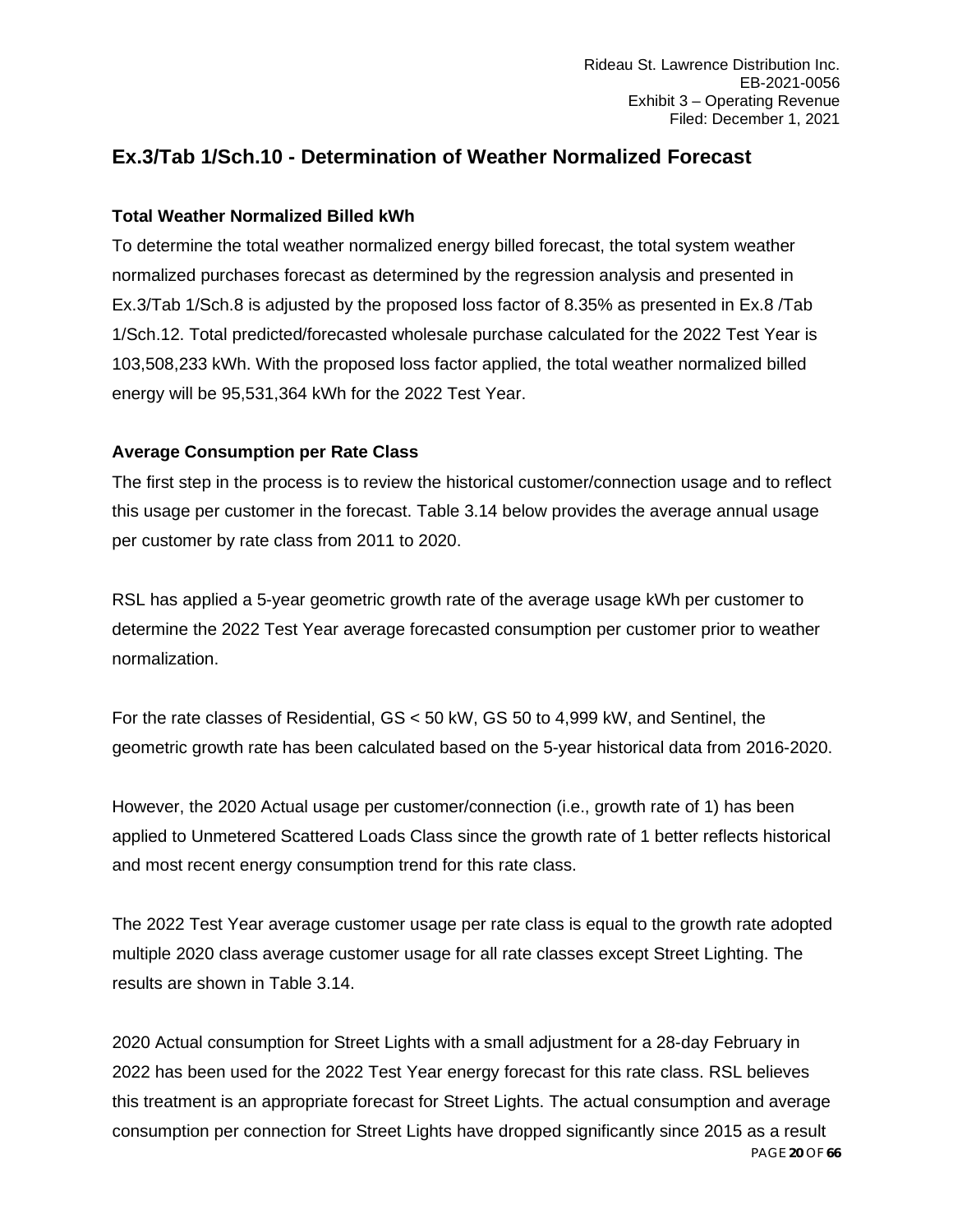## Ex.3/Tab 1/Sch.10 - Determination of Weather Normalized Forecast

### Total Weather Normalized Billed kWh

To determine the total weather normalized energy billed forecast, the total system weather normalized purchases forecast as determined by the regression analysis and presented in Ex.3/Tab 1/Sch.8 is adjusted by the proposed loss factor of 8.35% as presented in Ex.8 /Tab 1/Sch.12. Total predicted/forecasted wholesale purchase calculated for the 2022 Test Year is 103,508,233 kWh. With the proposed loss factor applied, the total weather normalized billed energy will be 95,531,364 kWh for the 2022 Test Year.

### Average Consumption per Rate Class

The first step in the process is to review the historical customer/connection usage and to reflect this usage per customer in the forecast. Table 3.14 below provides the average annual usage per customer by rate class from 2011 to 2020.

RSL has applied a 5-year geometric growth rate of the average usage kWh per customer to determine the 2022 Test Year average forecasted consumption per customer prior to weather normalization.

For the rate classes of Residential, GS < 50 kW, GS 50 to 4,999 kW, and Sentinel, the geometric growth rate has been calculated based on the 5-year historical data from 2016-2020.

However, the 2020 Actual usage per customer/connection (i.e., growth rate of 1) has been applied to Unmetered Scattered Loads Class since the growth rate of 1 better reflects historical and most recent energy consumption trend for this rate class.

The 2022 Test Year average customer usage per rate class is equal to the growth rate adopted multiple 2020 class average customer usage for all rate classes except Street Lighting. The results are shown in Table 3.14.

2020 Actual consumption for Street Lights with a small adjustment for a 28-day February in 2022 has been used for the 2022 Test Year energy forecast for this rate class. RSL believes this treatment is an appropriate forecast for Street Lights. The actual consumption and average consumption per connection for Street Lights have dropped significantly since 2015 as a result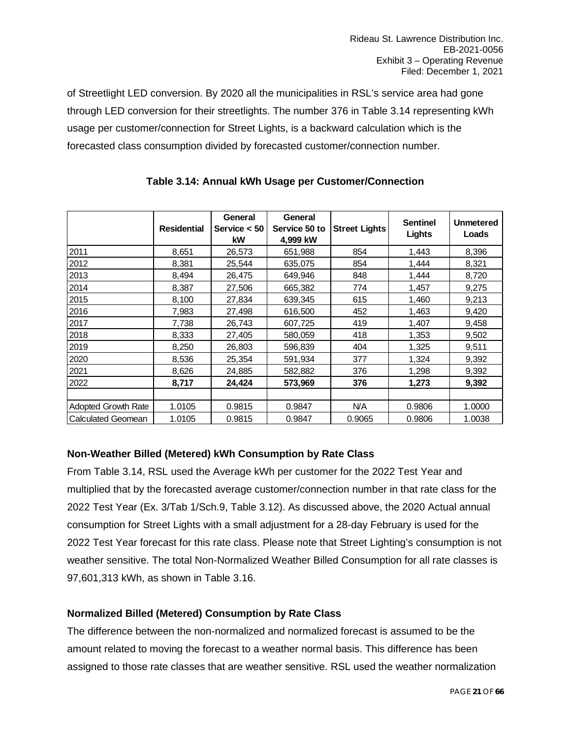of Streetlight LED conversion. By 2020 all the municipalities in RSL's service area had gone through LED conversion for their streetlights. The number 376 in Table 3.14 representing kWh usage per customer/connection for Street Lights, is a backward calculation which is the forecasted class consumption divided by forecasted customer/connection number.

**Table 3.14: Annual kWh Usage per Customer/Connection**

| | Residential | General Service < 50 kW | General Service 50 to 4,999 kW | Street Lights | Sentinel Lights | Unmetered Loads |
|---|---|---|---|---|---|---|
| 2011 | 8,651 | 26,573 | 651,988 | 854 | 1,443 | 8,396 |
| 2012 | 8,381 | 25,544 | 635,075 | 854 | 1,444 | 8,321 |
| 2013 | 8,494 | 26,475 | 649,946 | 848 | 1,444 | 8,720 |
| 2014 | 8,387 | 27,506 | 665,382 | 774 | 1,457 | 9,275 |
| 2015 | 8,100 | 27,834 | 639,345 | 615 | 1,460 | 9,213 |
| 2016 | 7,983 | 27,498 | 616,500 | 452 | 1,463 | 9,420 |
| 2017 | 7,738 | 26,743 | 607,725 | 419 | 1,407 | 9,458 |
| 2018 | 8,333 | 27,405 | 580,059 | 418 | 1,353 | 9,502 |
| 2019 | 8,250 | 26,803 | 596,839 | 404 | 1,325 | 9,511 |
| 2020 | 8,536 | 25,354 | 591,934 | 377 | 1,324 | 9,392 |
| 2021 | 8,626 | 24,885 | 582,882 | 376 | 1,298 | 9,392 |
| 2022 | **8,717** | **24,424** | **573,969** | **376** | **1,273** | **9,392** |
| | | | | | | |
| Adopted Growth Rate | 1.0105 | 0.9815 | 0.9847 | N/A | 0.9806 | 1.0000 |
| Calculated Geomean | 1.0105 | 0.9815 | 0.9847 | 0.9065 | 0.9806 | 1.0038 |

### Non-Weather Billed (Metered) kWh Consumption by Rate Class

From Table 3.14, RSL used the Average kWh per customer for the 2022 Test Year and multiplied that by the forecasted average customer/connection number in that rate class for the 2022 Test Year (Ex. 3/Tab 1/Sch.9, Table 3.12). As discussed above, the 2020 Actual annual consumption for Street Lights with a small adjustment for a 28-day February is used for the 2022 Test Year forecast for this rate class. Please note that Street Lighting's consumption is not weather sensitive. The total Non-Normalized Weather Billed Consumption for all rate classes is 97,601,313 kWh, as shown in Table 3.16.

### Normalized Billed (Metered) Consumption by Rate Class

The difference between the non-normalized and normalized forecast is assumed to be the amount related to moving the forecast to a weather normal basis. This difference has been assigned to those rate classes that are weather sensitive. RSL used the weather normalization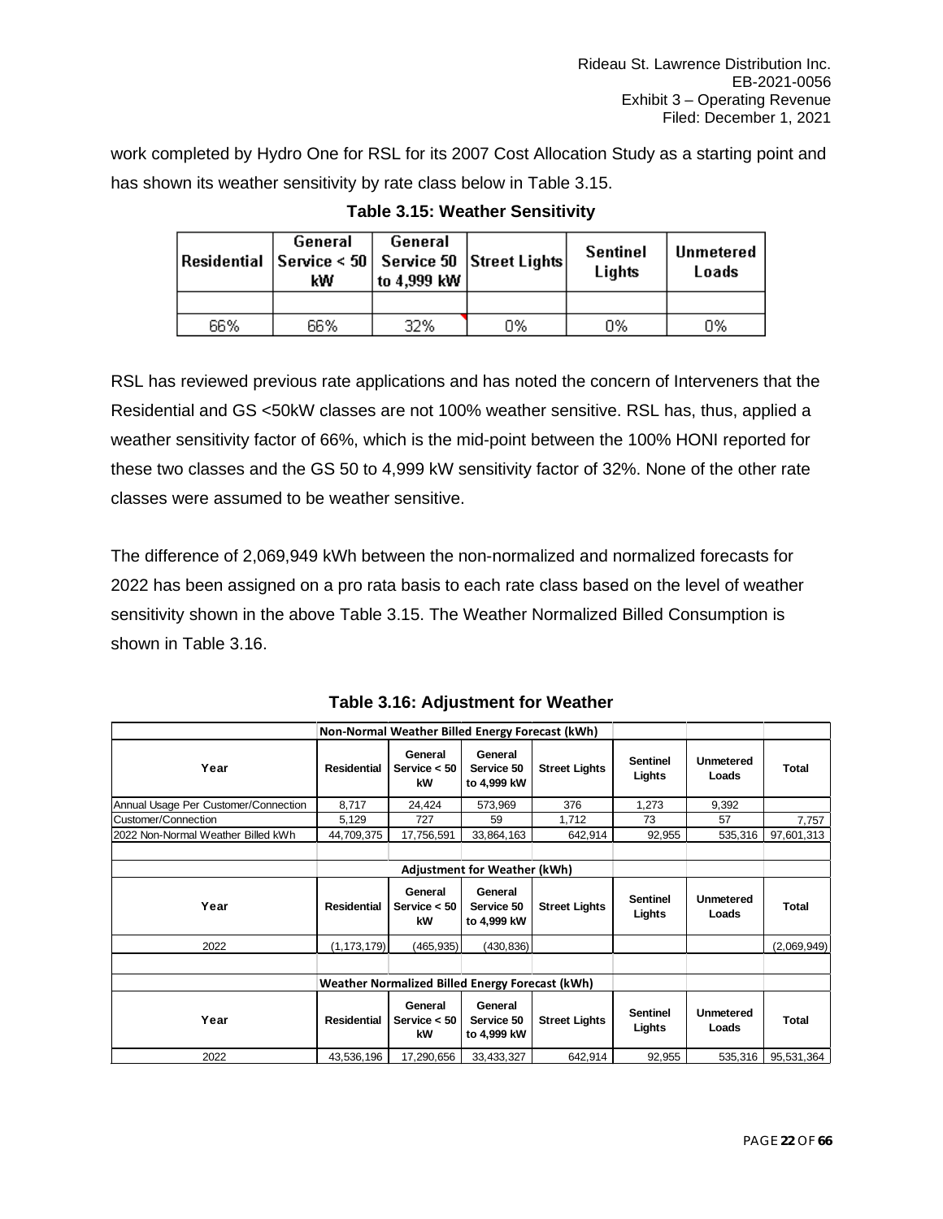work completed by Hydro One for RSL for its 2007 Cost Allocation Study as a starting point and has shown its weather sensitivity by rate class below in Table 3.15.

**Table 3.15: Weather Sensitivity**

| Residential | General Service < 50 kW | General Service 50 to 4,999 kW | Street Lights | Sentinel Lights | Unmetered Loads |
|---|---|---|---|---|---|
| | | | | | |
| 66% | 66% | 32% | 0% | 0% | 0% |

RSL has reviewed previous rate applications and has noted the concern of Interveners that the Residential and GS <50kW classes are not 100% weather sensitive. RSL has, thus, applied a weather sensitivity factor of 66%, which is the mid-point between the 100% HONI reported for these two classes and the GS 50 to 4,999 kW sensitivity factor of 32%. None of the other rate classes were assumed to be weather sensitive.

The difference of 2,069,949 kWh between the non-normalized and normalized forecasts for 2022 has been assigned on a pro rata basis to each rate class based on the level of weather sensitivity shown in the above Table 3.15. The Weather Normalized Billed Consumption is shown in Table 3.16.

**Table 3.16: Adjustment for Weather**

| | Non-Normal Weather Billed Energy Forecast (kWh) | | | | | | |
|---|---|---|---|---|---|---|---|
| **Year** | **Residential** | **General Service < 50 kW** | **General Service 50 to 4,999 kW** | **Street Lights** | **Sentinel Lights** | **Unmetered Loads** | **Total** |
| Annual Usage Per Customer/Connection | 8,717 | 24,424 | 573,969 | 376 | 1,273 | 9,392 | |
| Customer/Connection | 5,129 | 727 | 59 | 1,712 | 73 | 57 | 7,757 |
| 2022 Non-Normal Weather Billed kWh | 44,709,375 | 17,756,591 | 33,864,163 | 642,914 | 92,955 | 535,316 | 97,601,313 |
| | | | | | | | |
| | Adjustment for Weather (kWh) | | | | | | |
| **Year** | **Residential** | **General Service < 50 kW** | **General Service 50 to 4,999 kW** | **Street Lights** | **Sentinel Lights** | **Unmetered Loads** | **Total** |
| 2022 | (1,173,179) | (465,935) | (430,836) | | | | (2,069,949) |
| | | | | | | | |
| | Weather Normalized Billed Energy Forecast (kWh) | | | | | | |
| **Year** | **Residential** | **General Service < 50 kW** | **General Service 50 to 4,999 kW** | **Street Lights** | **Sentinel Lights** | **Unmetered Loads** | **Total** |
| 2022 | 43,536,196 | 17,290,656 | 33,433,327 | 642,914 | 92,955 | 535,316 | 95,531,364 |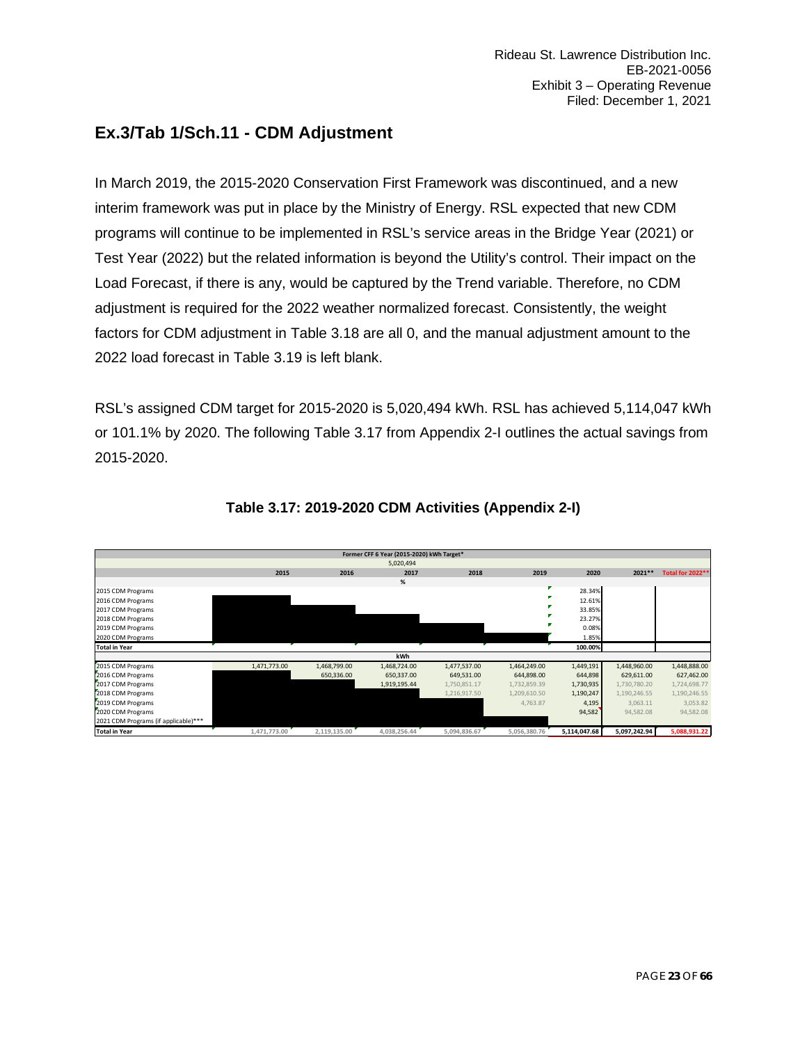## Ex.3/Tab 1/Sch.11 - CDM Adjustment

In March 2019, the 2015-2020 Conservation First Framework was discontinued, and a new interim framework was put in place by the Ministry of Energy. RSL expected that new CDM programs will continue to be implemented in RSL's service areas in the Bridge Year (2021) or Test Year (2022) but the related information is beyond the Utility's control. Their impact on the Load Forecast, if there is any, would be captured by the Trend variable. Therefore, no CDM adjustment is required for the 2022 weather normalized forecast. Consistently, the weight factors for CDM adjustment in Table 3.18 are all 0, and the manual adjustment amount to the 2022 load forecast in Table 3.19 is left blank.

RSL's assigned CDM target for 2015-2020 is 5,020,494 kWh. RSL has achieved 5,114,047 kWh or 101.1% by 2020. The following Table 3.17 from Appendix 2-I outlines the actual savings from 2015-2020.

**Table 3.17: 2019-2020 CDM Activities (Appendix 2-I)**

| Former CFF 6 Year (2015-2020) kWh Target* | | | | | | | | |
|---|---|---|---|---|---|---|---|---|
| 5,020,494 | | | | | | | | |
| | 2015 | 2016 | 2017 | 2018 | 2019 | 2020 | 2021** | Total for 2022** |
| **%** | | | | | | | | |
| 2015 CDM Programs | | | | | | 28.34% | | |
| 2016 CDM Programs | | | | | | 12.61% | | |
| 2017 CDM Programs | | | | | | 33.85% | | |
| 2018 CDM Programs | | | | | | 23.27% | | |
| 2019 CDM Programs | | | | | | 0.08% | | |
| 2020 CDM Programs | | | | | | 1.85% | | |
| Total in Year | | | | | | 100.00% | | |
| **kWh** | | | | | | | | |
| 2015 CDM Programs | 1,471,773.00 | 1,468,799.00 | 1,468,724.00 | 1,477,537.00 | 1,464,249.00 | 1,449,191 | 1,448,960.00 | 1,448,888.00 |
| 2016 CDM Programs | | 650,336.00 | 650,337.00 | 649,531.00 | 644,898.00 | 644,898 | 629,611.00 | 627,462.00 |
| 2017 CDM Programs | | | 1,919,195.44 | 1,750,851.17 | 1,732,859.39 | 1,730,935 | 1,730,780.20 | 1,724,698.77 |
| 2018 CDM Programs | | | | 1,216,917.50 | 1,209,610.50 | 1,190,247 | 1,190,246.55 | 1,190,246.55 |
| 2019 CDM Programs | | | | | 4,763.87 | 4,195 | 3,063.11 | 3,053.82 |
| 2020 CDM Programs | | | | | | 94,582 | 94,582.08 | 94,582.08 |
| 2021 CDM Programs (if applicable)*** | | | | | | | | |
| Total in Year | 1,471,773.00 | 2,119,135.00 | 4,038,256.44 | 5,094,836.67 | 5,056,380.76 | 5,114,047.68 | 5,097,242.94 | 5,088,931.22 |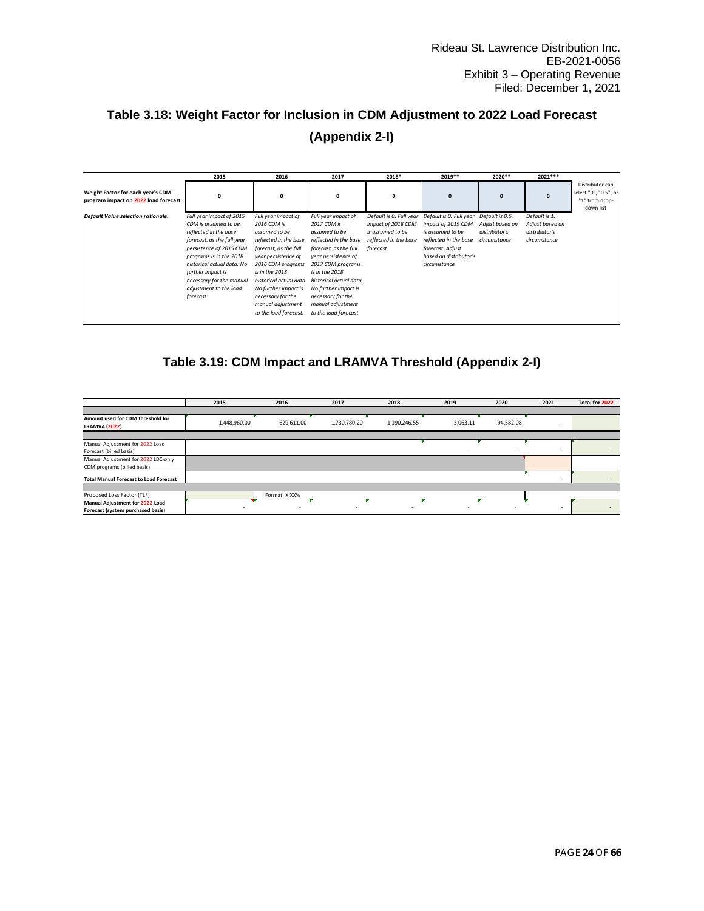## Table 3.18: Weight Factor for Inclusion in CDM Adjustment to 2022 Load Forecast (Appendix 2-I)

| | 2015 | 2016 | 2017 | 2018* | 2019** | 2020** | 2021*** | |
|---|---|---|---|---|---|---|---|---|
| **Weight Factor for each year's CDM program impact on 2022 load forecast** | 0 | 0 | 0 | 0 | 0 | 0 | 0 | Distributor can select "0", "0.5", or "1" from drop-down list |
| ***Default Value selection rationale.*** | *Full year impact of 2015 CDM is assumed to be reflected in the base forecast, as the full year persistence of 2015 CDM programs is in the 2018 historical actual data. No further impact is necessary for the manual adjustment to the load forecast.* | *Full year impact of 2016 CDM is assumed to be reflected in the base forecast, as the full year persistence of 2016 CDM programs is in the 2018 historical actual data. No further impact is necessary for the manual adjustment to the load forecast.* | *Full year impact of 2017 CDM is assumed to be reflected in the base forecast, as the full year persistence of 2017 CDM programs is in the 2018 historical actual data. No further impact is necessary for the manual adjustment to the load forecast.* | *Default is 0. Full year impact of 2018 CDM is assumed to be reflected in the base forecast.* | *Default is 0. Full year impact of 2019 CDM is assumed to be reflected in the base forecast. Adjust based on distributor's circumstance* | *Default is 0.5. Adjust based on distributor's circumstance* | *Default is 1. Adjust based on distributor's circumstance* | |

## Table 3.19: CDM Impact and LRAMVA Threshold (Appendix 2-I)

| | 2015 | 2016 | 2017 | 2018 | 2019 | 2020 | 2021 | Total for 2022 |
|---|---|---|---|---|---|---|---|---|
| **Amount used for CDM threshold for LRAMVA (2022)** | 1,448,960.00 | 629,611.00 | 1,730,780.20 | 1,190,246.55 | 3,063.11 | 94,582.08 | - | |
| Manual Adjustment for 2022 Load Forecast (billed basis) | | | | | - | - | - | - |
| Manual Adjustment for 2022 LDC-only CDM programs (billed basis) | | | | | | | | |
| **Total Manual Forecast to Load Forecast** | | | | | | | - | - |
| Proposed Loss Factor (TLF) | | Format: X.XX% | | | | | | |
| **Manual Adjustment for 2022 Load Forecast (system purchased basis)** | - | - | - | - | - | - | - | - |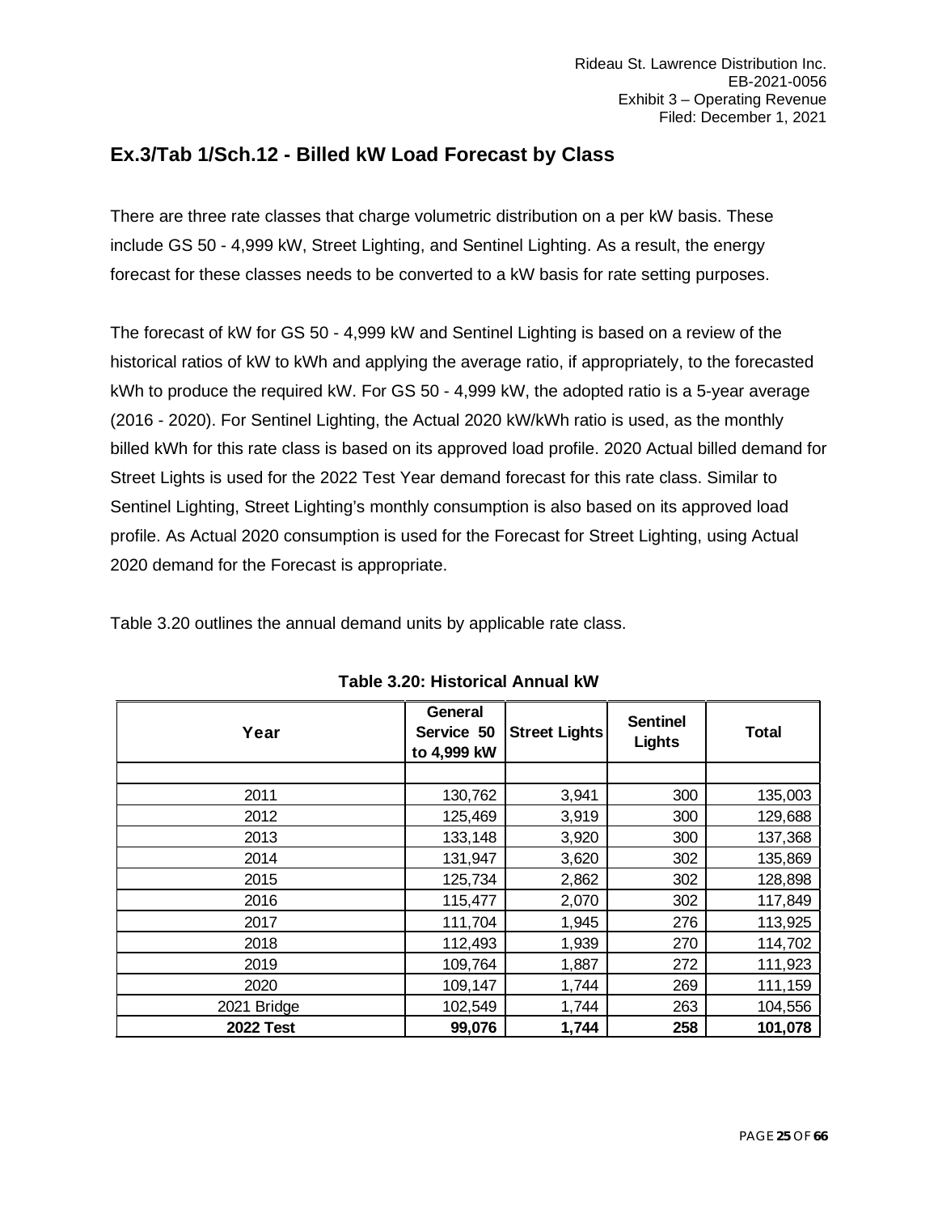## Ex.3/Tab 1/Sch.12 - Billed kW Load Forecast by Class

There are three rate classes that charge volumetric distribution on a per kW basis. These include GS 50 - 4,999 kW, Street Lighting, and Sentinel Lighting. As a result, the energy forecast for these classes needs to be converted to a kW basis for rate setting purposes.

The forecast of kW for GS 50 - 4,999 kW and Sentinel Lighting is based on a review of the historical ratios of kW to kWh and applying the average ratio, if appropriately, to the forecasted kWh to produce the required kW. For GS 50 - 4,999 kW, the adopted ratio is a 5-year average (2016 - 2020). For Sentinel Lighting, the Actual 2020 kW/kWh ratio is used, as the monthly billed kWh for this rate class is based on its approved load profile. 2020 Actual billed demand for Street Lights is used for the 2022 Test Year demand forecast for this rate class. Similar to Sentinel Lighting, Street Lighting's monthly consumption is also based on its approved load profile. As Actual 2020 consumption is used for the Forecast for Street Lighting, using Actual 2020 demand for the Forecast is appropriate.

Table 3.20 outlines the annual demand units by applicable rate class.

**Table 3.20: Historical Annual kW**

| Year | General Service 50 to 4,999 kW | Street Lights | Sentinel Lights | Total |
|---|---|---|---|---|
| | | | | |
| 2011 | 130,762 | 3,941 | 300 | 135,003 |
| 2012 | 125,469 | 3,919 | 300 | 129,688 |
| 2013 | 133,148 | 3,920 | 300 | 137,368 |
| 2014 | 131,947 | 3,620 | 302 | 135,869 |
| 2015 | 125,734 | 2,862 | 302 | 128,898 |
| 2016 | 115,477 | 2,070 | 302 | 117,849 |
| 2017 | 111,704 | 1,945 | 276 | 113,925 |
| 2018 | 112,493 | 1,939 | 270 | 114,702 |
| 2019 | 109,764 | 1,887 | 272 | 111,923 |
| 2020 | 109,147 | 1,744 | 269 | 111,159 |
| 2021 Bridge | 102,549 | 1,744 | 263 | 104,556 |
| **2022 Test** | **99,076** | **1,744** | **258** | **101,078** |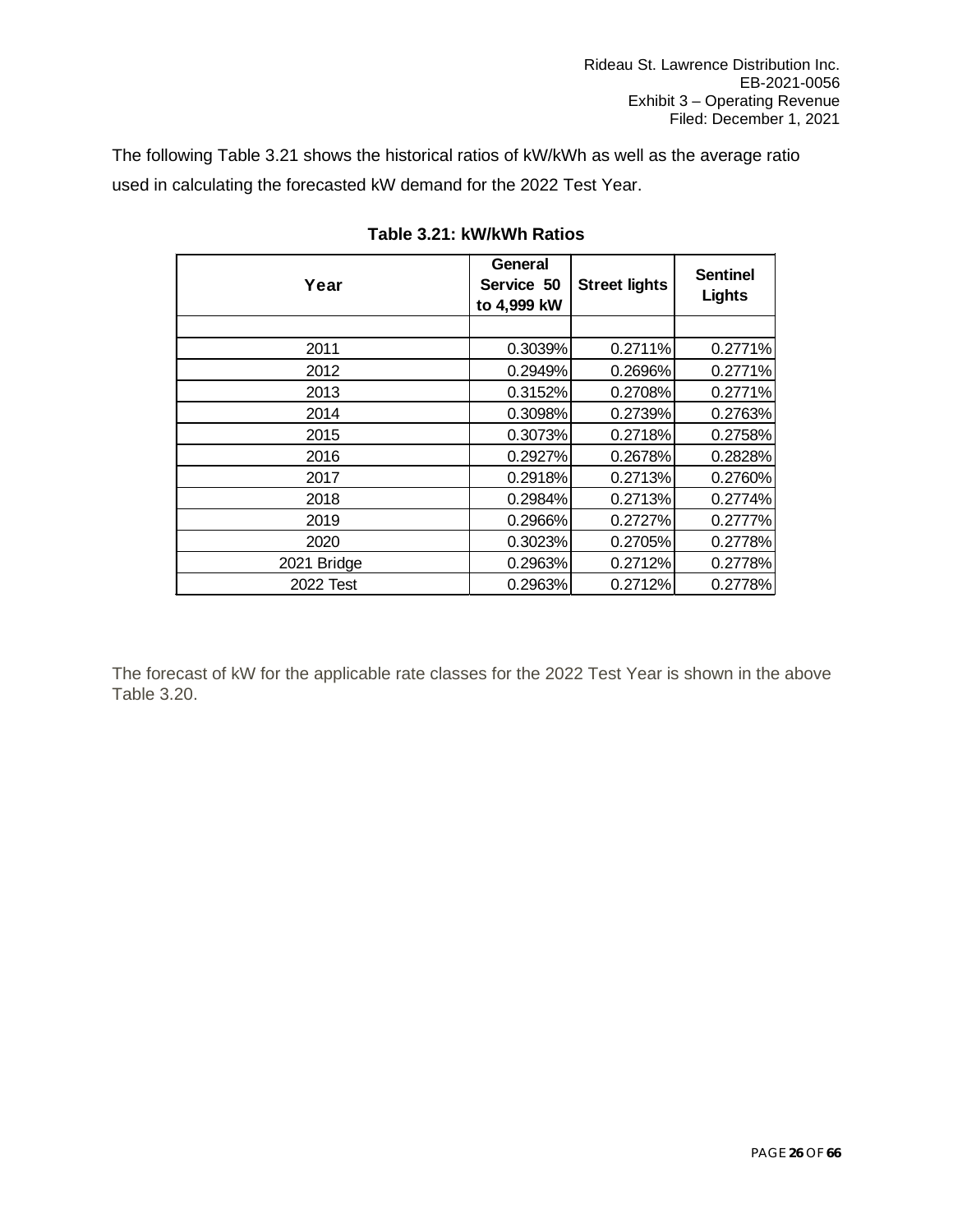The following Table 3.21 shows the historical ratios of kW/kWh as well as the average ratio used in calculating the forecasted kW demand for the 2022 Test Year.

**Table 3.21: kW/kWh Ratios**

| Year | General Service 50 to 4,999 kW | Street lights | Sentinel Lights |
|---|---|---|---|
| | | | |
| 2011 | 0.3039% | 0.2711% | 0.2771% |
| 2012 | 0.2949% | 0.2696% | 0.2771% |
| 2013 | 0.3152% | 0.2708% | 0.2771% |
| 2014 | 0.3098% | 0.2739% | 0.2763% |
| 2015 | 0.3073% | 0.2718% | 0.2758% |
| 2016 | 0.2927% | 0.2678% | 0.2828% |
| 2017 | 0.2918% | 0.2713% | 0.2760% |
| 2018 | 0.2984% | 0.2713% | 0.2774% |
| 2019 | 0.2966% | 0.2727% | 0.2777% |
| 2020 | 0.3023% | 0.2705% | 0.2778% |
| 2021 Bridge | 0.2963% | 0.2712% | 0.2778% |
| 2022 Test | 0.2963% | 0.2712% | 0.2778% |

The forecast of kW for the applicable rate classes for the 2022 Test Year is shown in the above Table 3.20.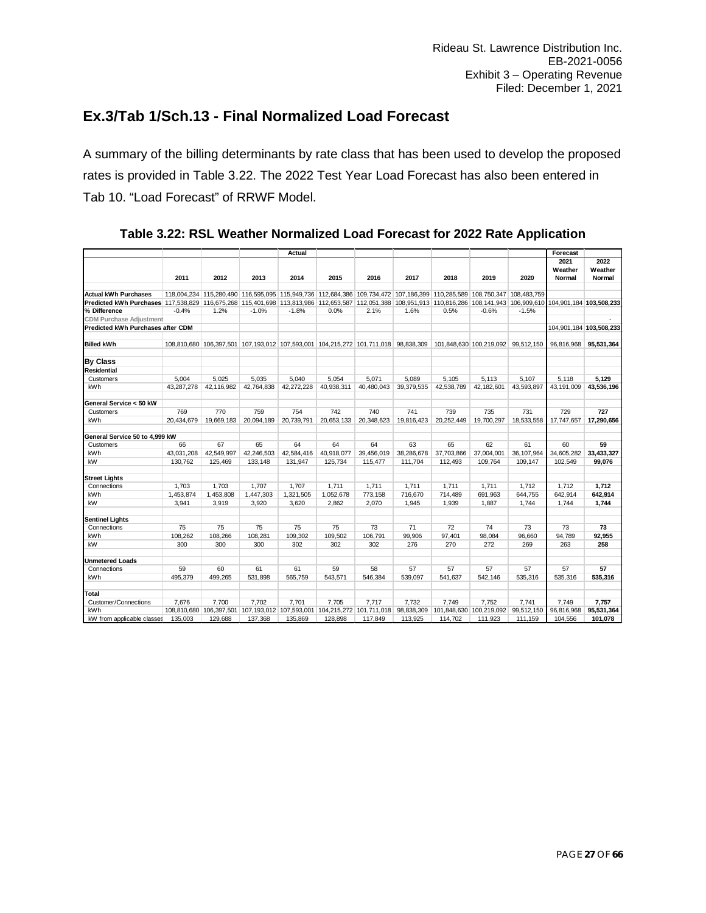Rideau St. Lawrence Distribution Inc.
EB-2021-0056
Exhibit 3 – Operating Revenue
Filed: December 1, 2021

## Ex.3/Tab 1/Sch.13 - Final Normalized Load Forecast

A summary of the billing determinants by rate class that has been used to develop the proposed rates is provided in Table 3.22. The 2022 Test Year Load Forecast has also been entered in Tab 10. "Load Forecast" of RRWF Model.

### Table 3.22: RSL Weather Normalized Load Forecast for 2022 Rate Application

| | | | | Actual | | | | | | | Forecast | |
|---|---|---|---|---|---|---|---|---|---|---|---|---|
| | 2011 | 2012 | 2013 | 2014 | 2015 | 2016 | 2017 | 2018 | 2019 | 2020 | 2021 Weather Normal | 2022 Weather Normal |
| **Actual kWh Purchases** | 118,004,234 | 115,280,490 | 116,595,095 | 115,949,736 | 112,684,386 | 109,734,472 | 107,186,399 | 110,285,589 | 108,750,347 | 108,483,759 | | |
| **Predicted kWh Purchases** | 117,538,829 | 116,675,268 | 115,401,698 | 113,813,986 | 112,653,587 | 112,051,388 | 108,951,913 | 110,816,286 | 108,141,943 | 106,909,610 | 104,901,184 | **103,508,233** |
| **% Difference** | -0.4% | 1.2% | -1.0% | -1.8% | 0.0% | 2.1% | 1.6% | 0.5% | -0.6% | -1.5% | | |
| CDM Purchase Adjustment | | | | | | | | | | | | - |
| **Predicted kWh Purchases after CDM** | | | | | | | | | | | 104,901,184 | **103,508,233** |
| **Billed kWh** | 108,810,680 | 106,397,501 | 107,193,012 | 107,593,001 | 104,215,272 | 101,711,018 | 98,838,309 | 101,848,630 | 100,219,092 | 99,512,150 | 96,816,968 | **95,531,364** |
| **By Class** | | | | | | | | | | | | |
| **Residential** | | | | | | | | | | | | |
| Customers | 5,004 | 5,025 | 5,035 | 5,040 | 5,054 | 5,071 | 5,089 | 5,105 | 5,113 | 5,107 | 5,118 | **5,129** |
| kWh | 43,287,278 | 42,116,982 | 42,764,838 | 42,272,228 | 40,938,311 | 40,480,043 | 39,379,535 | 42,538,789 | 42,182,601 | 43,593,897 | 43,191,009 | **43,536,196** |
| **General Service < 50 kW** | | | | | | | | | | | | |
| Customers | 769 | 770 | 759 | 754 | 742 | 740 | 741 | 739 | 735 | 731 | 729 | **727** |
| kWh | 20,434,679 | 19,669,183 | 20,094,189 | 20,739,791 | 20,653,133 | 20,348,623 | 19,816,423 | 20,252,449 | 19,700,297 | 18,533,558 | 17,747,657 | **17,290,656** |
| **General Service 50 to 4,999 kW** | | | | | | | | | | | | |
| Customers | 66 | 67 | 65 | 64 | 64 | 64 | 63 | 65 | 62 | 61 | 60 | **59** |
| kWh | 43,031,208 | 42,549,997 | 42,246,503 | 42,584,416 | 40,918,077 | 39,456,019 | 38,286,678 | 37,703,866 | 37,004,001 | 36,107,964 | 34,605,282 | **33,433,327** |
| kW | 130,762 | 125,469 | 133,148 | 131,947 | 125,734 | 115,477 | 111,704 | 112,493 | 109,764 | 109,147 | 102,549 | **99,076** |
| **Street Lights** | | | | | | | | | | | | |
| Connections | 1,703 | 1,703 | 1,707 | 1,707 | 1,711 | 1,711 | 1,711 | 1,711 | 1,711 | 1,712 | 1,712 | **1,712** |
| kWh | 1,453,874 | 1,453,808 | 1,447,303 | 1,321,505 | 1,052,678 | 773,158 | 716,670 | 714,489 | 691,963 | 644,755 | 642,914 | **642,914** |
| kW | 3,941 | 3,919 | 3,920 | 3,620 | 2,862 | 2,070 | 1,945 | 1,939 | 1,887 | 1,744 | 1,744 | **1,744** |
| **Sentinel Lights** | | | | | | | | | | | | |
| Connections | 75 | 75 | 75 | 75 | 75 | 73 | 71 | 72 | 74 | 73 | 73 | **73** |
| kWh | 108,262 | 108,266 | 108,281 | 109,302 | 109,502 | 106,791 | 99,906 | 97,401 | 98,084 | 96,660 | 94,789 | **92,955** |
| kW | 300 | 300 | 300 | 302 | 302 | 302 | 276 | 270 | 272 | 269 | 263 | **258** |
| **Unmetered Loads** | | | | | | | | | | | | |
| Connections | 59 | 60 | 61 | 61 | 59 | 58 | 57 | 57 | 57 | 57 | 57 | **57** |
| kWh | 495,379 | 499,265 | 531,898 | 565,759 | 543,571 | 546,384 | 539,097 | 541,637 | 542,146 | 535,316 | 535,316 | **535,316** |
| **Total** | | | | | | | | | | | | |
| Customer/Connections | 7,676 | 7,700 | 7,702 | 7,701 | 7,705 | 7,717 | 7,732 | 7,749 | 7,752 | 7,741 | 7,749 | **7,757** |
| kWh | 108,810,680 | 106,397,501 | 107,193,012 | 107,593,001 | 104,215,272 | 101,711,018 | 98,838,309 | 101,848,630 | 100,219,092 | 99,512,150 | 96,816,968 | **95,531,364** |
| kW from applicable classes | 135,003 | 129,688 | 137,368 | 135,869 | 128,898 | 117,849 | 113,925 | 114,702 | 111,923 | 111,159 | 104,556 | **101,078** |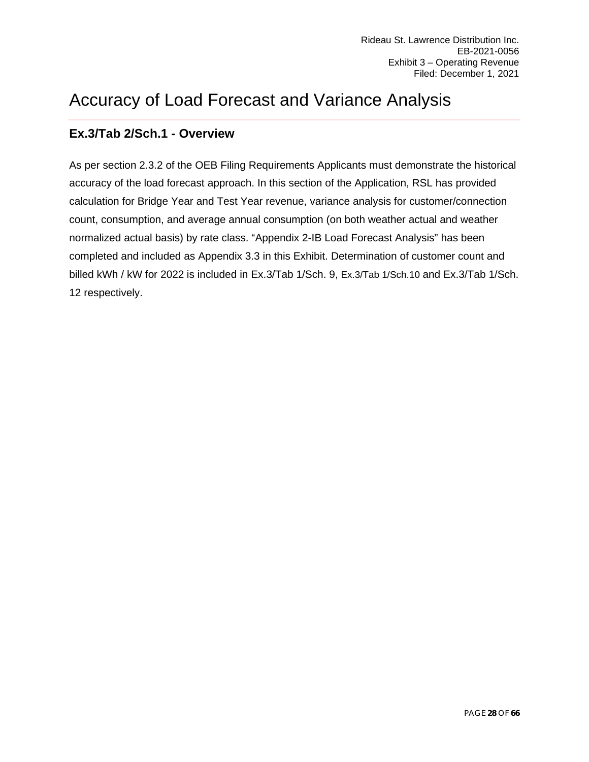# Accuracy of Load Forecast and Variance Analysis

## Ex.3/Tab 2/Sch.1 - Overview

As per section 2.3.2 of the OEB Filing Requirements Applicants must demonstrate the historical accuracy of the load forecast approach. In this section of the Application, RSL has provided calculation for Bridge Year and Test Year revenue, variance analysis for customer/connection count, consumption, and average annual consumption (on both weather actual and weather normalized actual basis) by rate class. "Appendix 2-IB Load Forecast Analysis" has been completed and included as Appendix 3.3 in this Exhibit. Determination of customer count and billed kWh / kW for 2022 is included in Ex.3/Tab 1/Sch. 9, Ex.3/Tab 1/Sch.10 and Ex.3/Tab 1/Sch. 12 respectively.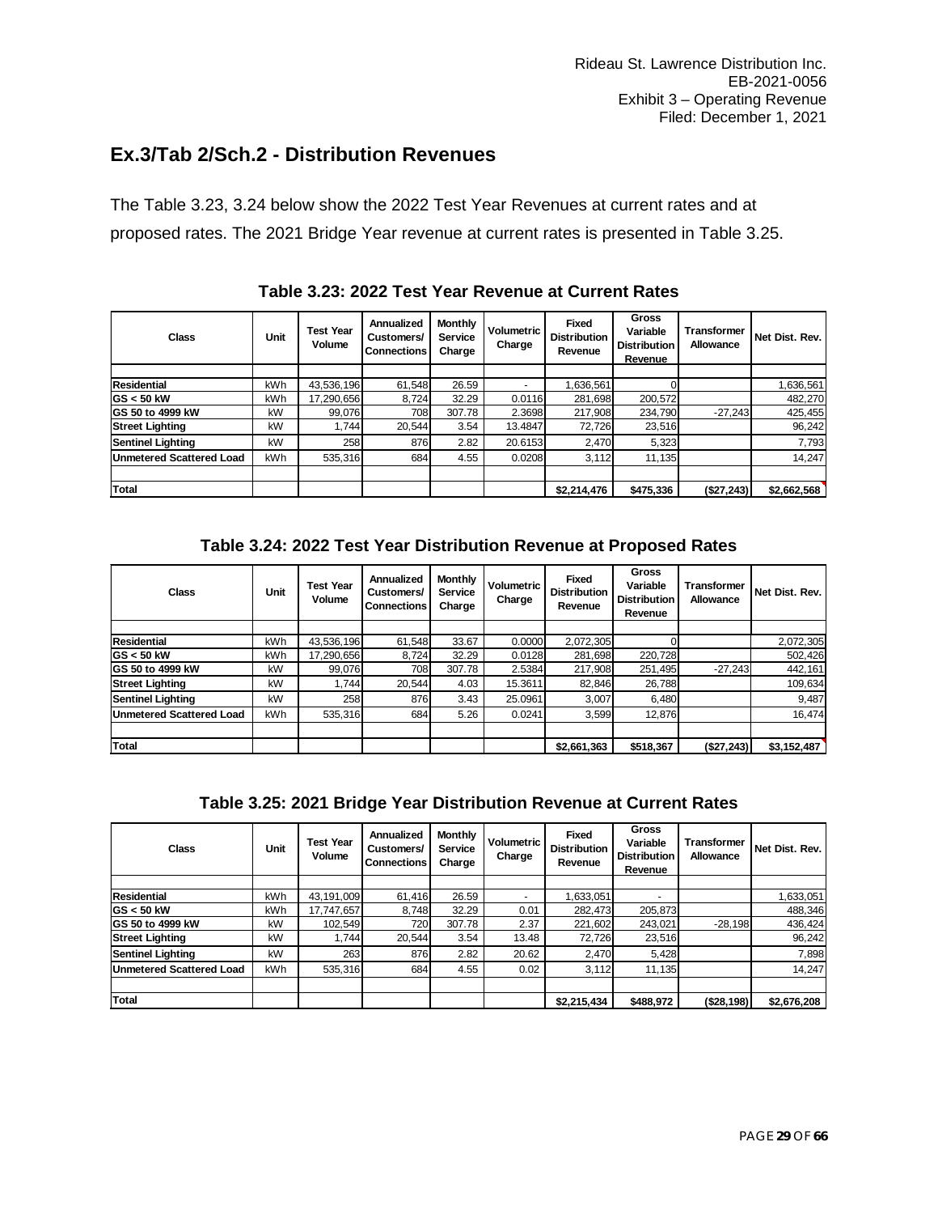## Ex.3/Tab 2/Sch.2 - Distribution Revenues

The Table 3.23, 3.24 below show the 2022 Test Year Revenues at current rates and at proposed rates. The 2021 Bridge Year revenue at current rates is presented in Table 3.25.

**Table 3.23: 2022 Test Year Revenue at Current Rates**

| Class | Unit | Test Year Volume | Annualized Customers/ Connections | Monthly Service Charge | Volumetric Charge | Fixed Distribution Revenue | Gross Variable Distribution Revenue | Transformer Allowance | Net Dist. Rev. |
|---|---|---|---|---|---|---|---|---|---|
| | | | | | | | | | |
| **Residential** | kWh | 43,536,196 | 61,548 | 26.59 | - | 1,636,561 | 0 | | 1,636,561 |
| **GS < 50 kW** | kWh | 17,290,656 | 8,724 | 32.29 | 0.0116 | 281,698 | 200,572 | | 482,270 |
| **GS 50 to 4999 kW** | kW | 99,076 | 708 | 307.78 | 2.3698 | 217,908 | 234,790 | -27,243 | 425,455 |
| **Street Lighting** | kW | 1,744 | 20,544 | 3.54 | 13.4847 | 72,726 | 23,516 | | 96,242 |
| **Sentinel Lighting** | kW | 258 | 876 | 2.82 | 20.6153 | 2,470 | 5,323 | | 7,793 |
| **Unmetered Scattered Load** | kWh | 535,316 | 684 | 4.55 | 0.0208 | 3,112 | 11,135 | | 14,247 |
| | | | | | | | | | |
| **Total** | | | | | | **$2,214,476** | **$475,336** | **($27,243)** | **$2,662,568** |

**Table 3.24: 2022 Test Year Distribution Revenue at Proposed Rates**

| Class | Unit | Test Year Volume | Annualized Customers/ Connections | Monthly Service Charge | Volumetric Charge | Fixed Distribution Revenue | Gross Variable Distribution Revenue | Transformer Allowance | Net Dist. Rev. |
|---|---|---|---|---|---|---|---|---|---|
| | | | | | | | | | |
| **Residential** | kWh | 43,536,196 | 61,548 | 33.67 | 0.0000 | 2,072,305 | 0 | | 2,072,305 |
| **GS < 50 kW** | kWh | 17,290,656 | 8,724 | 32.29 | 0.0128 | 281,698 | 220,728 | | 502,426 |
| **GS 50 to 4999 kW** | kW | 99,076 | 708 | 307.78 | 2.5384 | 217,908 | 251,495 | -27,243 | 442,161 |
| **Street Lighting** | kW | 1,744 | 20,544 | 4.03 | 15.3611 | 82,846 | 26,788 | | 109,634 |
| **Sentinel Lighting** | kW | 258 | 876 | 3.43 | 25.0961 | 3,007 | 6,480 | | 9,487 |
| **Unmetered Scattered Load** | kWh | 535,316 | 684 | 5.26 | 0.0241 | 3,599 | 12,876 | | 16,474 |
| | | | | | | | | | |
| **Total** | | | | | | **$2,661,363** | **$518,367** | **($27,243)** | **$3,152,487** |

**Table 3.25: 2021 Bridge Year Distribution Revenue at Current Rates**

| Class | Unit | Test Year Volume | Annualized Customers/ Connections | Monthly Service Charge | Volumetric Charge | Fixed Distribution Revenue | Gross Variable Distribution Revenue | Transformer Allowance | Net Dist. Rev. |
|---|---|---|---|---|---|---|---|---|---|
| | | | | | | | | | |
| **Residential** | kWh | 43,191,009 | 61,416 | 26.59 | - | 1,633,051 | - | | 1,633,051 |
| **GS < 50 kW** | kWh | 17,747,657 | 8,748 | 32.29 | 0.01 | 282,473 | 205,873 | | 488,346 |
| **GS 50 to 4999 kW** | kW | 102,549 | 720 | 307.78 | 2.37 | 221,602 | 243,021 | -28,198 | 436,424 |
| **Street Lighting** | kW | 1,744 | 20,544 | 3.54 | 13.48 | 72,726 | 23,516 | | 96,242 |
| **Sentinel Lighting** | kW | 263 | 876 | 2.82 | 20.62 | 2,470 | 5,428 | | 7,898 |
| **Unmetered Scattered Load** | kWh | 535,316 | 684 | 4.55 | 0.02 | 3,112 | 11,135 | | 14,247 |
| | | | | | | | | | |
| **Total** | | | | | | **$2,215,434** | **$488,972** | **($28,198)** | **$2,676,208** |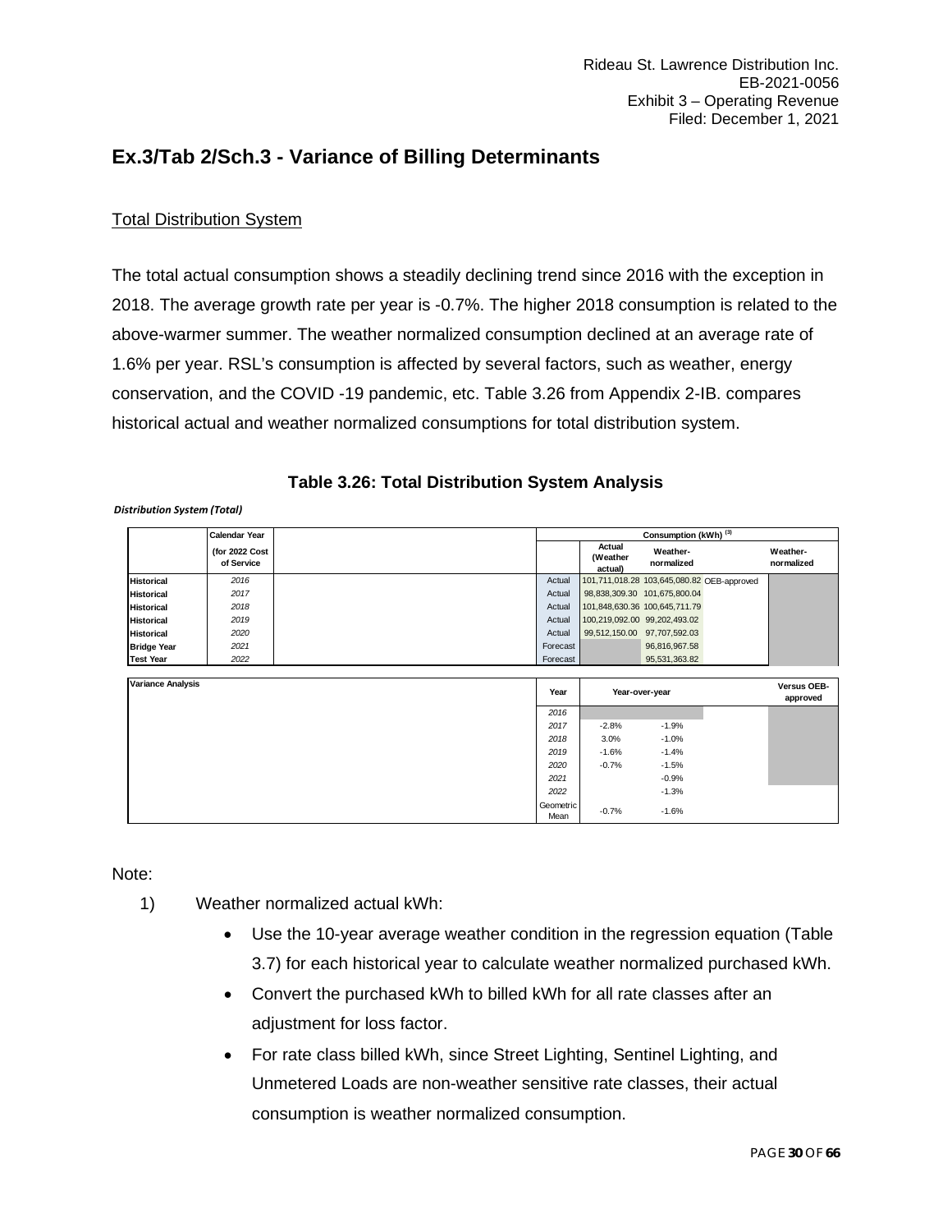# Ex.3/Tab 2/Sch.3 - Variance of Billing Determinants

## Total Distribution System

The total actual consumption shows a steadily declining trend since 2016 with the exception in 2018. The average growth rate per year is -0.7%. The higher 2018 consumption is related to the above-warmer summer. The weather normalized consumption declined at an average rate of 1.6% per year. RSL's consumption is affected by several factors, such as weather, energy conservation, and the COVID -19 pandemic, etc. Table 3.26 from Appendix 2-IB. compares historical actual and weather normalized consumptions for total distribution system.

**Table 3.26: Total Distribution System Analysis**

*Distribution System (Total)*

| | Calendar Year (for 2022 Cost of Service | | Consumption (kWh) [3] Actual (Weather actual) | Weather-normalized | | Weather-normalized |
|---|---|---|---|---|---|---|
| Historical | 2016 | Actual | 101,711,018.28 | 103,645,080.82 | OEB-approved | |
| Historical | 2017 | Actual | 98,838,309.30 | 101,675,800.04 | | |
| Historical | 2018 | Actual | 101,848,630.36 | 100,645,711.79 | | |
| Historical | 2019 | Actual | 100,219,092.00 | 99,202,493.02 | | |
| Historical | 2020 | Actual | 99,512,150.00 | 97,707,592.03 | | |
| Bridge Year | 2021 | Forecast | | 96,816,967.58 | | |
| Test Year | 2022 | Forecast | | 95,531,363.82 | | |

| Variance Analysis | Year | Year-over-year | | | Versus OEB-approved |
|---|---|---|---|---|---|
| | 2016 | | | | |
| | 2017 | -2.8% | -1.9% | | |
| | 2018 | 3.0% | -1.0% | | |
| | 2019 | -1.6% | -1.4% | | |
| | 2020 | -0.7% | -1.5% | | |
| | 2021 | | -0.9% | | |
| | 2022 | | -1.3% | | |
| | Geometric Mean | -0.7% | -1.6% | | |

Note:

1) Weather normalized actual kWh:
   - Use the 10-year average weather condition in the regression equation (Table 3.7) for each historical year to calculate weather normalized purchased kWh.
   - Convert the purchased kWh to billed kWh for all rate classes after an adjustment for loss factor.
   - For rate class billed kWh, since Street Lighting, Sentinel Lighting, and Unmetered Loads are non-weather sensitive rate classes, their actual consumption is weather normalized consumption.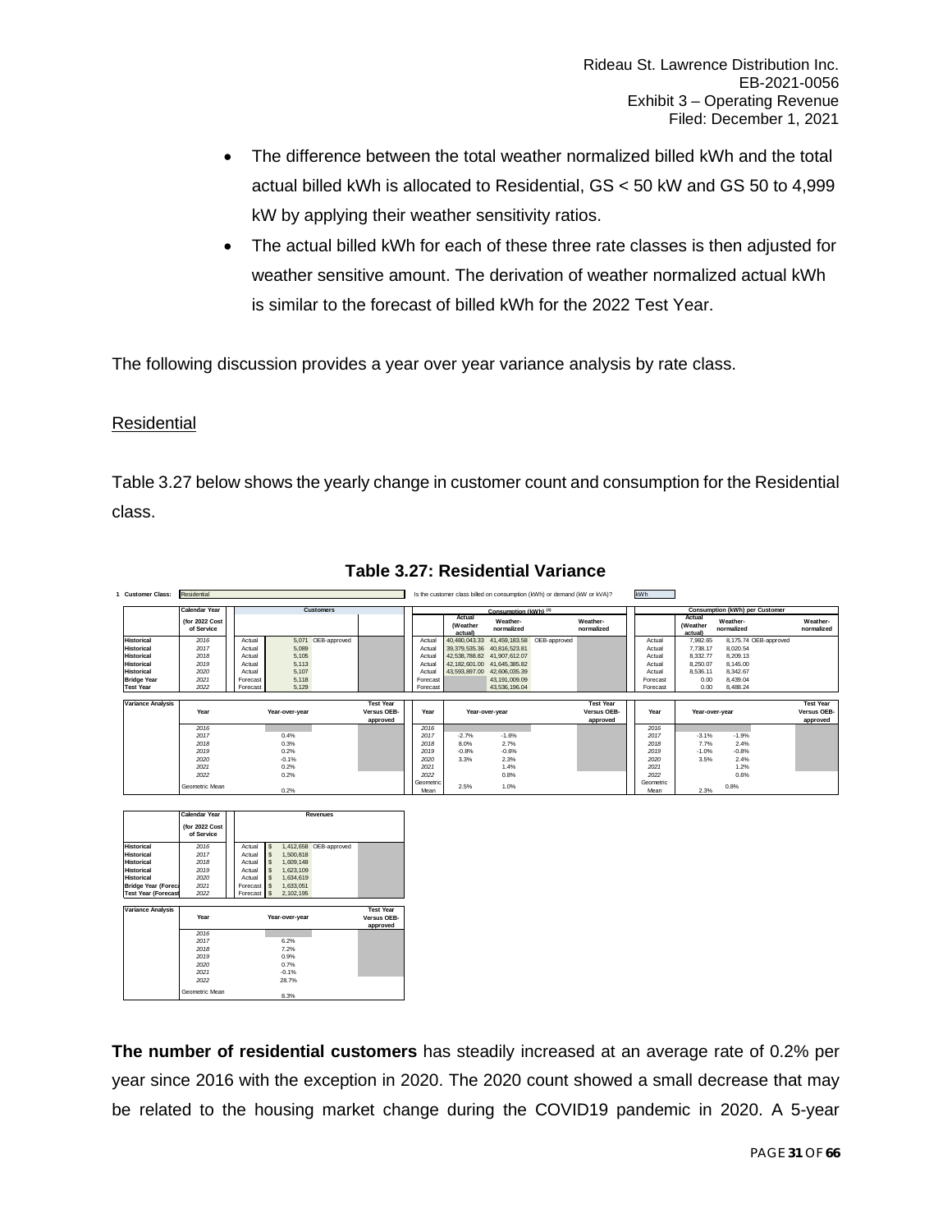- The difference between the total weather normalized billed kWh and the total actual billed kWh is allocated to Residential, GS < 50 kW and GS 50 to 4,999 kW by applying their weather sensitivity ratios.
- The actual billed kWh for each of these three rate classes is then adjusted for weather sensitive amount. The derivation of weather normalized actual kWh is similar to the forecast of billed kWh for the 2022 Test Year.

The following discussion provides a year over year variance analysis by rate class.

Residential

Table 3.27 below shows the yearly change in customer count and consumption for the Residential class.

**Table 3.27: Residential Variance**

1 Customer Class: Residential

Is the customer class billed on consumption (kWh) or demand (kW or kVA)? kWh

| | Calendar Year (for 2022 Cost of Service | | Customers | | Consumption (kWh) Actual (Weather actual) | Consumption (kWh) Weather-normalized | Consumption (kWh) Weather-normalized (OEB-approved) | | Consumption (kWh) per Customer Actual (Weather actual) | Consumption (kWh) per Customer Weather-normalized | Consumption (kWh) per Customer Weather-normalized (OEB-approved) |
|---|---|---|---|---|---|---|---|---|---|---|---|
| Historical | 2016 | Actual | 5,071 OEB-approved | Actual | 40,480,043.33 | 41,459,183.58 OEB-approved | | Actual | 7,982.65 | 8,175.74 OEB-approved | |
| Historical | 2017 | Actual | 5,089 | Actual | 39,379,535.36 | 40,816,523.81 | | Actual | 7,738.17 | 8,020.54 | |
| Historical | 2018 | Actual | 5,105 | Actual | 42,538,788.82 | 41,907,612.07 | | Actual | 8,332.77 | 8,209.13 | |
| Historical | 2019 | Actual | 5,113 | Actual | 42,182,601.00 | 41,645,385.82 | | Actual | 8,250.07 | 8,145.00 | |
| Historical | 2020 | Actual | 5,107 | Actual | 43,593,897.00 | 42,606,035.39 | | Actual | 8,536.11 | 8,342.67 | |
| Bridge Year | 2021 | Forecast | 5,118 | Forecast | | 43,191,009.09 | | Forecast | 0.00 | 8,439.04 | |
| Test Year | 2022 | Forecast | 5,129 | Forecast | | 43,536,196.04 | | Forecast | 0.00 | 8,488.24 | |

| Variance Analysis | Year | Customers Year-over-year | Customers Test Year Versus OEB-approved | Year | Consumption Year-over-year (Actual) | Consumption Year-over-year (Weather-normalized) | Consumption Test Year Versus OEB-approved | Year | Per Customer Year-over-year (Actual) | Per Customer Year-over-year (Weather-normalized) | Per Customer Test Year Versus OEB-approved |
|---|---|---|---|---|---|---|---|---|---|---|---|
| | 2016 | | | 2016 | | | | 2016 | | | |
| | 2017 | 0.4% | | 2017 | -2.7% | -1.6% | | 2017 | -3.1% | -1.9% | |
| | 2018 | 0.3% | | 2018 | 8.0% | 2.7% | | 2018 | 7.7% | 2.4% | |
| | 2019 | 0.2% | | 2019 | -0.8% | -0.6% | | 2019 | -1.0% | -0.8% | |
| | 2020 | -0.1% | | 2020 | 3.3% | 2.3% | | 2020 | 3.5% | 2.4% | |
| | 2021 | 0.2% | | 2021 | | 1.4% | | 2021 | | 1.2% | |
| | 2022 | 0.2% | | 2022 | | 0.8% | | 2022 | | 0.6% | |
| | Geometric Mean | 0.2% | | Geometric Mean | 2.5% | 1.0% | | Geometric Mean | 2.3% | 0.8% | |

| | Calendar Year (for 2022 Cost of Service | | Revenues | |
|---|---|---|---|---|
| Historical | 2016 | Actual | $ 1,412,658 | OEB-approved |
| Historical | 2017 | Actual | $ 1,500,818 | |
| Historical | 2018 | Actual | $ 1,609,148 | |
| Historical | 2019 | Actual | $ 1,623,109 | |
| Historical | 2020 | Actual | $ 1,634,619 | |
| Bridge Year (Forecast) | 2021 | Forecast | $ 1,633,051 | |
| Test Year (Forecast) | 2022 | Forecast | $ 2,102,195 | |

| Variance Analysis | Year | Year-over-year | Test Year Versus OEB-approved |
|---|---|---|---|
| | 2016 | | |
| | 2017 | 6.2% | |
| | 2018 | 7.2% | |
| | 2019 | 0.9% | |
| | 2020 | 0.7% | |
| | 2021 | -0.1% | |
| | 2022 | 28.7% | |
| | Geometric Mean | 8.3% | |

**The number of residential customers** has steadily increased at an average rate of 0.2% per year since 2016 with the exception in 2020. The 2020 count showed a small decrease that may be related to the housing market change during the COVID19 pandemic in 2020. A 5-year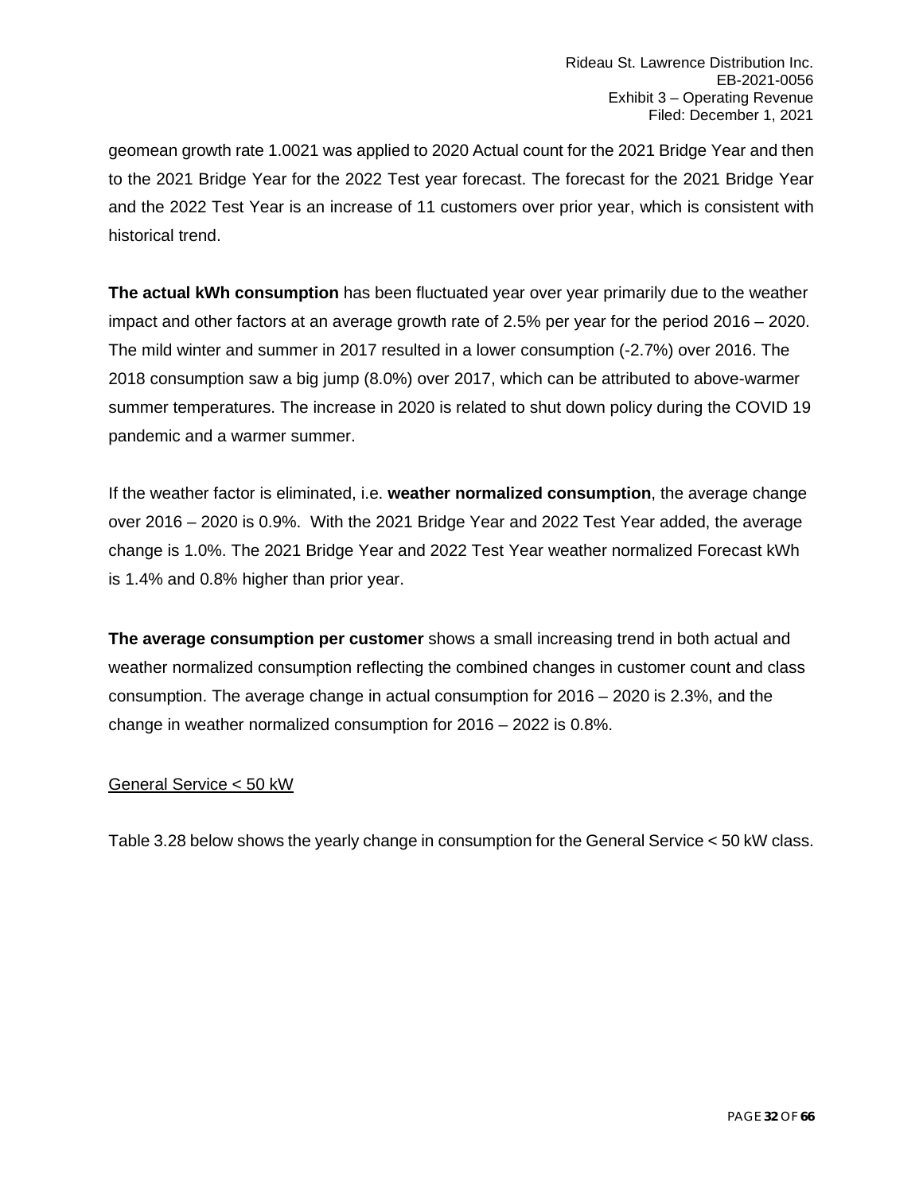geomean growth rate 1.0021 was applied to 2020 Actual count for the 2021 Bridge Year and then to the 2021 Bridge Year for the 2022 Test year forecast. The forecast for the 2021 Bridge Year and the 2022 Test Year is an increase of 11 customers over prior year, which is consistent with historical trend.

**The actual kWh consumption** has been fluctuated year over year primarily due to the weather impact and other factors at an average growth rate of 2.5% per year for the period 2016 – 2020. The mild winter and summer in 2017 resulted in a lower consumption (-2.7%) over 2016. The 2018 consumption saw a big jump (8.0%) over 2017, which can be attributed to above-warmer summer temperatures. The increase in 2020 is related to shut down policy during the COVID 19 pandemic and a warmer summer.

If the weather factor is eliminated, i.e. **weather normalized consumption**, the average change over 2016 – 2020 is 0.9%. With the 2021 Bridge Year and 2022 Test Year added, the average change is 1.0%. The 2021 Bridge Year and 2022 Test Year weather normalized Forecast kWh is 1.4% and 0.8% higher than prior year.

**The average consumption per customer** shows a small increasing trend in both actual and weather normalized consumption reflecting the combined changes in customer count and class consumption. The average change in actual consumption for 2016 – 2020 is 2.3%, and the change in weather normalized consumption for 2016 – 2022 is 0.8%.

<u>General Service < 50 kW</u>

Table 3.28 below shows the yearly change in consumption for the General Service < 50 kW class.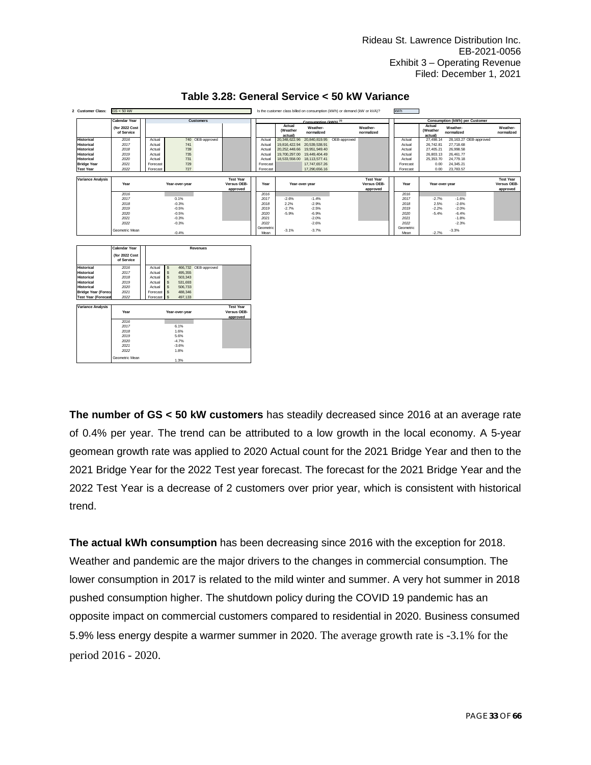# Table 3.28: General Service < 50 kW Variance

2 Customer Class: GS < 50 kW

Is the customer class billed on consumption (kWh) or demand (kW or kVA)? kWh

| | Calendar Year (for 2022 Cost of Service | | Customers | | | | Consumption (kWh) [1] | | | | | Consumption (kWh) per Customer | | | |
|---|---|---|---|---|---|---|---|---|---|---|---|---|---|---|---|
| | | | | | | | Actual (Weather actual) | Weather-normalized | | Weather-normalized | | Actual (Weather actual) | Weather-normalized | | Weather-normalized |
| Historical | 2016 | Actual | 740 | OEB-approved | | Actual | 20,348,622.96 | 20,840,819.95 | OEB-approved | | Actual | 27,498.14 | 28,163.27 | OEB-approved | |
| Historical | 2017 | Actual | 741 | | | Actual | 19,816,422.94 | 20,539,538.91 | | | Actual | 26,742.81 | 27,718.68 | | |
| Historical | 2018 | Actual | 739 | | | Actual | 20,252,448.66 | 19,951,949.40 | | | Actual | 27,405.21 | 26,998.58 | | |
| Historical | 2019 | Actual | 735 | | | Actual | 19,700,297.00 | 19,449,404.49 | | | Actual | 26,803.13 | 26,461.77 | | |
| Historical | 2020 | Actual | 731 | | | Actual | 18,533,558.00 | 18,113,577.41 | | | Actual | 25,353.70 | 24,779.18 | | |
| Bridge Year | 2021 | Forecast | 729 | | | Forecast | | 17,747,657.26 | | | Forecast | 0.00 | 24,345.21 | | |
| Test Year | 2022 | Forecast | 727 | | | Forecast | | 17,290,656.16 | | | Forecast | 0.00 | 23,783.57 | | |

| Variance Analysis | Year | Year-over-year | Test Year Versus OEB-approved | Year | Year-over-year | | Test Year Versus OEB-approved | Year | Year-over-year | | Test Year Versus OEB-approved |
|---|---|---|---|---|---|---|---|---|---|---|---|
| | 2016 | | | 2016 | | | | 2016 | | | |
| | 2017 | 0.1% | | 2017 | -2.6% | -1.4% | | 2017 | -2.7% | -1.6% | |
| | 2018 | -0.3% | | 2018 | 2.2% | -2.9% | | 2018 | 2.5% | -2.6% | |
| | 2019 | -0.5% | | 2019 | -2.7% | -2.5% | | 2019 | -2.2% | -2.0% | |
| | 2020 | -0.5% | | 2020 | -5.9% | -6.9% | | 2020 | -5.4% | -6.4% | |
| | 2021 | -0.3% | | 2021 | | -2.0% | | 2021 | | -1.8% | |
| | 2022 | -0.3% | | 2022 | | -2.6% | | 2022 | | -2.3% | |
| | Geometric Mean | -0.4% | | Geometric Mean | -3.1% | -3.7% | | Geometric Mean | -2.7% | -3.3% | |

| | Calendar Year (for 2022 Cost of Service | | Revenues | | |
|---|---|---|---|---|---|
| Historical | 2016 | Actual | $ 466,732 | OEB-approved | |
| Historical | 2017 | Actual | $ 495,355 | | |
| Historical | 2018 | Actual | $ 503,343 | | |
| Historical | 2019 | Actual | $ 531,693 | | |
| Historical | 2020 | Actual | $ 506,733 | | |
| Bridge Year (Forecast) | 2021 | Forecast | $ 488,346 | | |
| Test Year (Forecast) | 2022 | Forecast | $ 497,133 | | |

| Variance Analysis | Year | Year-over-year | Test Year Versus OEB-approved |
|---|---|---|---|
| | 2016 | | |
| | 2017 | 6.1% | |
| | 2018 | 1.6% | |
| | 2019 | 5.6% | |
| | 2020 | -4.7% | |
| | 2021 | -3.6% | |
| | 2022 | 1.8% | |
| | Geometric Mean | 1.3% | |

**The number of GS < 50 kW customers** has steadily decreased since 2016 at an average rate of 0.4% per year. The trend can be attributed to a low growth in the local economy. A 5-year geomean growth rate was applied to 2020 Actual count for the 2021 Bridge Year and then to the 2021 Bridge Year for the 2022 Test year forecast. The forecast for the 2021 Bridge Year and the 2022 Test Year is a decrease of 2 customers over prior year, which is consistent with historical trend.

**The actual kWh consumption** has been decreasing since 2016 with the exception for 2018. Weather and pandemic are the major drivers to the changes in commercial consumption. The lower consumption in 2017 is related to the mild winter and summer. A very hot summer in 2018 pushed consumption higher. The shutdown policy during the COVID 19 pandemic has an opposite impact on commercial customers compared to residential in 2020. Business consumed 5.9% less energy despite a warmer summer in 2020. The average growth rate is -3.1% for the period 2016 - 2020.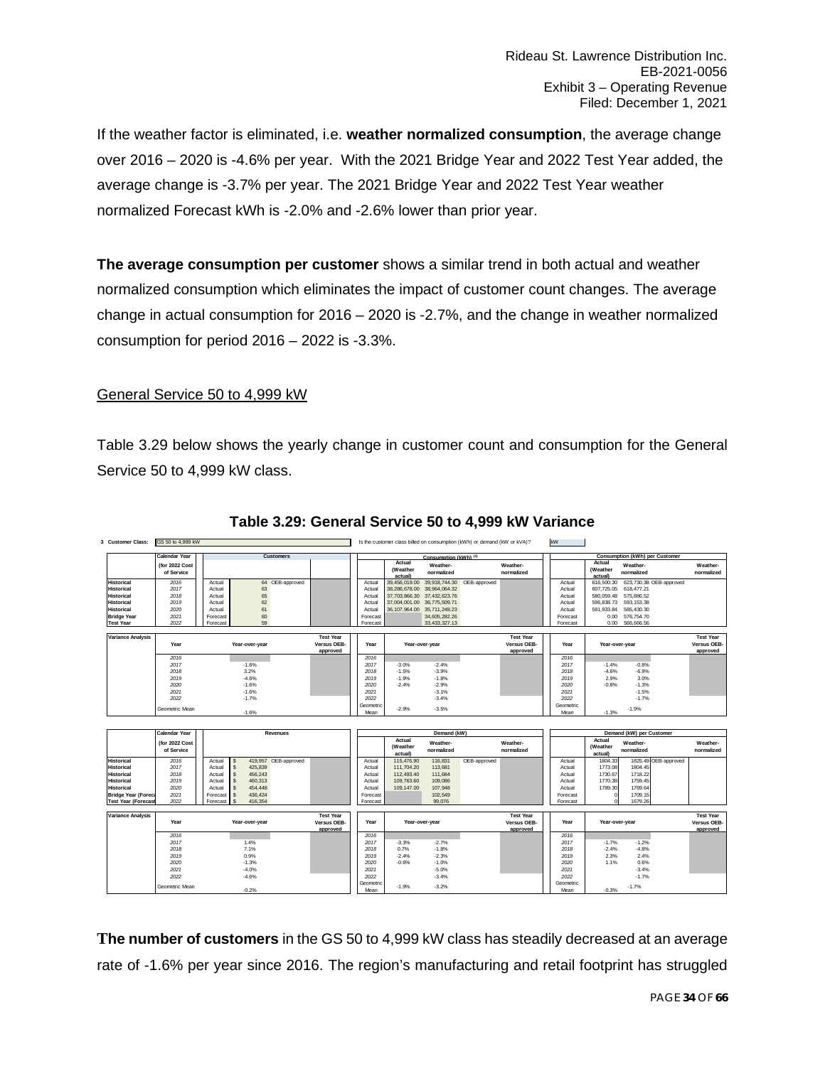If the weather factor is eliminated, i.e. **weather normalized consumption**, the average change over 2016 – 2020 is -4.6% per year. With the 2021 Bridge Year and 2022 Test Year added, the average change is -3.7% per year. The 2021 Bridge Year and 2022 Test Year weather normalized Forecast kWh is -2.0% and -2.6% lower than prior year.

**The average consumption per customer** shows a similar trend in both actual and weather normalized consumption which eliminates the impact of customer count changes. The average change in actual consumption for 2016 – 2020 is -2.7%, and the change in weather normalized consumption for period 2016 – 2022 is -3.3%.

General Service 50 to 4,999 kW

Table 3.29 below shows the yearly change in customer count and consumption for the General Service 50 to 4,999 kW class.

**Table 3.29: General Service 50 to 4,999 kW Variance**

3 Customer Class: GS 50 to 4,999 kW — Is the customer class billed on consumption (kWh) or demand (kW or kVA)? kW

| | Calendar Year (for 2022 Cost of Service | | Customers | | | Consumption (kWh) [3] Actual (Weather actual) | Weather-normalized | | Weather-normalized | | Consumption (kWh) per Customer Actual (Weather actual) | Weather-normalized | | Weather-normalized |
|---|---|---|---|---|---|---|---|---|---|---|---|---|---|---|
| Historical | 2016 | Actual | 64 | OEB-approved | Actual | 39,456,019.00 | 39,918,744.30 | OEB-approved | | Actual | 616,500.30 | 623,730.38 | OEB-approved | |
| Historical | 2017 | Actual | 63 | | Actual | 38,286,678.00 | 38,964,064.32 | | | Actual | 607,725.05 | 618,477.21 | | |
| Historical | 2018 | Actual | 65 | | Actual | 37,703,866.30 | 37,432,623.76 | | | Actual | 580,059.48 | 575,886.52 | | |
| Historical | 2019 | Actual | 62 | | Actual | 37,004,001.00 | 36,775,509.71 | | | Actual | 596,838.73 | 593,153.38 | | |
| Historical | 2020 | Actual | 61 | | Actual | 36,107,964.00 | 35,711,248.23 | | | Actual | 591,933.84 | 585,430.30 | | |
| Bridge Year | 2021 | Forecast | 60 | | Forecast | | 34,605,282.26 | | | Forecast | 0.00 | 576,754.70 | | |
| Test Year | 2022 | Forecast | 59 | | Forecast | | 33,433,327.13 | | | Forecast | 0.00 | 566,666.56 | | |

| Variance Analysis | Year | Year-over-year | Test Year Versus OEB-approved | Year | Year-over-year | | Test Year Versus OEB-approved | Year | Year-over-year | | Test Year Versus OEB-approved |
|---|---|---|---|---|---|---|---|---|---|---|---|
| | 2016 | | | 2016 | | | | 2016 | | | |
| | 2017 | -1.6% | | 2017 | -3.0% | -2.4% | | 2017 | -1.4% | -0.8% | |
| | 2018 | 3.2% | | 2018 | -1.5% | -3.9% | | 2018 | -4.6% | -6.9% | |
| | 2019 | -4.6% | | 2019 | -1.9% | -1.8% | | 2019 | 2.9% | 3.0% | |
| | 2020 | -1.6% | | 2020 | -2.4% | -2.9% | | 2020 | -0.8% | -1.3% | |
| | 2021 | -1.6% | | 2021 | | -3.1% | | 2021 | | -1.5% | |
| | 2022 | -1.7% | | 2022 | | -3.4% | | 2022 | | -1.7% | |
| | Geometric Mean | -1.6% | | Geometric Mean | -2.9% | -3.5% | | Geometric Mean | -1.3% | -1.9% | |

| | Calendar Year (for 2022 Cost of Service | | Revenues | | | Demand (kW) Actual (Weather actual) | Weather-normalized | | Weather-normalized | | Demand (kW) per Customer Actual (Weather actual) | Weather-normalized | | Weather-normalized |
|---|---|---|---|---|---|---|---|---|---|---|---|---|---|---|
| Historical | 2016 | Actual | $ 419,957 | OEB-approved | Actual | 115,476.90 | 116,831 | OEB-approved | | Actual | 1804.33 | 1825.49 | OEB-approved | |
| Historical | 2017 | Actual | $ 425,839 | | Actual | 111,704.20 | 113,681 | | | Actual | 1773.08 | 1804.45 | | |
| Historical | 2018 | Actual | $ 456,243 | | Actual | 112,493.40 | 111,684 | | | Actual | 1730.67 | 1718.22 | | |
| Historical | 2019 | Actual | $ 460,313 | | Actual | 109,763.60 | 109,086 | | | Actual | 1770.38 | 1759.45 | | |
| Historical | 2020 | Actual | $ 454,448 | | Actual | 109,147.00 | 107,948 | | | Actual | 1789.30 | 1769.64 | | |
| Bridge Year (Forecast) | 2021 | Forecast | $ 436,424 | | Forecast | | 102,549 | | | Forecast | 0 | 1709.15 | | |
| Test Year (Forecast) | 2022 | Forecast | $ 416,354 | | Forecast | | 99,076 | | | Forecast | 0 | 1679.26 | | |

| Variance Analysis | Year | Year-over-year | Test Year Versus OEB-approved | Year | Year-over-year | | Test Year Versus OEB-approved | Year | Year-over-year | | Test Year Versus OEB-approved |
|---|---|---|---|---|---|---|---|---|---|---|---|
| | 2016 | | | 2016 | | | | 2016 | | | |
| | 2017 | 1.4% | | 2017 | -3.3% | -2.7% | | 2017 | -1.7% | -1.2% | |
| | 2018 | 7.1% | | 2018 | 0.7% | -1.8% | | 2018 | -2.4% | -4.8% | |
| | 2019 | 0.9% | | 2019 | -2.4% | -2.3% | | 2019 | 2.3% | 2.4% | |
| | 2020 | -1.3% | | 2020 | -0.6% | -1.0% | | 2020 | 1.1% | 0.6% | |
| | 2021 | -4.0% | | 2021 | | -5.0% | | 2021 | | -3.4% | |
| | 2022 | -4.6% | | 2022 | | -3.4% | | 2022 | | -1.7% | |
| | Geometric Mean | -0.2% | | Geometric Mean | -1.9% | -3.2% | | Geometric Mean | -0.3% | -1.7% | |

**The number of customers** in the GS 50 to 4,999 kW class has steadily decreased at an average rate of -1.6% per year since 2016. The region's manufacturing and retail footprint has struggled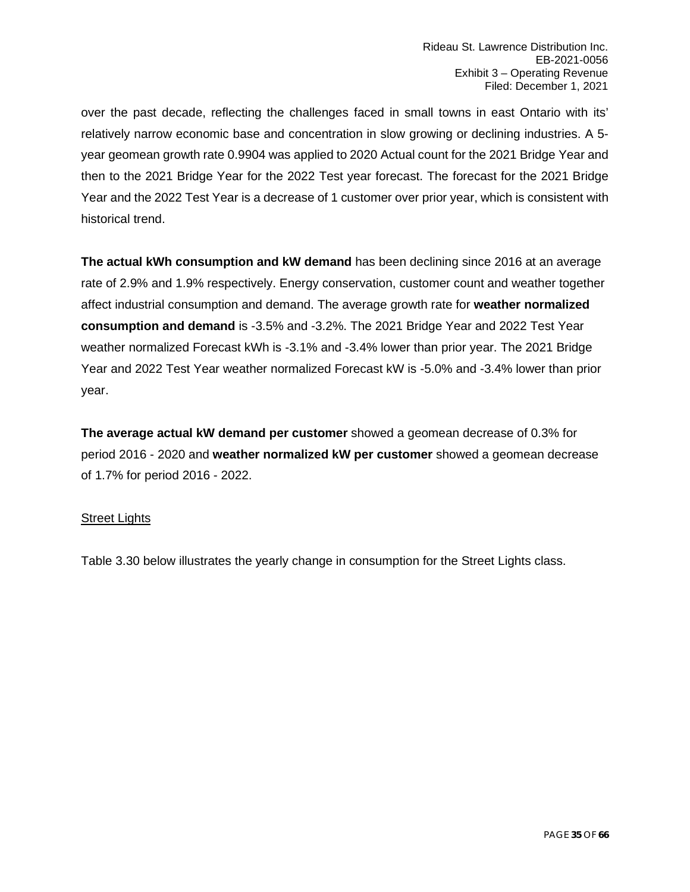over the past decade, reflecting the challenges faced in small towns in east Ontario with its' relatively narrow economic base and concentration in slow growing or declining industries. A 5-year geomean growth rate 0.9904 was applied to 2020 Actual count for the 2021 Bridge Year and then to the 2021 Bridge Year for the 2022 Test year forecast. The forecast for the 2021 Bridge Year and the 2022 Test Year is a decrease of 1 customer over prior year, which is consistent with historical trend.

**The actual kWh consumption and kW demand** has been declining since 2016 at an average rate of 2.9% and 1.9% respectively. Energy conservation, customer count and weather together affect industrial consumption and demand. The average growth rate for **weather normalized consumption and demand** is -3.5% and -3.2%. The 2021 Bridge Year and 2022 Test Year weather normalized Forecast kWh is -3.1% and -3.4% lower than prior year. The 2021 Bridge Year and 2022 Test Year weather normalized Forecast kW is -5.0% and -3.4% lower than prior year.

**The average actual kW demand per customer** showed a geomean decrease of 0.3% for period 2016 - 2020 and **weather normalized kW per customer** showed a geomean decrease of 1.7% for period 2016 - 2022.

## Street Lights

Table 3.30 below illustrates the yearly change in consumption for the Street Lights class.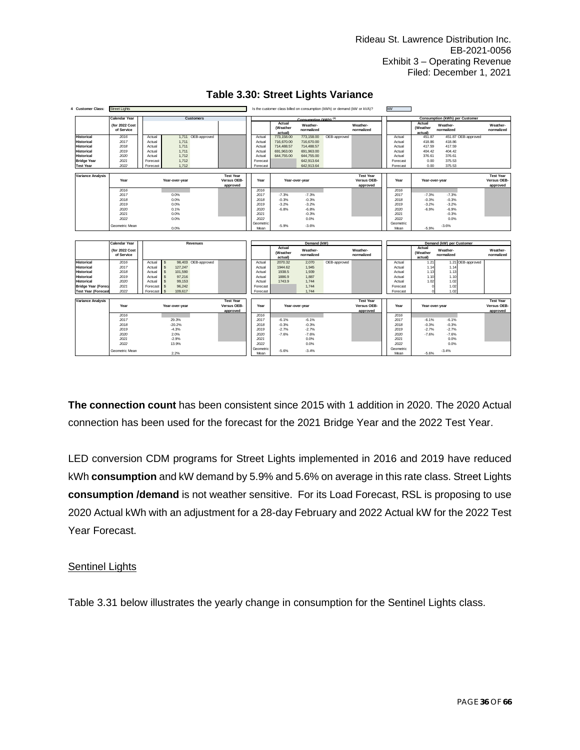## Table 3.30: Street Lights Variance

**4 Customer Class:** Street Lights | Is the customer class billed on consumption (kWh) or demand (kW or kVA)? kW

| | Calendar Year (for 2022 Cost of Service | | Customers | | | | Consumption (kWh) [3] Actual (Weather actual) | Weather-normalized | | Weather-normalized | | Consumption (kWh) per Customer Actual (Weather actual) | Weather-normalized | | Weather-normalized |
|---|---|---|---|---|---|---|---|---|---|---|---|---|---|---|---|
| Historical | 2016 | Actual | 1,711 | OEB-approved | | Actual | 773,158.00 | 773,158.00 | OEB-approved | | Actual | 451.87 | 451.87 | OEB-approved | |
| Historical | 2017 | Actual | 1,711 | | | Actual | 716,670.00 | 716,670.00 | | | Actual | 418.86 | 418.86 | | |
| Historical | 2018 | Actual | 1,711 | | | Actual | 714,488.57 | 714,488.57 | | | Actual | 417.59 | 417.59 | | |
| Historical | 2019 | Actual | 1,711 | | | Actual | 691,963.00 | 691,963.00 | | | Actual | 404.42 | 404.42 | | |
| Historical | 2020 | Actual | 1,712 | | | Actual | 644,755.00 | 644,755.00 | | | Actual | 376.61 | 376.61 | | |
| Bridge Year | 2021 | Forecast | 1,712 | | | Forecast | | 642,913.64 | | | Forecast | 0.00 | 375.53 | | |
| Test Year | 2022 | Forecast | 1,712 | | | Forecast | | 642,913.64 | | | Forecast | 0.00 | 375.53 | | |

| Variance Analysis | Year | Year-over-year | Test Year Versus OEB-approved | Year | Year-over-year | | Test Year Versus OEB-approved | Year | Year-over-year | | Test Year Versus OEB-approved |
|---|---|---|---|---|---|---|---|---|---|---|---|
| | 2016 | | | 2016 | | | | 2016 | | | |
| | 2017 | 0.0% | | 2017 | -7.3% | -7.3% | | 2017 | -7.3% | -7.3% | |
| | 2018 | 0.0% | | 2018 | -0.3% | -0.3% | | 2018 | -0.3% | -0.3% | |
| | 2019 | 0.0% | | 2019 | -3.2% | -3.2% | | 2019 | -3.2% | -3.2% | |
| | 2020 | 0.1% | | 2020 | -6.8% | -6.8% | | 2020 | -6.9% | -6.9% | |
| | 2021 | 0.0% | | 2021 | | -0.3% | | 2021 | | -0.3% | |
| | 2022 | 0.0% | | 2022 | | 0.0% | | 2022 | | 0.0% | |
| | Geometric Mean | 0.0% | | Geometric Mean | -5.9% | -3.6% | | Geometric Mean | -5.9% | -3.6% | |

| | Calendar Year (for 2022 Cost of Service | | Revenues | | | | Demand (kW) Actual (Weather actual) | Weather-normalized | | Weather-normalized | | Demand (kW) per Customer Actual (Weather actual) | Weather-normalized | | Weather-normalized |
|---|---|---|---|---|---|---|---|---|---|---|---|---|---|---|---|
| Historical | 2016 | Actual | $ 98,403 | OEB-approved | | Actual | 2070.32 | 2,070 | OEB-approved | | Actual | 1.21 | 1.21 | OEB-approved | |
| Historical | 2017 | Actual | $ 127,247 | | | Actual | 1944.62 | 1,945 | | | Actual | 1.14 | 1.14 | | |
| Historical | 2018 | Actual | $ 101,590 | | | Actual | 1938.5 | 1,939 | | | Actual | 1.13 | 1.13 | | |
| Historical | 2019 | Actual | $ 97,216 | | | Actual | 1886.9 | 1,887 | | | Actual | 1.10 | 1.10 | | |
| Historical | 2020 | Actual | $ 99,153 | | | Actual | 1743.9 | 1,744 | | | Actual | 1.02 | 1.02 | | |
| Bridge Year (Forecast) | 2021 | Forecast | $ 96,242 | | | Forecast | | 1,744 | | | Forecast | 0 | 1.02 | | |
| Test Year (Forecast) | 2022 | Forecast | $ 109,617 | | | Forecast | | 1,744 | | | Forecast | 0 | 1.02 | | |

| Variance Analysis | Year | Year-over-year | Test Year Versus OEB-approved | Year | Year-over-year | | Test Year Versus OEB-approved | Year | Year-over-year | | Test Year Versus OEB-approved |
|---|---|---|---|---|---|---|---|---|---|---|---|
| | 2016 | | | 2016 | | | | 2016 | | | |
| | 2017 | 29.3% | | 2017 | -6.1% | -6.1% | | 2017 | -6.1% | -6.1% | |
| | 2018 | -20.2% | | 2018 | -0.3% | -0.3% | | 2018 | -0.3% | -0.3% | |
| | 2019 | -4.3% | | 2019 | -2.7% | -2.7% | | 2019 | -2.7% | -2.7% | |
| | 2020 | 2.0% | | 2020 | -7.6% | -7.6% | | 2020 | -7.6% | -7.6% | |
| | 2021 | -2.9% | | 2021 | | 0.0% | | 2021 | | 0.0% | |
| | 2022 | 13.9% | | 2022 | | 0.0% | | 2022 | | 0.0% | |
| | Geometric Mean | 2.2% | | Geometric Mean | -5.6% | -3.4% | | Geometric Mean | -5.6% | -3.4% | |

**The connection count** has been consistent since 2015 with 1 addition in 2020. The 2020 Actual connection has been used for the forecast for the 2021 Bridge Year and the 2022 Test Year.

LED conversion CDM programs for Street Lights implemented in 2016 and 2019 have reduced kWh **consumption** and kW demand by 5.9% and 5.6% on average in this rate class. Street Lights **consumption /demand** is not weather sensitive. For its Load Forecast, RSL is proposing to use 2020 Actual kWh with an adjustment for a 28-day February and 2022 Actual kW for the 2022 Test Year Forecast.

<u>Sentinel Lights</u>

Table 3.31 below illustrates the yearly change in consumption for the Sentinel Lights class.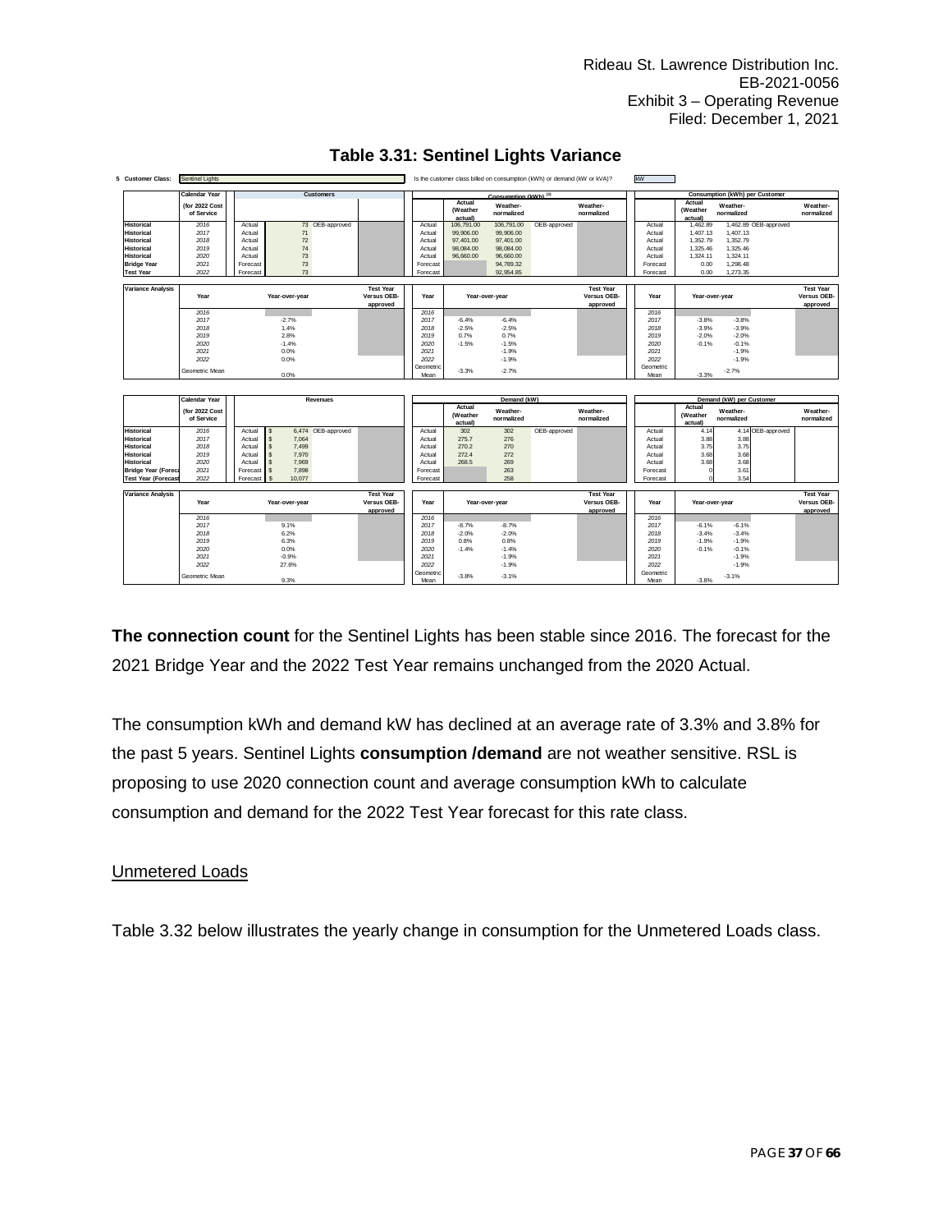## Table 3.31: Sentinel Lights Variance

5 Customer Class: Sentinel Lights — Is the customer class billed on consumption (kWh) or demand (kW or kVA)? kW

| | Calendar Year (for 2022 Cost of Service | | Customers | | | | Consumption (kWh) Actual (Weather actual) | Weather-normalized | | Weather-normalized | | Consumption (kWh) per Customer Actual (Weather actual) | Weather-normalized | | Weather-normalized |
|---|---|---|---|---|---|---|---|---|---|---|---|---|---|---|---|
| Historical | 2016 | Actual | 73 | OEB-approved | | Actual | 106,791.00 | 106,791.00 | OEB-approved | | Actual | 1,462.89 | 1,462.89 | OEB-approved | |
| Historical | 2017 | Actual | 71 | | | Actual | 99,906.00 | 99,906.00 | | | Actual | 1,407.13 | 1,407.13 | | |
| Historical | 2018 | Actual | 72 | | | Actual | 97,401.00 | 97,401.00 | | | Actual | 1,352.79 | 1,352.79 | | |
| Historical | 2019 | Actual | 74 | | | Actual | 98,084.00 | 98,084.00 | | | Actual | 1,325.46 | 1,325.46 | | |
| Historical | 2020 | Actual | 73 | | | Actual | 96,660.00 | 96,660.00 | | | Actual | 1,324.11 | 1,324.11 | | |
| Bridge Year | 2021 | Forecast | 73 | | | Forecast | | 94,789.32 | | | Forecast | 0.00 | 1,298.48 | | |
| Test Year | 2022 | Forecast | 73 | | | Forecast | | 92,954.85 | | | Forecast | 0.00 | 1,273.35 | | |

| Variance Analysis | Year | Year-over-year | Test Year Versus OEB-approved | Year | Year-over-year | | Test Year Versus OEB-approved | Year | Year-over-year | | Test Year Versus OEB-approved |
|---|---|---|---|---|---|---|---|---|---|---|---|
| | 2016 | | | 2016 | | | | 2016 | | | |
| | 2017 | -2.7% | | 2017 | -6.4% | -6.4% | | 2017 | -3.8% | -3.8% | |
| | 2018 | 1.4% | | 2018 | -2.5% | -2.5% | | 2018 | -3.9% | -3.9% | |
| | 2019 | 2.8% | | 2019 | 0.7% | 0.7% | | 2019 | -2.0% | -2.0% | |
| | 2020 | -1.4% | | 2020 | -1.5% | -1.5% | | 2020 | -0.1% | -0.1% | |
| | 2021 | 0.0% | | 2021 | | -1.9% | | 2021 | | -1.9% | |
| | 2022 | 0.0% | | 2022 | | -1.9% | | 2022 | | -1.9% | |
| | Geometric Mean | 0.0% | | Geometric Mean | -3.3% | -2.7% | | Geometric Mean | -3.3% | -2.7% | |

| | Calendar Year (for 2022 Cost of Service | | Revenues | | | | Demand (kW) Actual (Weather actual) | Weather-normalized | | Weather-normalized | | Demand (kW) per Customer Actual (Weather actual) | Weather-normalized | | Weather-normalized |
|---|---|---|---|---|---|---|---|---|---|---|---|---|---|---|---|
| Historical | 2016 | Actual | $ 6,474 | OEB-approved | | Actual | 302 | 302 | OEB-approved | | Actual | 4.14 | 4.14 | OEB-approved | |
| Historical | 2017 | Actual | $ 7,064 | | | Actual | 275.7 | 276 | | | Actual | 3.88 | 3.88 | | |
| Historical | 2018 | Actual | $ 7,499 | | | Actual | 270.2 | 270 | | | Actual | 3.75 | 3.75 | | |
| Historical | 2019 | Actual | $ 7,970 | | | Actual | 272.4 | 272 | | | Actual | 3.68 | 3.68 | | |
| Historical | 2020 | Actual | $ 7,969 | | | Actual | 268.5 | 269 | | | Actual | 3.68 | 3.68 | | |
| Bridge Year (Forecast) | 2021 | Forecast | $ 7,898 | | | Forecast | | 263 | | | Forecast | 0 | 3.61 | | |
| Test Year (Forecast) | 2022 | Forecast | $ 10,077 | | | Forecast | | 258 | | | Forecast | 0 | 3.54 | | |

| Variance Analysis | Year | Year-over-year | Test Year Versus OEB-approved | Year | Year-over-year | | Test Year Versus OEB-approved | Year | Year-over-year | | Test Year Versus OEB-approved |
|---|---|---|---|---|---|---|---|---|---|---|---|
| | 2016 | | | 2016 | | | | 2016 | | | |
| | 2017 | 9.1% | | 2017 | -8.7% | -8.7% | | 2017 | -6.1% | -6.1% | |
| | 2018 | 6.2% | | 2018 | -2.0% | -2.0% | | 2018 | -3.4% | -3.4% | |
| | 2019 | 6.3% | | 2019 | 0.8% | 0.8% | | 2019 | -1.9% | -1.9% | |
| | 2020 | 0.0% | | 2020 | -1.4% | -1.4% | | 2020 | -0.1% | -0.1% | |
| | 2021 | -0.9% | | 2021 | | -1.9% | | 2021 | | -1.9% | |
| | 2022 | 27.6% | | 2022 | | -1.9% | | 2022 | | -1.9% | |
| | Geometric Mean | 9.3% | | Geometric Mean | -3.8% | -3.1% | | Geometric Mean | -3.8% | -3.1% | |

**The connection count** for the Sentinel Lights has been stable since 2016. The forecast for the 2021 Bridge Year and the 2022 Test Year remains unchanged from the 2020 Actual.

The consumption kWh and demand kW has declined at an average rate of 3.3% and 3.8% for the past 5 years. Sentinel Lights **consumption /demand** are not weather sensitive. RSL is proposing to use 2020 connection count and average consumption kWh to calculate consumption and demand for the 2022 Test Year forecast for this rate class.

Unmetered Loads

Table 3.32 below illustrates the yearly change in consumption for the Unmetered Loads class.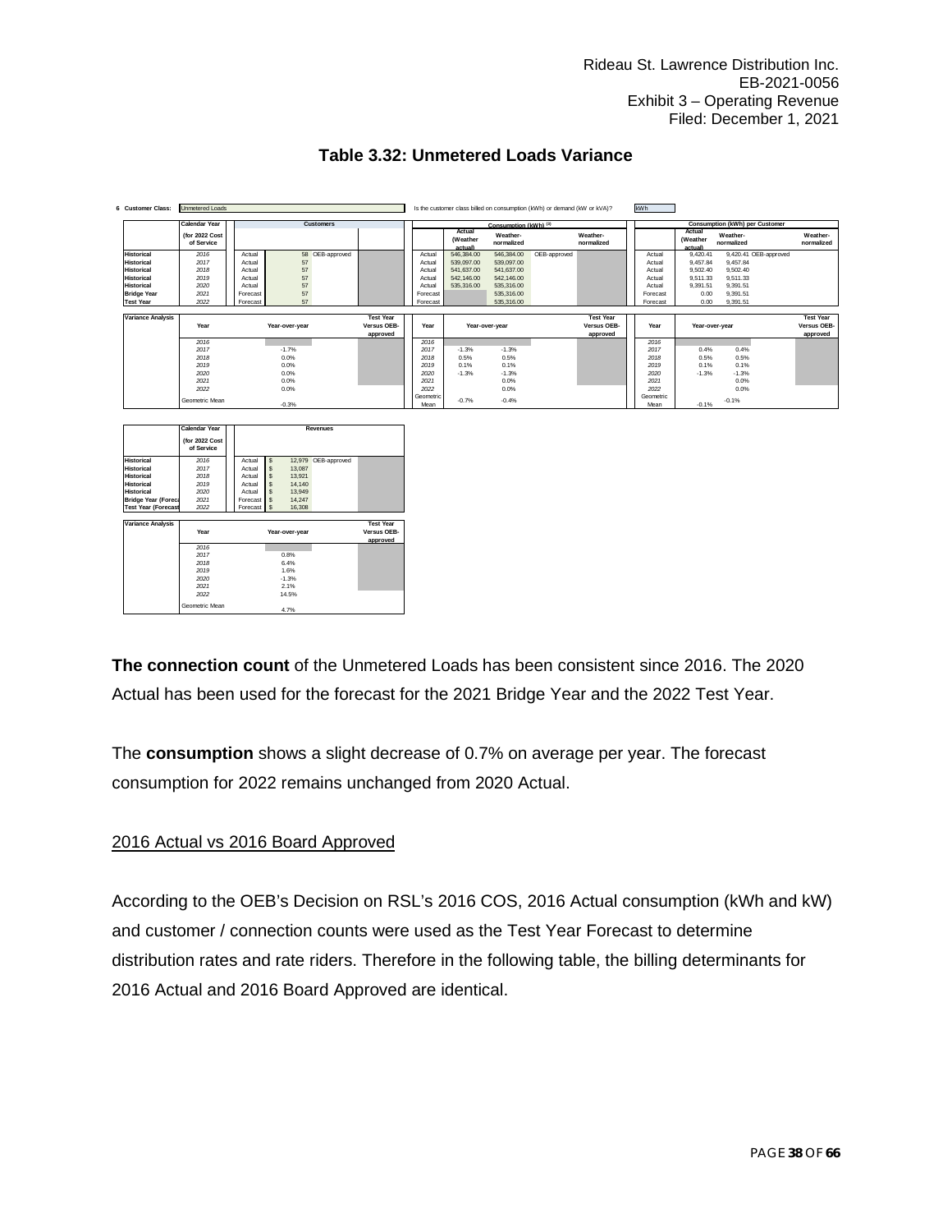## Table 3.32: Unmetered Loads Variance

6 Customer Class: Unmetered Loads

Is the customer class billed on consumption (kWh) or demand (kW or kVA)? kWh

| | Calendar Year (for 2022 Cost of Service | | Customers | | | | Consumption (kWh) [3] Actual (Weather actual) | Weather-normalized | | Weather-normalized | | Consumption (kWh) per Customer Actual (Weather actual) | Weather-normalized | | Weather-normalized |
|---|---|---|---|---|---|---|---|---|---|---|---|---|---|---|---|
| Historical | 2016 | Actual | 58 | OEB-approved | | Actual | 546,384.00 | 546,384.00 | OEB-approved | | Actual | 9,420.41 | 9,420.41 | OEB-approved | |
| Historical | 2017 | Actual | 57 | | | Actual | 539,097.00 | 539,097.00 | | | Actual | 9,457.84 | 9,457.84 | | |
| Historical | 2018 | Actual | 57 | | | Actual | 541,637.00 | 541,637.00 | | | Actual | 9,502.40 | 9,502.40 | | |
| Historical | 2019 | Actual | 57 | | | Actual | 542,146.00 | 542,146.00 | | | Actual | 9,511.33 | 9,511.33 | | |
| Historical | 2020 | Actual | 57 | | | Actual | 535,316.00 | 535,316.00 | | | Actual | 9,391.51 | 9,391.51 | | |
| Bridge Year | 2021 | Forecast | 57 | | | Forecast | | 535,316.00 | | | Forecast | 0.00 | 9,391.51 | | |
| Test Year | 2022 | Forecast | 57 | | | Forecast | | 535,316.00 | | | Forecast | 0.00 | 9,391.51 | | |

| Variance Analysis | Year | Year-over-year | Test Year Versus OEB-approved | Year | Year-over-year | | Test Year Versus OEB-approved | Year | Year-over-year | | Test Year Versus OEB-approved |
|---|---|---|---|---|---|---|---|---|---|---|---|
| | 2016 | | | 2016 | | | | 2016 | | | |
| | 2017 | -1.7% | | 2017 | -1.3% | -1.3% | | 2017 | 0.4% | 0.4% | |
| | 2018 | 0.0% | | 2018 | 0.5% | 0.5% | | 2018 | 0.5% | 0.5% | |
| | 2019 | 0.0% | | 2019 | 0.1% | 0.1% | | 2019 | 0.1% | 0.1% | |
| | 2020 | 0.0% | | 2020 | -1.3% | -1.3% | | 2020 | -1.3% | -1.3% | |
| | 2021 | 0.0% | | 2021 | | 0.0% | | 2021 | | 0.0% | |
| | 2022 | 0.0% | | 2022 | | 0.0% | | 2022 | | 0.0% | |
| | Geometric Mean | -0.3% | | Geometric Mean | -0.7% | -0.4% | | Geometric Mean | -0.1% | -0.1% | |

| | Calendar Year (for 2022 Cost of Service | | Revenues | | |
|---|---|---|---|---|---|
| Historical | 2016 | Actual | $ 12,979 | OEB-approved | |
| Historical | 2017 | Actual | $ 13,087 | | |
| Historical | 2018 | Actual | $ 13,921 | | |
| Historical | 2019 | Actual | $ 14,140 | | |
| Historical | 2020 | Actual | $ 13,949 | | |
| Bridge Year (Forecast) | 2021 | Forecast | $ 14,247 | | |
| Test Year (Forecast) | 2022 | Forecast | $ 16,308 | | |

| Variance Analysis | Year | Year-over-year | Test Year Versus OEB-approved |
|---|---|---|---|
| | 2016 | | |
| | 2017 | 0.8% | |
| | 2018 | 6.4% | |
| | 2019 | 1.6% | |
| | 2020 | -1.3% | |
| | 2021 | 2.1% | |
| | 2022 | 14.5% | |
| | Geometric Mean | 4.7% | |

**The connection count** of the Unmetered Loads has been consistent since 2016. The 2020 Actual has been used for the forecast for the 2021 Bridge Year and the 2022 Test Year.

The **consumption** shows a slight decrease of 0.7% on average per year. The forecast consumption for 2022 remains unchanged from 2020 Actual.

<u>2016 Actual vs 2016 Board Approved</u>

According to the OEB's Decision on RSL's 2016 COS, 2016 Actual consumption (kWh and kW) and customer / connection counts were used as the Test Year Forecast to determine distribution rates and rate riders. Therefore in the following table, the billing determinants for 2016 Actual and 2016 Board Approved are identical.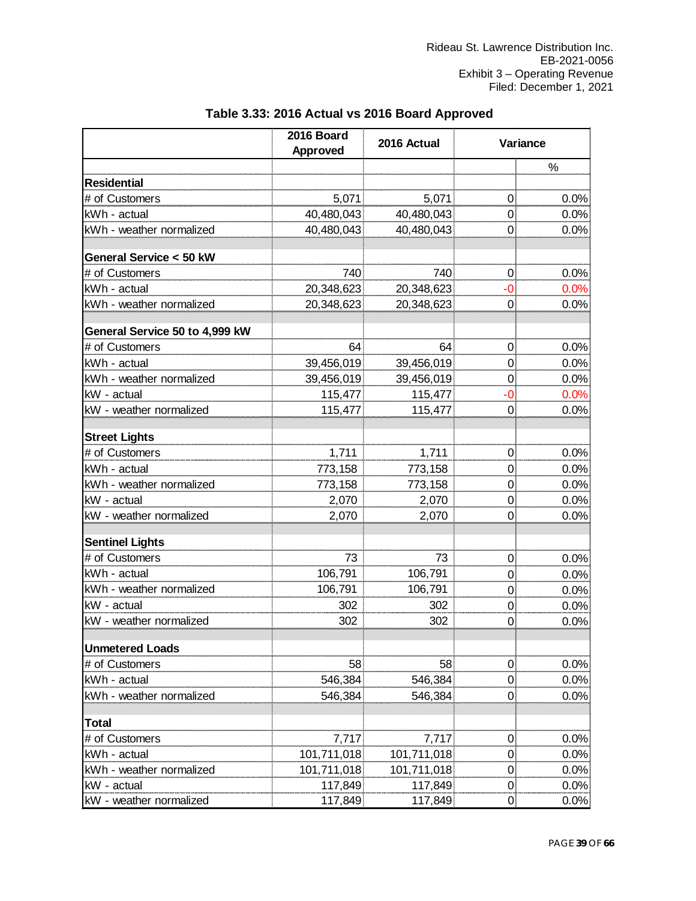**Table 3.33: 2016 Actual vs 2016 Board Approved**

| | 2016 Board Approved | 2016 Actual | Variance | |
|---|---|---|---|---|
| | | | | % |
| **Residential** | | | | |
| # of Customers | 5,071 | 5,071 | 0 | 0.0% |
| kWh - actual | 40,480,043 | 40,480,043 | 0 | 0.0% |
| kWh - weather normalized | 40,480,043 | 40,480,043 | 0 | 0.0% |
| | | | | |
| **General Service < 50 kW** | | | | |
| # of Customers | 740 | 740 | 0 | 0.0% |
| kWh - actual | 20,348,623 | 20,348,623 | -0 | 0.0% |
| kWh - weather normalized | 20,348,623 | 20,348,623 | 0 | 0.0% |
| | | | | |
| **General Service 50 to 4,999 kW** | | | | |
| # of Customers | 64 | 64 | 0 | 0.0% |
| kWh - actual | 39,456,019 | 39,456,019 | 0 | 0.0% |
| kWh - weather normalized | 39,456,019 | 39,456,019 | 0 | 0.0% |
| kW - actual | 115,477 | 115,477 | -0 | 0.0% |
| kW - weather normalized | 115,477 | 115,477 | 0 | 0.0% |
| | | | | |
| **Street Lights** | | | | |
| # of Customers | 1,711 | 1,711 | 0 | 0.0% |
| kWh - actual | 773,158 | 773,158 | 0 | 0.0% |
| kWh - weather normalized | 773,158 | 773,158 | 0 | 0.0% |
| kW - actual | 2,070 | 2,070 | 0 | 0.0% |
| kW - weather normalized | 2,070 | 2,070 | 0 | 0.0% |
| | | | | |
| **Sentinel Lights** | | | | |
| # of Customers | 73 | 73 | 0 | 0.0% |
| kWh - actual | 106,791 | 106,791 | 0 | 0.0% |
| kWh - weather normalized | 106,791 | 106,791 | 0 | 0.0% |
| kW - actual | 302 | 302 | 0 | 0.0% |
| kW - weather normalized | 302 | 302 | 0 | 0.0% |
| | | | | |
| **Unmetered Loads** | | | | |
| # of Customers | 58 | 58 | 0 | 0.0% |
| kWh - actual | 546,384 | 546,384 | 0 | 0.0% |
| kWh - weather normalized | 546,384 | 546,384 | 0 | 0.0% |
| | | | | |
| **Total** | | | | |
| # of Customers | 7,717 | 7,717 | 0 | 0.0% |
| kWh - actual | 101,711,018 | 101,711,018 | 0 | 0.0% |
| kWh - weather normalized | 101,711,018 | 101,711,018 | 0 | 0.0% |
| kW - actual | 117,849 | 117,849 | 0 | 0.0% |
| kW - weather normalized | 117,849 | 117,849 | 0 | 0.0% |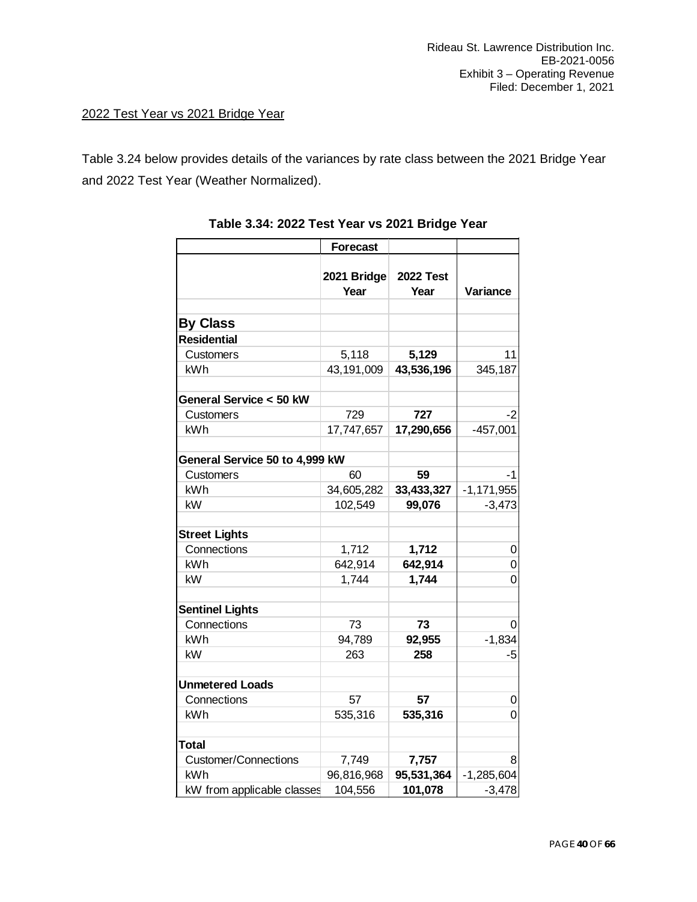2022 Test Year vs 2021 Bridge Year

Table 3.24 below provides details of the variances by rate class between the 2021 Bridge Year and 2022 Test Year (Weather Normalized).

**Table 3.34: 2022 Test Year vs 2021 Bridge Year**

| | Forecast | | |
|---|---|---|---|
| | 2021 Bridge Year | 2022 Test Year | Variance |
| **By Class** | | | |
| **Residential** | | | |
| Customers | 5,118 | **5,129** | 11 |
| kWh | 43,191,009 | **43,536,196** | 345,187 |
| **General Service < 50 kW** | | | |
| Customers | 729 | **727** | -2 |
| kWh | 17,747,657 | **17,290,656** | -457,001 |
| **General Service 50 to 4,999 kW** | | | |
| Customers | 60 | **59** | -1 |
| kWh | 34,605,282 | **33,433,327** | -1,171,955 |
| kW | 102,549 | **99,076** | -3,473 |
| **Street Lights** | | | |
| Connections | 1,712 | **1,712** | 0 |
| kWh | 642,914 | **642,914** | 0 |
| kW | 1,744 | **1,744** | 0 |
| **Sentinel Lights** | | | |
| Connections | 73 | **73** | 0 |
| kWh | 94,789 | **92,955** | -1,834 |
| kW | 263 | **258** | -5 |
| **Unmetered Loads** | | | |
| Connections | 57 | **57** | 0 |
| kWh | 535,316 | **535,316** | 0 |
| **Total** | | | |
| Customer/Connections | 7,749 | **7,757** | 8 |
| kWh | 96,816,968 | **95,531,364** | -1,285,604 |
| kW from applicable classes | 104,556 | **101,078** | -3,478 |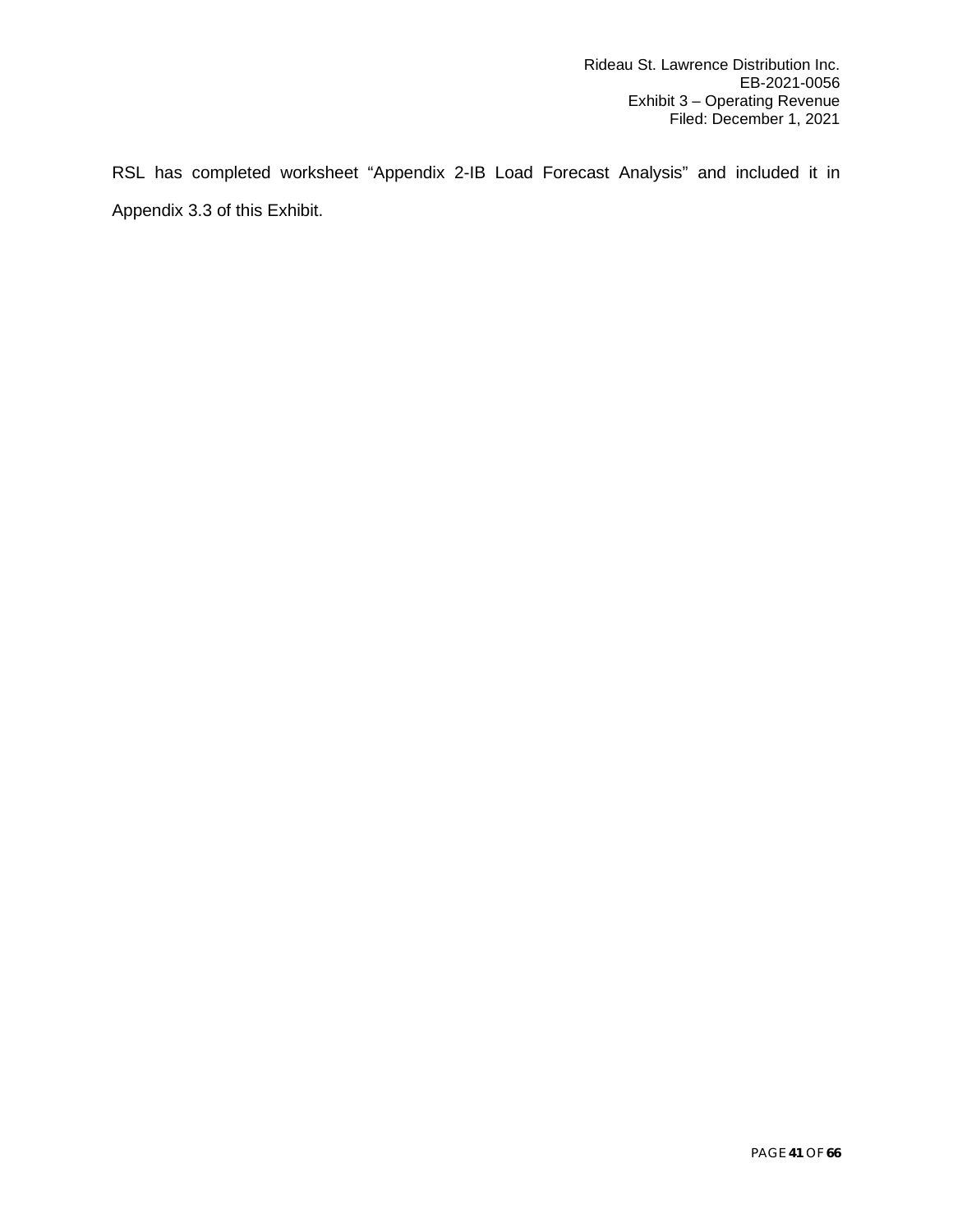RSL has completed worksheet “Appendix 2-IB Load Forecast Analysis” and included it in Appendix 3.3 of this Exhibit.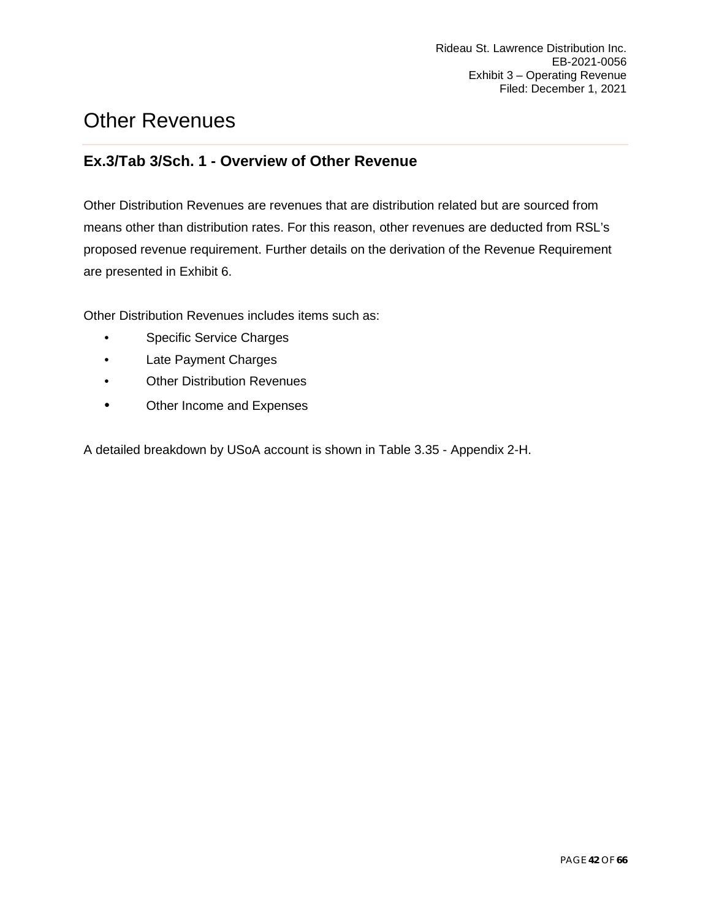# Other Revenues

## Ex.3/Tab 3/Sch. 1 - Overview of Other Revenue

Other Distribution Revenues are revenues that are distribution related but are sourced from means other than distribution rates. For this reason, other revenues are deducted from RSL's proposed revenue requirement. Further details on the derivation of the Revenue Requirement are presented in Exhibit 6.

Other Distribution Revenues includes items such as:

- Specific Service Charges
- Late Payment Charges
- Other Distribution Revenues
- Other Income and Expenses

A detailed breakdown by USoA account is shown in Table 3.35 - Appendix 2-H.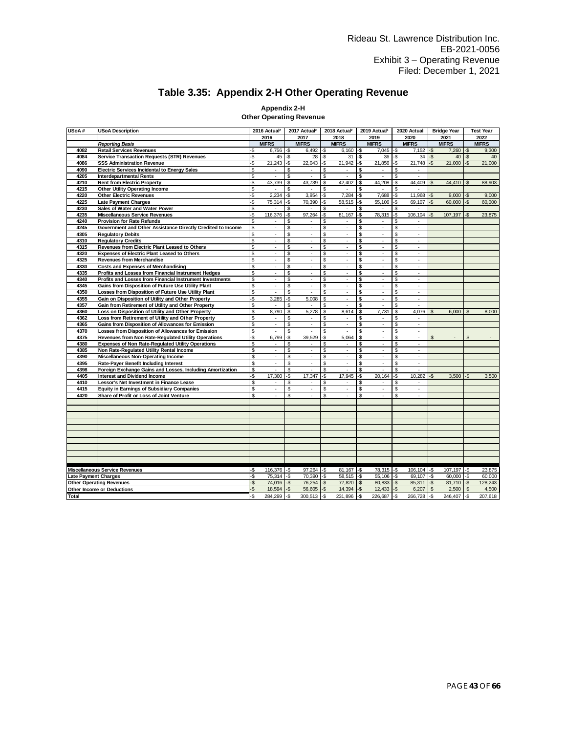Rideau St. Lawrence Distribution Inc.
EB-2021-0056
Exhibit 3 – Operating Revenue
Filed: December 1, 2021

# Table 3.35: Appendix 2-H Other Operating Revenue

**Appendix 2-H**
**Other Operating Revenue**

| USoA # | USoA Description | 2016 Actual² | 2017 Actual² | 2018 Actual² | 2019 Actual² | 2020 Actual | Bridge Year | Test Year |
|---|---|---|---|---|---|---|---|---|
| | | 2016 | 2017 | 2018 | 2019 | 2020 | 2021 | 2022 |
| | *Reporting Basis* | MIFRS | MIFRS | MIFRS | MIFRS | MIFRS | MIFRS | MIFRS |
| 4082 | Retail Services Revenues | -$ 6,756 | -$ 6,492 | -$ 6,160 | -$ 7,045 | -$ 7,152 | -$ 7,260 | -$ 9,300 |
| 4084 | Service Transaction Requests (STR) Revenues | -$ 45 | -$ 28 | -$ 31 | -$ 36 | -$ 34 | -$ 40 | -$ 40 |
| 4086 | SSS Administration Revenue | -$ 21,243 | -$ 22,043 | -$ 21,942 | -$ 21,856 | -$ 21,748 | -$ 21,000 | -$ 21,000 |
| 4090 | Electric Services Incidental to Energy Sales | $ - | $ - | $ - | $ - | $ - | | |
| 4205 | Interdepartmental Rents | $ - | $ - | $ - | $ - | $ - | | |
| 4210 | Rent from Electric Property | -$ 43,739 | -$ 43,739 | -$ 42,402 | -$ 44,208 | -$ 44,409 | -$ 44,410 | -$ 88,903 |
| 4215 | Other Utility Operating Income | $ - | $ - | $ - | $ - | $ - | | |
| 4220 | Other Electric Revenues | -$ 2,234 | -$ 3,954 | -$ 7,284 | -$ 7,688 | -$ 11,968 | -$ 9,000 | -$ 9,000 |
| 4225 | Late Payment Charges | -$ 75,314 | -$ 70,390 | -$ 58,515 | -$ 55,106 | -$ 69,107 | -$ 60,000 | -$ 60,000 |
| 4230 | Sales of Water and Water Power | $ - | $ - | $ - | $ - | $ - | | |
| 4235 | Miscellaneous Service Revenues | -$ 116,376 | -$ 97,264 | -$ 81,167 | -$ 78,315 | -$ 106,104 | -$ 107,197 | -$ 23,875 |
| 4240 | Provision for Rate Refunds | $ - | $ - | $ - | $ - | $ - | | |
| 4245 | Government and Other Assistance Directly Credited to Income | $ - | $ - | $ - | $ - | $ - | | |
| 4305 | Regulatory Debits | $ - | $ - | $ - | $ - | $ - | | |
| 4310 | Regulatory Credits | $ - | $ - | $ - | $ - | $ - | | |
| 4315 | Revenues from Electric Plant Leased to Others | $ - | $ - | $ - | $ - | $ - | | |
| 4320 | Expenses of Electric Plant Leased to Others | $ - | $ - | $ - | $ - | $ - | | |
| 4325 | Revenues from Merchandise | $ - | $ - | $ - | $ - | $ - | | |
| 4330 | Costs and Expenses of Merchandising | $ - | $ - | $ - | $ - | $ - | | |
| 4335 | Profits and Losses from Financial Instrument Hedges | $ - | $ - | $ - | $ - | $ - | | |
| 4340 | Profits and Losses from Financial Instrument Investments | $ - | $ - | $ - | $ - | $ - | | |
| 4345 | Gains from Disposition of Future Use Utility Plant | $ - | $ - | $ - | $ - | $ - | | |
| 4350 | Losses from Disposition of Future Use Utility Plant | $ - | $ - | $ - | $ - | $ - | | |
| 4355 | Gain on Disposition of Utility and Other Property | -$ 3,285 | -$ 5,008 | $ - | $ - | $ - | | |
| 4357 | Gain from Retirement of Utility and Other Property | $ - | $ - | $ - | $ - | $ - | | |
| 4360 | Loss on Disposition of Utility and Other Property | $ 8,790 | $ 5,278 | $ 8,614 | $ 7,731 | $ 4,076 | $ 6,000 | $ 8,000 |
| 4362 | Loss from Retirement of Utility and Other Property | $ - | $ - | $ - | $ - | $ - | | |
| 4365 | Gains from Disposition of Allowances for Emission | $ - | $ - | $ - | $ - | $ - | | |
| 4370 | Losses from Disposition of Allowances for Emission | $ - | $ - | $ - | $ - | $ - | | |
| 4375 | Revenues from Non Rate-Regulated Utility Operations | -$ 6,799 | -$ 39,529 | -$ 5,064 | $ - | $ - | $ - | $ - |
| 4380 | Expenses of Non Rate-Regulated Utility Operations | $ - | $ - | $ - | $ - | $ - | | |
| 4385 | Non Rate-Regulated Utility Rental Income | $ - | $ - | $ - | $ - | $ - | | |
| 4390 | Miscellaneous Non-Operating Income | $ - | $ - | $ - | $ - | $ - | | |
| 4395 | Rate-Payer Benefit Including Interest | $ - | $ - | $ - | $ - | $ - | | |
| 4398 | Foreign Exchange Gains and Losses, Including Amortization | $ - | $ - | $ - | $ - | $ - | | |
| 4405 | Interest and Dividend Income | -$ 17,300 | -$ 17,347 | -$ 17,945 | -$ 20,164 | -$ 10,282 | -$ 3,500 | -$ 3,500 |
| 4410 | Lessor's Net Investment in Finance Lease | $ - | $ - | $ - | $ - | $ - | | |
| 4415 | Equity in Earnings of Subsidiary Companies | $ - | $ - | $ - | $ - | $ - | | |
| 4420 | Share of Profit or Loss of Joint Venture | $ - | $ - | $ - | $ - | $ - | | |
| Miscellaneous Service Revenues | | -$ 116,376 | -$ 97,264 | -$ 81,167 | -$ 78,315 | -$ 106,104 | -$ 107,197 | -$ 23,875 |
| Late Payment Charges | | -$ 75,314 | -$ 70,390 | -$ 58,515 | -$ 55,106 | -$ 69,107 | -$ 60,000 | -$ 60,000 |
| Other Operating Revenues | | -$ 74,016 | -$ 76,254 | -$ 77,820 | -$ 80,833 | -$ 85,311 | -$ 81,710 | -$ 128,243 |
| Other Income or Deductions | | -$ 18,594 | -$ 56,605 | -$ 14,394 | -$ 12,433 | -$ 6,207 | $ 2,500 | $ 4,500 |
| Total | | -$ 284,299 | -$ 300,513 | -$ 231,896 | -$ 226,687 | -$ 266,728 | -$ 246,407 | -$ 207,618 |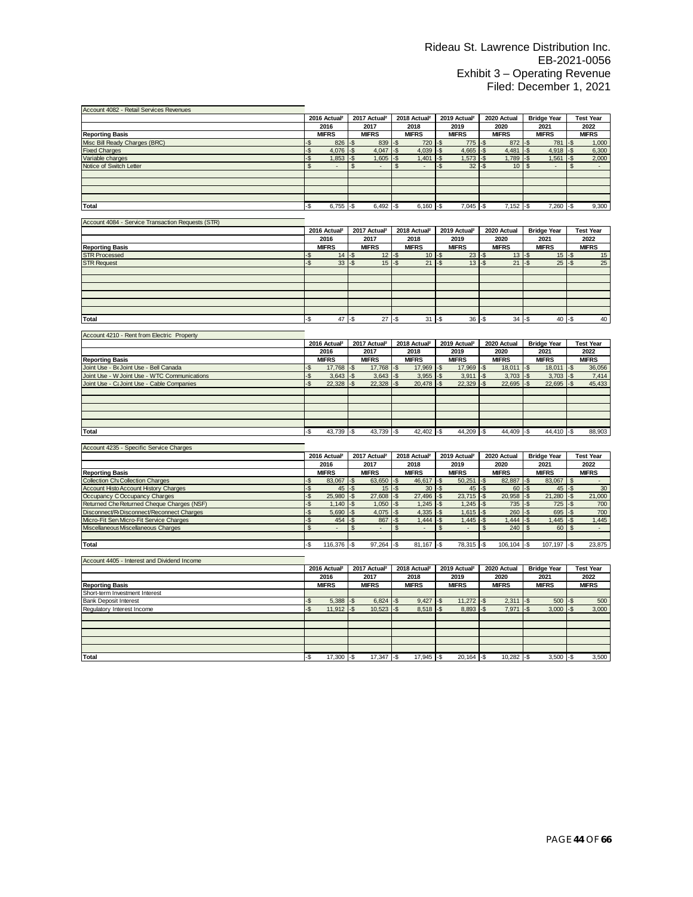Rideau St. Lawrence Distribution Inc.
EB-2021-0056
Exhibit 3 – Operating Revenue
Filed: December 1, 2021

| Account 4082 - Retail Services Revenues | 2016 Actual² | 2017 Actual² | 2018 Actual² | 2019 Actual² | 2020 Actual | Bridge Year | Test Year |
|---|---|---|---|---|---|---|---|
| | 2016 | 2017 | 2018 | 2019 | 2020 | 2021 | 2022 |
| Reporting Basis | MIFRS | MIFRS | MIFRS | MIFRS | MIFRS | MIFRS | MIFRS |
| Misc Bill Ready Charges (BRC) | -$ 826 | -$ 839 | -$ 720 | -$ 775 | -$ 872 | -$ 781 | -$ 1,000 |
| Fixed Charges | -$ 4,076 | -$ 4,047 | -$ 4,039 | -$ 4,665 | -$ 4,481 | -$ 4,918 | -$ 6,300 |
| Variable charges | -$ 1,853 | -$ 1,605 | -$ 1,401 | -$ 1,573 | -$ 1,789 | -$ 1,561 | -$ 2,000 |
| Notice of Switch Letter | $ - | $ - | $ - | -$ 32 | -$ 10 | $ - | $ - |
| Total | -$ 6,755 | -$ 6,492 | -$ 6,160 | -$ 7,045 | -$ 7,152 | -$ 7,260 | -$ 9,300 |

| Account 4084 - Service Transaction Requests (STR) | 2016 Actual² | 2017 Actual² | 2018 Actual² | 2019 Actual² | 2020 Actual | Bridge Year | Test Year |
|---|---|---|---|---|---|---|---|
| | 2016 | 2017 | 2018 | 2019 | 2020 | 2021 | 2022 |
| Reporting Basis | MIFRS | MIFRS | MIFRS | MIFRS | MIFRS | MIFRS | MIFRS |
| STR Processed | -$ 14 | -$ 12 | -$ 10 | -$ 23 | -$ 13 | -$ 15 | -$ 15 |
| STR Request | -$ 33 | -$ 15 | -$ 21 | -$ 13 | -$ 21 | -$ 25 | -$ 25 |
| Total | -$ 47 | -$ 27 | -$ 31 | -$ 36 | -$ 34 | -$ 40 | -$ 40 |

| Account 4210 - Rent from Electric Property | 2016 Actual² | 2017 Actual² | 2018 Actual² | 2019 Actual² | 2020 Actual | Bridge Year | Test Year |
|---|---|---|---|---|---|---|---|
| | 2016 | 2017 | 2018 | 2019 | 2020 | 2021 | 2022 |
| Reporting Basis | MIFRS | MIFRS | MIFRS | MIFRS | MIFRS | MIFRS | MIFRS |
| Joint Use - Be Joint Use - Bell Canada | -$ 17,768 | -$ 17,768 | -$ 17,969 | -$ 17,969 | -$ 18,011 | -$ 18,011 | -$ 36,056 |
| Joint Use - W Joint Use - WTC Communications | -$ 3,643 | -$ 3,643 | -$ 3,955 | -$ 3,911 | -$ 3,703 | -$ 3,703 | -$ 7,414 |
| Joint Use - Ca Joint Use - Cable Companies | -$ 22,328 | -$ 22,328 | -$ 20,478 | -$ 22,329 | -$ 22,695 | -$ 22,695 | -$ 45,433 |
| Total | -$ 43,739 | -$ 43,739 | -$ 42,402 | -$ 44,209 | -$ 44,409 | -$ 44,410 | -$ 88,903 |

| Account 4235 - Specific Service Charges | 2016 Actual² | 2017 Actual² | 2018 Actual² | 2019 Actual² | 2020 Actual | Bridge Year | Test Year |
|---|---|---|---|---|---|---|---|
| | 2016 | 2017 | 2018 | 2019 | 2020 | 2021 | 2022 |
| Reporting Basis | MIFRS | MIFRS | MIFRS | MIFRS | MIFRS | MIFRS | MIFRS |
| Collection Ch Collection Charges | -$ 83,067 | -$ 63,650 | -$ 46,617 | -$ 50,251 | -$ 82,887 | -$ 83,067 | $ - |
| Account Histo Account History Charges | -$ 45 | -$ 15 | -$ 30 | -$ 45 | -$ 60 | -$ 45 | -$ 30 |
| Occupancy C Occupancy Charges | -$ 25,980 | -$ 27,608 | -$ 27,496 | -$ 23,715 | -$ 20,958 | -$ 21,280 | -$ 21,000 |
| Returned Che Returned Cheque Charges (NSF) | -$ 1,140 | -$ 1,050 | -$ 1,245 | -$ 1,245 | -$ 735 | -$ 725 | -$ 700 |
| Disconnect/R Disconnect/Reconnect Charges | -$ 5,690 | -$ 4,075 | -$ 4,335 | -$ 1,615 | -$ 260 | -$ 695 | -$ 700 |
| Micro-Fit Serv Micro-Fit Service Charges | -$ 454 | -$ 867 | -$ 1,444 | -$ 1,445 | -$ 1,444 | -$ 1,445 | -$ 1,445 |
| Miscellaneous Miscellaneous Charges | $ - | $ - | $ - | $ - | $ 240 | $ 60 | $ - |
| Total | -$ 116,376 | -$ 97,264 | -$ 81,167 | -$ 78,315 | -$ 106,104 | -$ 107,197 | -$ 23,875 |

| Account 4405 - Interest and Dividend Income | 2016 Actual² | 2017 Actual² | 2018 Actual² | 2019 Actual² | 2020 Actual | Bridge Year | Test Year |
|---|---|---|---|---|---|---|---|
| | 2016 | 2017 | 2018 | 2019 | 2020 | 2021 | 2022 |
| Reporting Basis | MIFRS | MIFRS | MIFRS | MIFRS | MIFRS | MIFRS | MIFRS |
| Short-term Investment Interest | | | | | | | |
| Bank Deposit Interest | -$ 5,388 | -$ 6,824 | -$ 9,427 | -$ 11,272 | -$ 2,311 | -$ 500 | -$ 500 |
| Regulatory Interest Income | -$ 11,912 | -$ 10,523 | -$ 8,518 | -$ 8,893 | -$ 7,971 | -$ 3,000 | -$ 3,000 |
| Total | -$ 17,300 | -$ 17,347 | -$ 17,945 | -$ 20,164 | -$ 10,282 | -$ 3,500 | -$ 3,500 |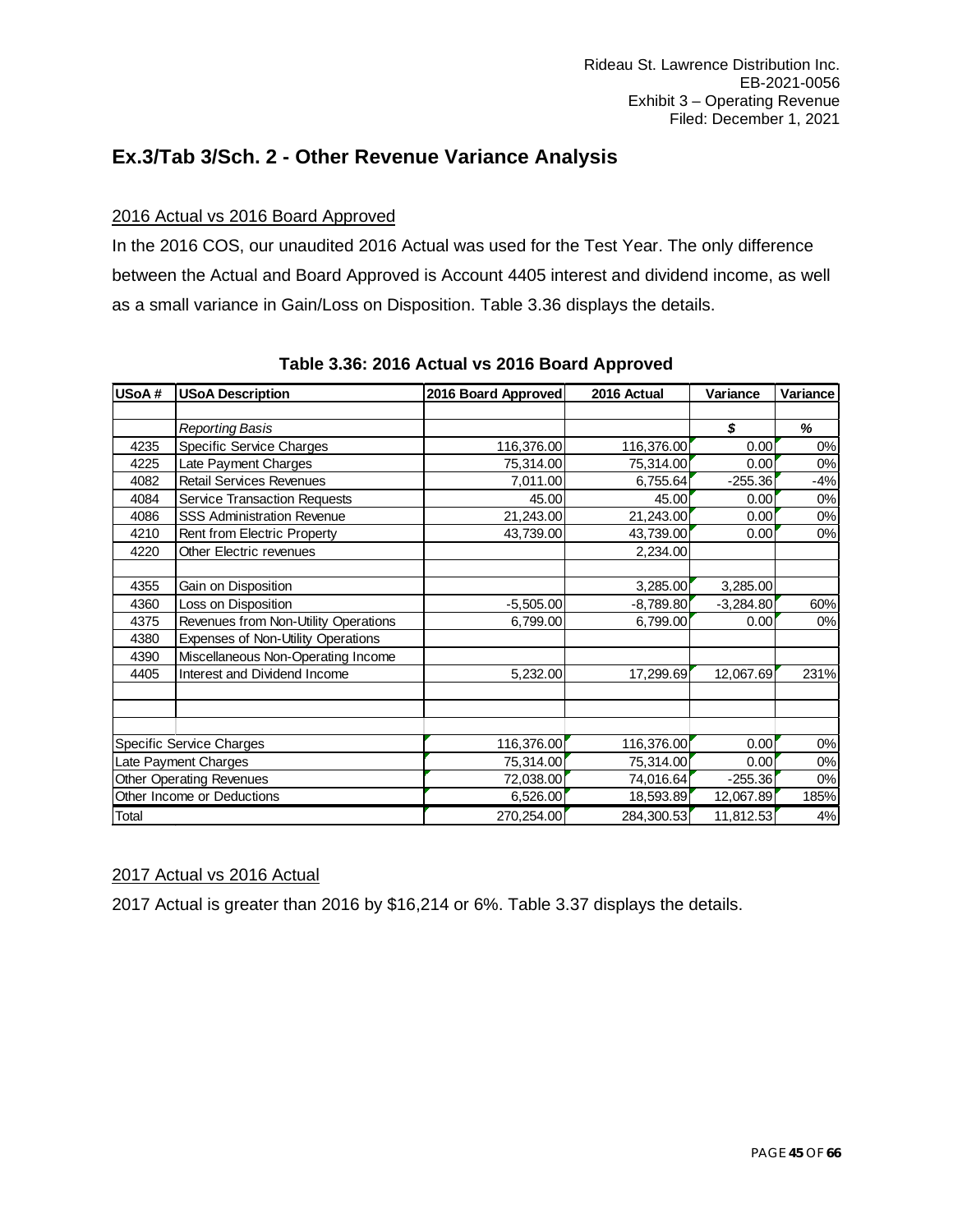## Ex.3/Tab 3/Sch. 2 - Other Revenue Variance Analysis

### 2016 Actual vs 2016 Board Approved

In the 2016 COS, our unaudited 2016 Actual was used for the Test Year. The only difference between the Actual and Board Approved is Account 4405 interest and dividend income, as well as a small variance in Gain/Loss on Disposition. Table 3.36 displays the details.

**Table 3.36: 2016 Actual vs 2016 Board Approved**

| USoA # | USoA Description | 2016 Board Approved | 2016 Actual | Variance | Variance |
|---|---|---|---|---|---|
| | | | | | |
| | *Reporting Basis* | | | ***$*** | ***%*** |
| 4235 | Specific Service Charges | 116,376.00 | 116,376.00 | 0.00 | 0% |
| 4225 | Late Payment Charges | 75,314.00 | 75,314.00 | 0.00 | 0% |
| 4082 | Retail Services Revenues | 7,011.00 | 6,755.64 | -255.36 | -4% |
| 4084 | Service Transaction Requests | 45.00 | 45.00 | 0.00 | 0% |
| 4086 | SSS Administration Revenue | 21,243.00 | 21,243.00 | 0.00 | 0% |
| 4210 | Rent from Electric Property | 43,739.00 | 43,739.00 | 0.00 | 0% |
| 4220 | Other Electric revenues | | 2,234.00 | | |
| | | | | | |
| 4355 | Gain on Disposition | | 3,285.00 | 3,285.00 | |
| 4360 | Loss on Disposition | -5,505.00 | -8,789.80 | -3,284.80 | 60% |
| 4375 | Revenues from Non-Utility Operations | 6,799.00 | 6,799.00 | 0.00 | 0% |
| 4380 | Expenses of Non-Utility Operations | | | | |
| 4390 | Miscellaneous Non-Operating Income | | | | |
| 4405 | Interest and Dividend Income | 5,232.00 | 17,299.69 | 12,067.69 | 231% |
| | | | | | |
| | | | | | |
| | | | | | |
| Specific Service Charges | | 116,376.00 | 116,376.00 | 0.00 | 0% |
| Late Payment Charges | | 75,314.00 | 75,314.00 | 0.00 | 0% |
| Other Operating Revenues | | 72,038.00 | 74,016.64 | -255.36 | 0% |
| Other Income or Deductions | | 6,526.00 | 18,593.89 | 12,067.89 | 185% |
| Total | | 270,254.00 | 284,300.53 | 11,812.53 | 4% |

### 2017 Actual vs 2016 Actual

2017 Actual is greater than 2016 by $16,214 or 6%. Table 3.37 displays the details.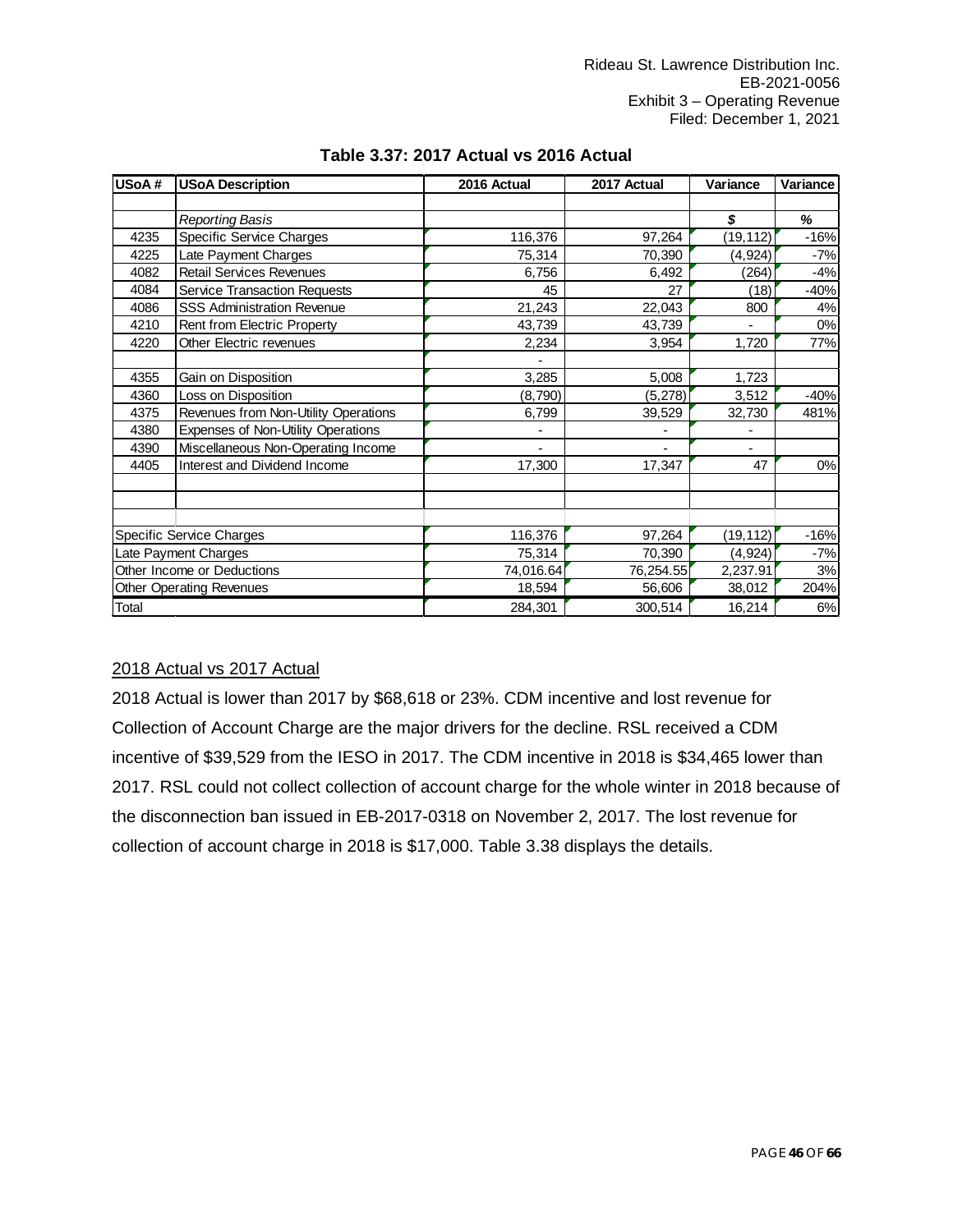**Table 3.37: 2017 Actual vs 2016 Actual**

| USoA # | USoA Description | 2016 Actual | 2017 Actual | Variance | Variance |
|---|---|---|---|---|---|
| | | | | | |
| | *Reporting Basis* | | | *$* | *%* |
| 4235 | Specific Service Charges | 116,376 | 97,264 | (19,112) | -16% |
| 4225 | Late Payment Charges | 75,314 | 70,390 | (4,924) | -7% |
| 4082 | Retail Services Revenues | 6,756 | 6,492 | (264) | -4% |
| 4084 | Service Transaction Requests | 45 | 27 | (18) | -40% |
| 4086 | SSS Administration Revenue | 21,243 | 22,043 | 800 | 4% |
| 4210 | Rent from Electric Property | 43,739 | 43,739 | - | 0% |
| 4220 | Other Electric revenues | 2,234 | 3,954 | 1,720 | 77% |
| | | - | | | |
| 4355 | Gain on Disposition | 3,285 | 5,008 | 1,723 | |
| 4360 | Loss on Disposition | (8,790) | (5,278) | 3,512 | -40% |
| 4375 | Revenues from Non-Utility Operations | 6,799 | 39,529 | 32,730 | 481% |
| 4380 | Expenses of Non-Utility Operations | - | - | - | |
| 4390 | Miscellaneous Non-Operating Income | - | - | - | |
| 4405 | Interest and Dividend Income | 17,300 | 17,347 | 47 | 0% |
| | | | | | |
| | | | | | |
| | | | | | |
| Specific Service Charges | | 116,376 | 97,264 | (19,112) | -16% |
| Late Payment Charges | | 75,314 | 70,390 | (4,924) | -7% |
| Other Income or Deductions | | 74,016.64 | 76,254.55 | 2,237.91 | 3% |
| Other Operating Revenues | | 18,594 | 56,606 | 38,012 | 204% |
| Total | | 284,301 | 300,514 | 16,214 | 6% |

<u>2018 Actual vs 2017 Actual</u>

2018 Actual is lower than 2017 by $68,618 or 23%. CDM incentive and lost revenue for Collection of Account Charge are the major drivers for the decline. RSL received a CDM incentive of $39,529 from the IESO in 2017. The CDM incentive in 2018 is $34,465 lower than 2017. RSL could not collect collection of account charge for the whole winter in 2018 because of the disconnection ban issued in EB-2017-0318 on November 2, 2017. The lost revenue for collection of account charge in 2018 is $17,000. Table 3.38 displays the details.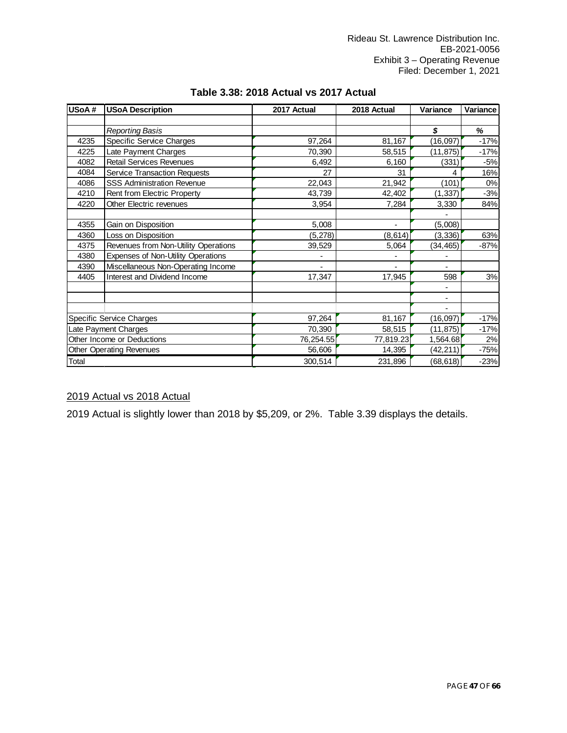**Table 3.38: 2018 Actual vs 2017 Actual**

| USoA # | USoA Description | 2017 Actual | 2018 Actual | Variance | Variance |
|---|---|---|---|---|---|
| | | | | | |
| | *Reporting Basis* | | | ***$*** | ***%*** |
| 4235 | Specific Service Charges | 97,264 | 81,167 | (16,097) | -17% |
| 4225 | Late Payment Charges | 70,390 | 58,515 | (11,875) | -17% |
| 4082 | Retail Services Revenues | 6,492 | 6,160 | (331) | -5% |
| 4084 | Service Transaction Requests | 27 | 31 | 4 | 16% |
| 4086 | SSS Administration Revenue | 22,043 | 21,942 | (101) | 0% |
| 4210 | Rent from Electric Property | 43,739 | 42,402 | (1,337) | -3% |
| 4220 | Other Electric revenues | 3,954 | 7,284 | 3,330 | 84% |
| | | | | - | |
| 4355 | Gain on Disposition | 5,008 | - | (5,008) | |
| 4360 | Loss on Disposition | (5,278) | (8,614) | (3,336) | 63% |
| 4375 | Revenues from Non-Utility Operations | 39,529 | 5,064 | (34,465) | -87% |
| 4380 | Expenses of Non-Utility Operations | - | - | - | |
| 4390 | Miscellaneous Non-Operating Income | - | - | - | |
| 4405 | Interest and Dividend Income | 17,347 | 17,945 | 598 | 3% |
| | | | | - | |
| | | | | - | |
| | | | | - | |
| Specific Service Charges | | 97,264 | 81,167 | (16,097) | -17% |
| Late Payment Charges | | 70,390 | 58,515 | (11,875) | -17% |
| Other Income or Deductions | | 76,254.55 | 77,819.23 | 1,564.68 | 2% |
| Other Operating Revenues | | 56,606 | 14,395 | (42,211) | -75% |
| Total | | 300,514 | 231,896 | (68,618) | -23% |

<u>2019 Actual vs 2018 Actual</u>

2019 Actual is slightly lower than 2018 by $5,209, or 2%. Table 3.39 displays the details.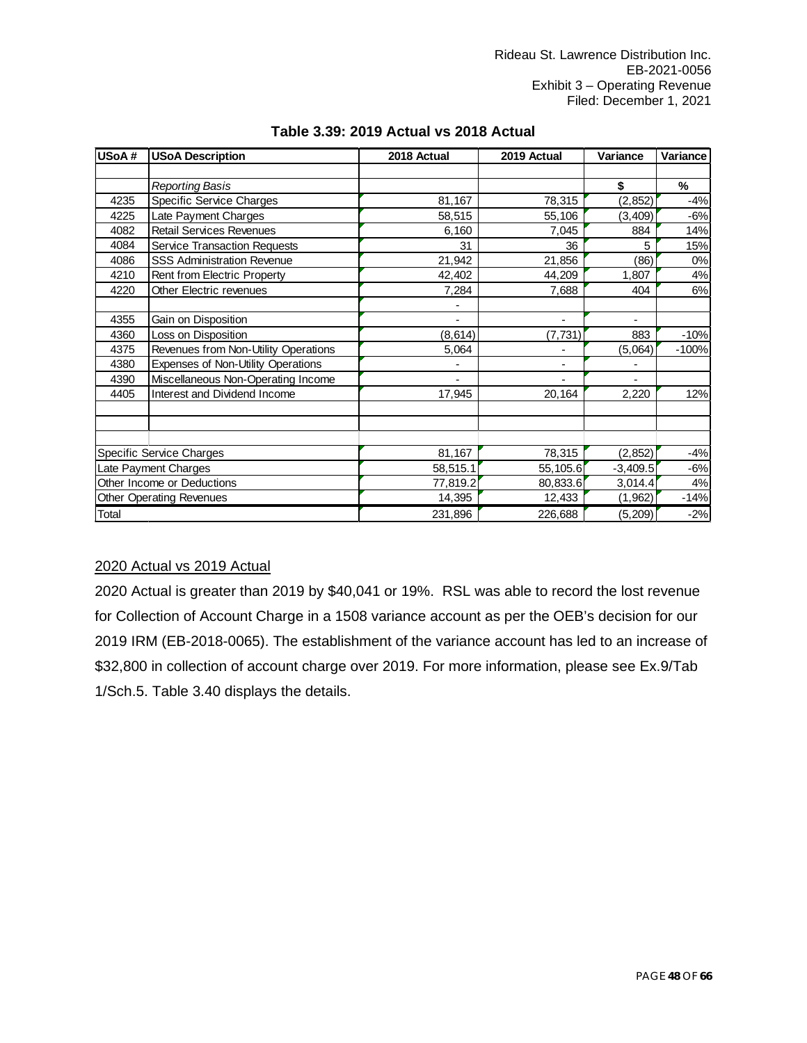### Table 3.39: 2019 Actual vs 2018 Actual

| USoA # | USoA Description | 2018 Actual | 2019 Actual | Variance | Variance |
|---|---|---|---|---|---|
| | | | | | |
| | *Reporting Basis* | | | $ | % |
| 4235 | Specific Service Charges | 81,167 | 78,315 | (2,852) | -4% |
| 4225 | Late Payment Charges | 58,515 | 55,106 | (3,409) | -6% |
| 4082 | Retail Services Revenues | 6,160 | 7,045 | 884 | 14% |
| 4084 | Service Transaction Requests | 31 | 36 | 5 | 15% |
| 4086 | SSS Administration Revenue | 21,942 | 21,856 | (86) | 0% |
| 4210 | Rent from Electric Property | 42,402 | 44,209 | 1,807 | 4% |
| 4220 | Other Electric revenues | 7,284 | 7,688 | 404 | 6% |
| | | - | | | |
| 4355 | Gain on Disposition | - | - | - | |
| 4360 | Loss on Disposition | (8,614) | (7,731) | 883 | -10% |
| 4375 | Revenues from Non-Utility Operations | 5,064 | - | (5,064) | -100% |
| 4380 | Expenses of Non-Utility Operations | - | - | - | |
| 4390 | Miscellaneous Non-Operating Income | - | - | - | |
| 4405 | Interest and Dividend Income | 17,945 | 20,164 | 2,220 | 12% |
| | | | | | |
| | | | | | |
| | | | | | |
| Specific Service Charges | | 81,167 | 78,315 | (2,852) | -4% |
| Late Payment Charges | | 58,515.1 | 55,105.6 | -3,409.5 | -6% |
| Other Income or Deductions | | 77,819.2 | 80,833.6 | 3,014.4 | 4% |
| Other Operating Revenues | | 14,395 | 12,433 | (1,962) | -14% |
| Total | | 231,896 | 226,688 | (5,209) | -2% |

<u>2020 Actual vs 2019 Actual</u>

2020 Actual is greater than 2019 by $40,041 or 19%. RSL was able to record the lost revenue for Collection of Account Charge in a 1508 variance account as per the OEB's decision for our 2019 IRM (EB-2018-0065). The establishment of the variance account has led to an increase of $32,800 in collection of account charge over 2019. For more information, please see Ex.9/Tab 1/Sch.5. Table 3.40 displays the details.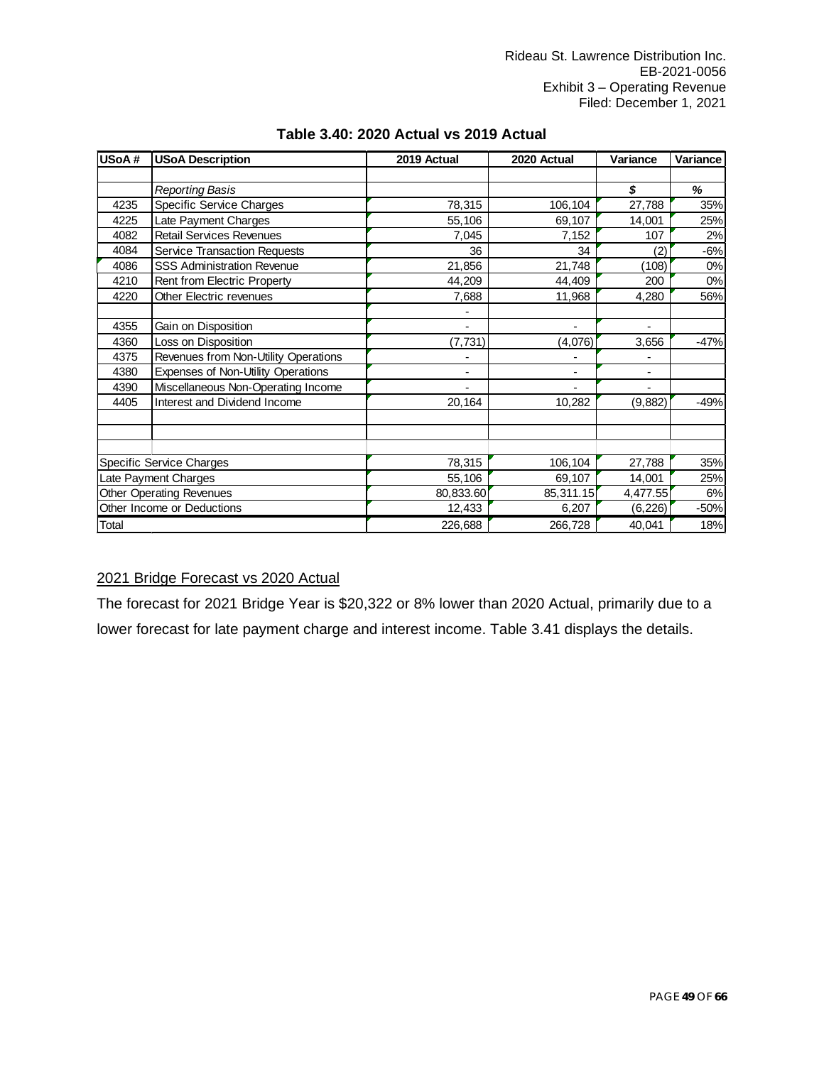**Table 3.40: 2020 Actual vs 2019 Actual**

| USoA # | USoA Description | 2019 Actual | 2020 Actual | Variance | Variance |
|---|---|---|---|---|---|
| | | | | | |
| | *Reporting Basis* | | | **$** | **%** |
| 4235 | Specific Service Charges | 78,315 | 106,104 | 27,788 | 35% |
| 4225 | Late Payment Charges | 55,106 | 69,107 | 14,001 | 25% |
| 4082 | Retail Services Revenues | 7,045 | 7,152 | 107 | 2% |
| 4084 | Service Transaction Requests | 36 | 34 | (2) | -6% |
| 4086 | SSS Administration Revenue | 21,856 | 21,748 | (108) | 0% |
| 4210 | Rent from Electric Property | 44,209 | 44,409 | 200 | 0% |
| 4220 | Other Electric revenues | 7,688 | 11,968 | 4,280 | 56% |
| | | - | | | |
| 4355 | Gain on Disposition | - | - | - | |
| 4360 | Loss on Disposition | (7,731) | (4,076) | 3,656 | -47% |
| 4375 | Revenues from Non-Utility Operations | - | - | - | |
| 4380 | Expenses of Non-Utility Operations | - | - | - | |
| 4390 | Miscellaneous Non-Operating Income | - | - | - | |
| 4405 | Interest and Dividend Income | 20,164 | 10,282 | (9,882) | -49% |
| | | | | | |
| | | | | | |
| | | | | | |
| Specific Service Charges | | 78,315 | 106,104 | 27,788 | 35% |
| Late Payment Charges | | 55,106 | 69,107 | 14,001 | 25% |
| Other Operating Revenues | | 80,833.60 | 85,311.15 | 4,477.55 | 6% |
| Other Income or Deductions | | 12,433 | 6,207 | (6,226) | -50% |
| Total | | 226,688 | 266,728 | 40,041 | 18% |

## 2021 Bridge Forecast vs 2020 Actual

The forecast for 2021 Bridge Year is $20,322 or 8% lower than 2020 Actual, primarily due to a lower forecast for late payment charge and interest income. Table 3.41 displays the details.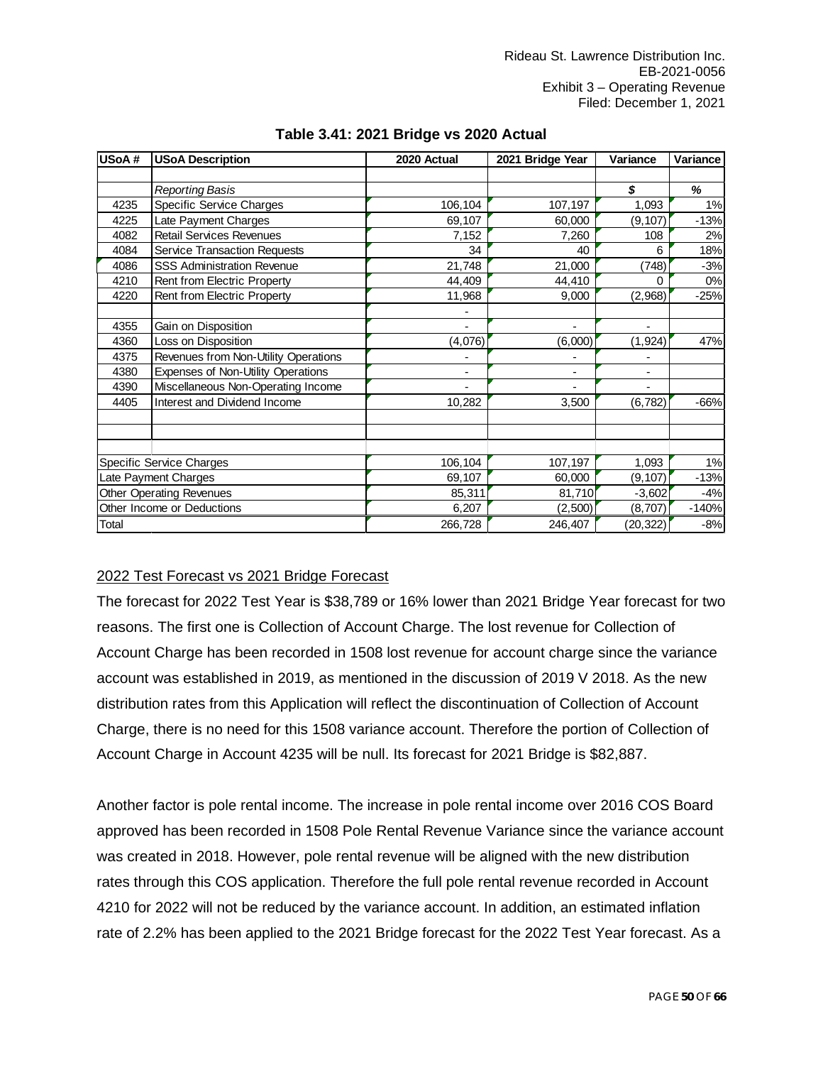### Table 3.41: 2021 Bridge vs 2020 Actual

| USoA # | USoA Description | 2020 Actual | 2021 Bridge Year | Variance | Variance |
|---|---|---|---|---|---|
| | | | | | |
| | *Reporting Basis* | | | *$* | *%* |
| 4235 | Specific Service Charges | 106,104 | 107,197 | 1,093 | 1% |
| 4225 | Late Payment Charges | 69,107 | 60,000 | (9,107) | -13% |
| 4082 | Retail Services Revenues | 7,152 | 7,260 | 108 | 2% |
| 4084 | Service Transaction Requests | 34 | 40 | 6 | 18% |
| 4086 | SSS Administration Revenue | 21,748 | 21,000 | (748) | -3% |
| 4210 | Rent from Electric Property | 44,409 | 44,410 | 0 | 0% |
| 4220 | Rent from Electric Property | 11,968 | 9,000 | (2,968) | -25% |
| | | - | | | |
| 4355 | Gain on Disposition | - | - | - | |
| 4360 | Loss on Disposition | (4,076) | (6,000) | (1,924) | 47% |
| 4375 | Revenues from Non-Utility Operations | - | - | - | |
| 4380 | Expenses of Non-Utility Operations | - | - | - | |
| 4390 | Miscellaneous Non-Operating Income | - | - | - | |
| 4405 | Interest and Dividend Income | 10,282 | 3,500 | (6,782) | -66% |
| | | | | | |
| | | | | | |
| | | | | | |
| Specific Service Charges | | 106,104 | 107,197 | 1,093 | 1% |
| Late Payment Charges | | 69,107 | 60,000 | (9,107) | -13% |
| Other Operating Revenues | | 85,311 | 81,710 | -3,602 | -4% |
| Other Income or Deductions | | 6,207 | (2,500) | (8,707) | -140% |
| Total | | 266,728 | 246,407 | (20,322) | -8% |

2022 Test Forecast vs 2021 Bridge Forecast

The forecast for 2022 Test Year is $38,789 or 16% lower than 2021 Bridge Year forecast for two reasons. The first one is Collection of Account Charge. The lost revenue for Collection of Account Charge has been recorded in 1508 lost revenue for account charge since the variance account was established in 2019, as mentioned in the discussion of 2019 V 2018. As the new distribution rates from this Application will reflect the discontinuation of Collection of Account Charge, there is no need for this 1508 variance account. Therefore the portion of Collection of Account Charge in Account 4235 will be null. Its forecast for 2021 Bridge is $82,887.

Another factor is pole rental income. The increase in pole rental income over 2016 COS Board approved has been recorded in 1508 Pole Rental Revenue Variance since the variance account was created in 2018. However, pole rental revenue will be aligned with the new distribution rates through this COS application. Therefore the full pole rental revenue recorded in Account 4210 for 2022 will not be reduced by the variance account. In addition, an estimated inflation rate of 2.2% has been applied to the 2021 Bridge forecast for the 2022 Test Year forecast. As a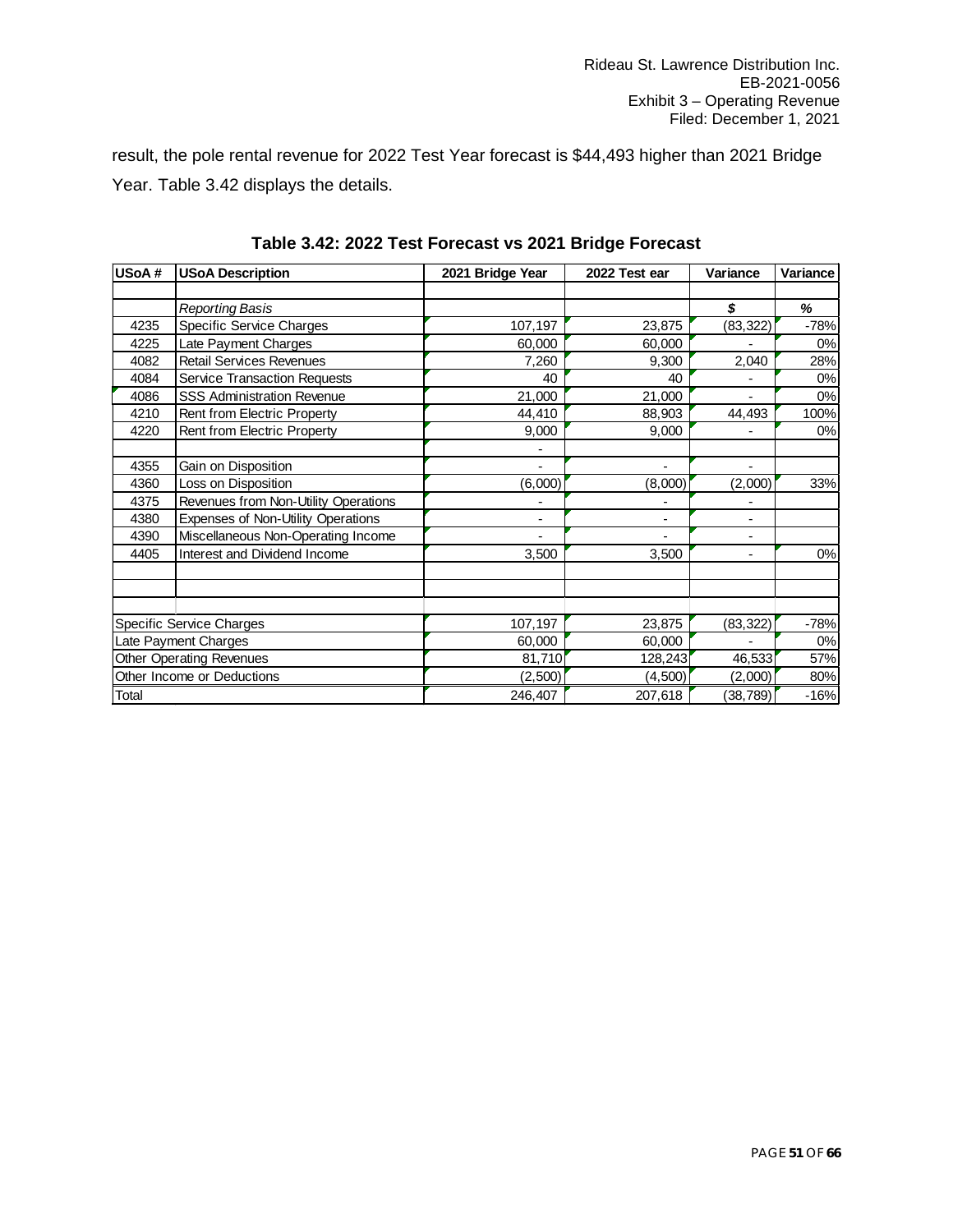result, the pole rental revenue for 2022 Test Year forecast is $44,493 higher than 2021 Bridge Year. Table 3.42 displays the details.

**Table 3.42: 2022 Test Forecast vs 2021 Bridge Forecast**

| USoA # | USoA Description | 2021 Bridge Year | 2022 Test ear | Variance | Variance |
|---|---|---|---|---|---|
| | | | | | |
| | *Reporting Basis* | | | *$* | *%* |
| 4235 | Specific Service Charges | 107,197 | 23,875 | (83,322) | -78% |
| 4225 | Late Payment Charges | 60,000 | 60,000 | - | 0% |
| 4082 | Retail Services Revenues | 7,260 | 9,300 | 2,040 | 28% |
| 4084 | Service Transaction Requests | 40 | 40 | - | 0% |
| 4086 | SSS Administration Revenue | 21,000 | 21,000 | - | 0% |
| 4210 | Rent from Electric Property | 44,410 | 88,903 | 44,493 | 100% |
| 4220 | Rent from Electric Property | 9,000 | 9,000 | - | 0% |
| | | - | | | |
| 4355 | Gain on Disposition | - | - | - | |
| 4360 | Loss on Disposition | (6,000) | (8,000) | (2,000) | 33% |
| 4375 | Revenues from Non-Utility Operations | - | - | - | |
| 4380 | Expenses of Non-Utility Operations | - | - | - | |
| 4390 | Miscellaneous Non-Operating Income | - | - | - | |
| 4405 | Interest and Dividend Income | 3,500 | 3,500 | - | 0% |
| | | | | | |
| | | | | | |
| | | | | | |
| Specific Service Charges | | 107,197 | 23,875 | (83,322) | -78% |
| Late Payment Charges | | 60,000 | 60,000 | - | 0% |
| Other Operating Revenues | | 81,710 | 128,243 | 46,533 | 57% |
| Other Income or Deductions | | (2,500) | (4,500) | (2,000) | 80% |
| Total | | 246,407 | 207,618 | (38,789) | -16% |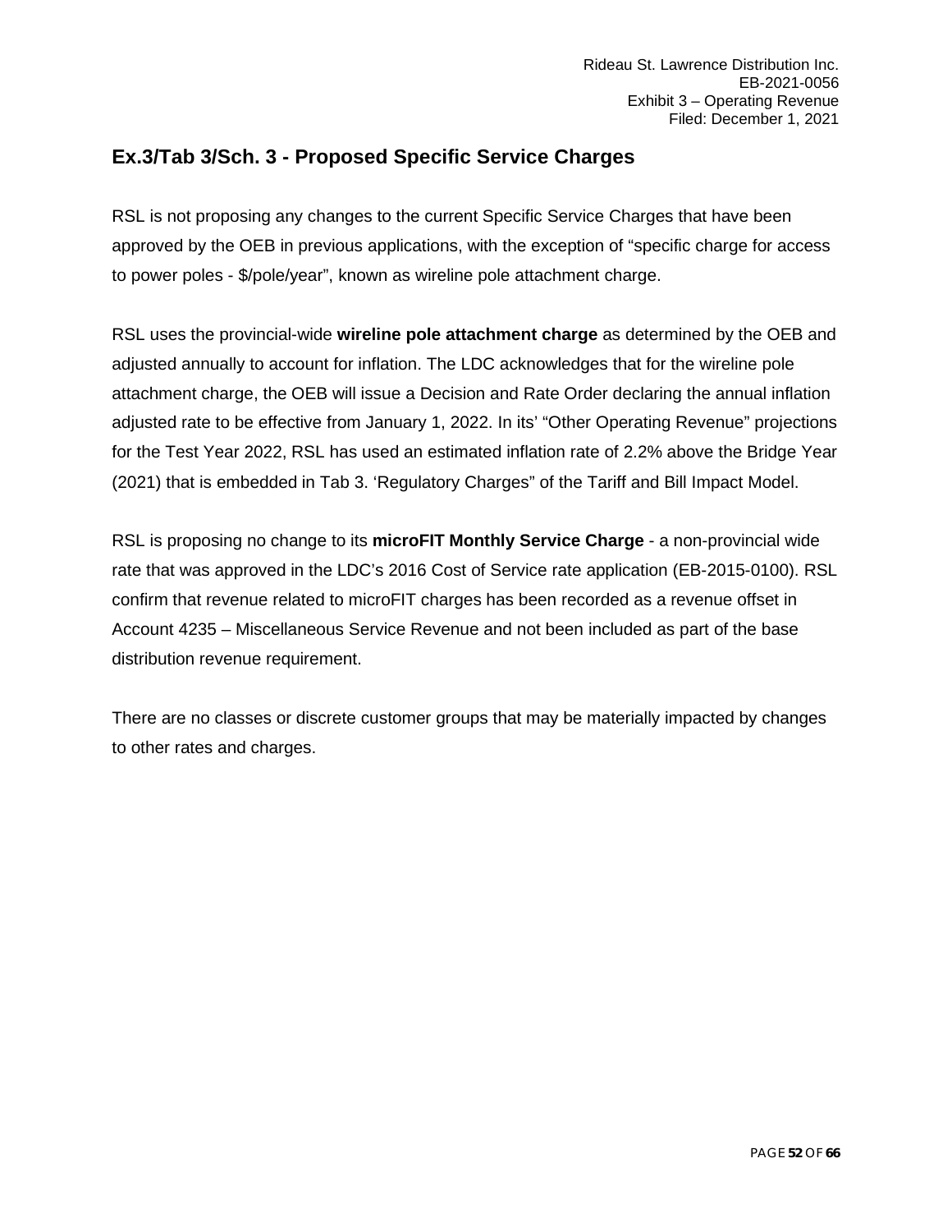## Ex.3/Tab 3/Sch. 3 - Proposed Specific Service Charges

RSL is not proposing any changes to the current Specific Service Charges that have been approved by the OEB in previous applications, with the exception of "specific charge for access to power poles - $/pole/year", known as wireline pole attachment charge.

RSL uses the provincial-wide **wireline pole attachment charge** as determined by the OEB and adjusted annually to account for inflation. The LDC acknowledges that for the wireline pole attachment charge, the OEB will issue a Decision and Rate Order declaring the annual inflation adjusted rate to be effective from January 1, 2022. In its' "Other Operating Revenue" projections for the Test Year 2022, RSL has used an estimated inflation rate of 2.2% above the Bridge Year (2021) that is embedded in Tab 3. 'Regulatory Charges" of the Tariff and Bill Impact Model.

RSL is proposing no change to its **microFIT Monthly Service Charge** - a non-provincial wide rate that was approved in the LDC's 2016 Cost of Service rate application (EB-2015-0100). RSL confirm that revenue related to microFIT charges has been recorded as a revenue offset in Account 4235 – Miscellaneous Service Revenue and not been included as part of the base distribution revenue requirement.

There are no classes or discrete customer groups that may be materially impacted by changes to other rates and charges.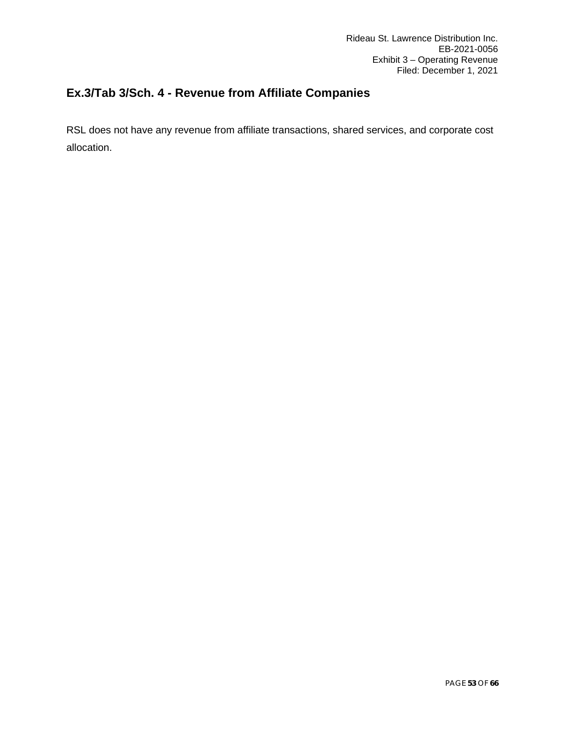## Ex.3/Tab 3/Sch. 4 - Revenue from Affiliate Companies

RSL does not have any revenue from affiliate transactions, shared services, and corporate cost allocation.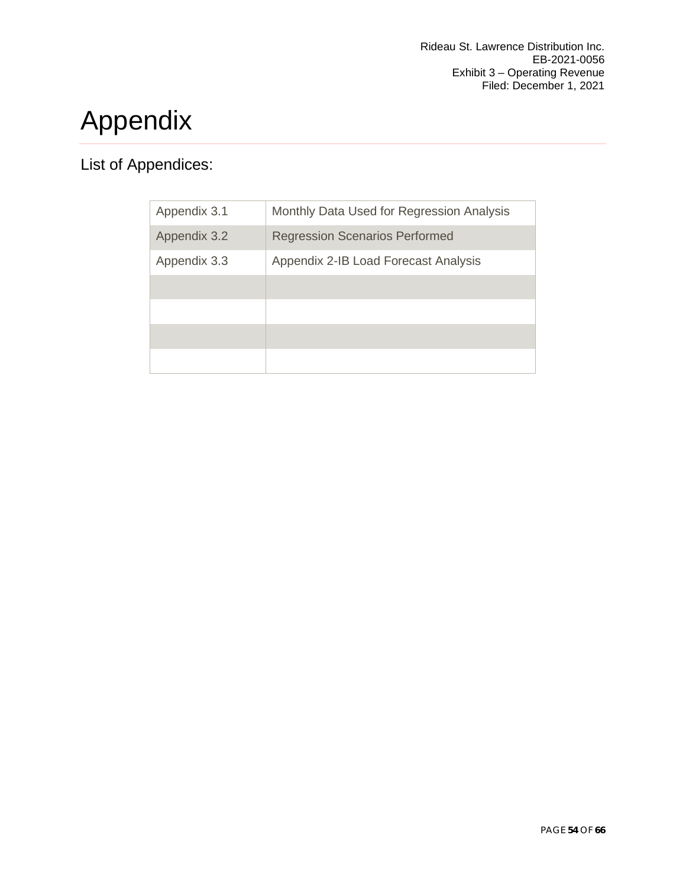# Appendix

List of Appendices:

| Appendix 3.1 | Monthly Data Used for Regression Analysis |
|---|---|
| Appendix 3.2 | Regression Scenarios Performed |
| Appendix 3.3 | Appendix 2-IB Load Forecast Analysis |
| | |
| | |
| | |
| | |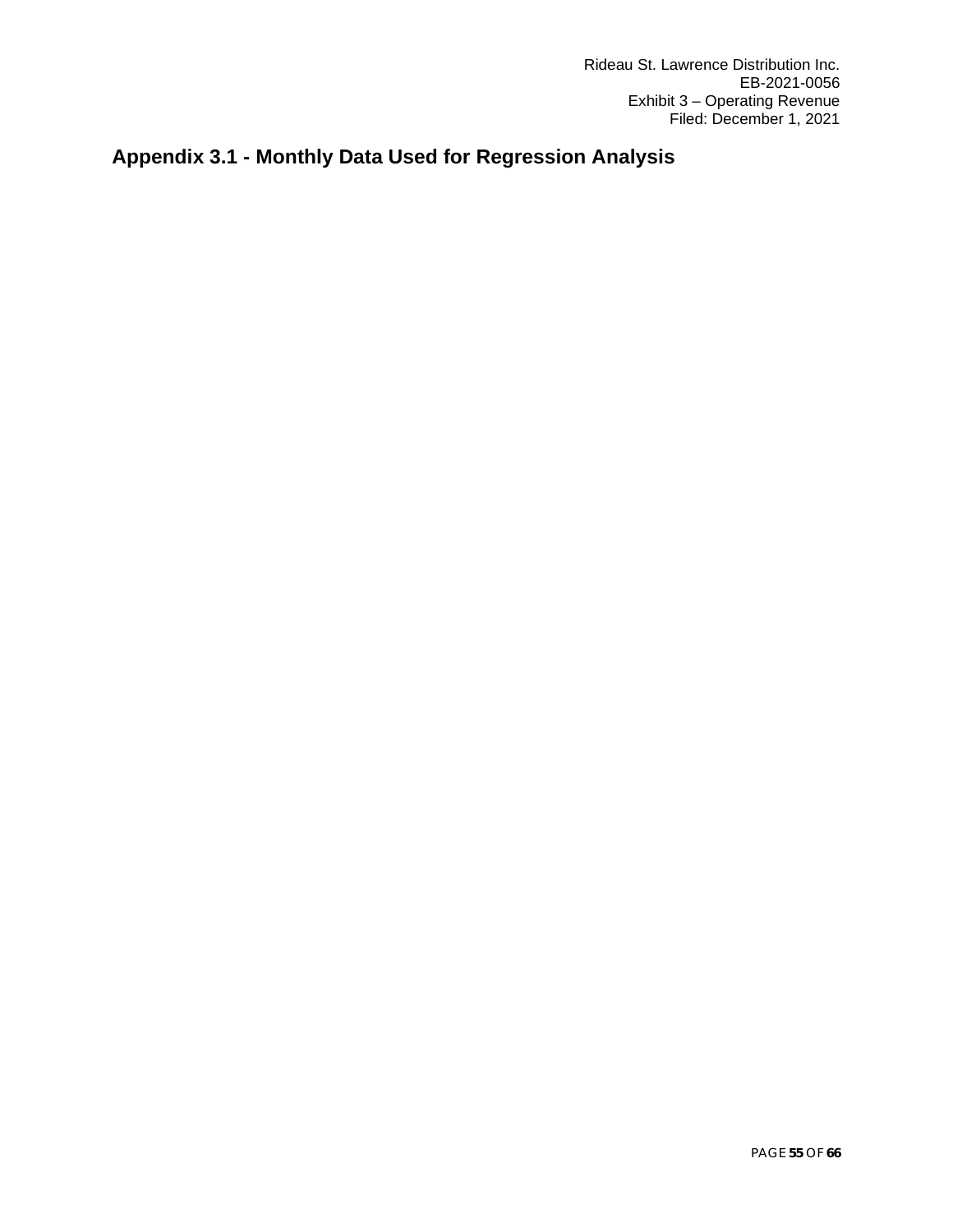## Appendix 3.1 - Monthly Data Used for Regression Analysis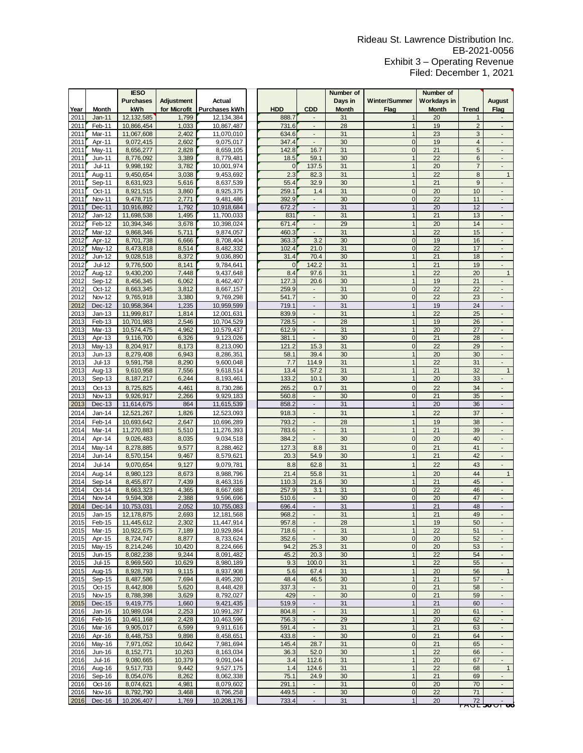Rideau St. Lawrence Distribution Inc.
EB-2021-0056
Exhibit 3 – Operating Revenue
Filed: December 1, 2021

| Year | Month | IESO Purchases kWh | Adjustment for Microfit | Actual Purchases kWh | HDD | CDD | Number of Days in Month | Winter/Summer Flag | Number of Workdays in Month | Trend | August Flag |
|---|---|---|---|---|---|---|---|---|---|---|---|
| 2011 | Jan-11 | 12,132,585 | 1,799 | 12,134,384 | 888.7 | - | 31 | 1 | 20 | 1 | - |
| 2011 | Feb-11 | 10,866,454 | 1,033 | 10,867,487 | 731.6 | - | 28 | 1 | 19 | 2 | - |
| 2011 | Mar-11 | 11,067,608 | 2,402 | 11,070,010 | 634.6 | - | 31 | 1 | 23 | 3 | - |
| 2011 | Apr-11 | 9,072,415 | 2,602 | 9,075,017 | 347.4 | - | 30 | 0 | 19 | 4 | - |
| 2011 | May-11 | 8,656,277 | 2,828 | 8,659,105 | 142.8 | 16.7 | 31 | 0 | 21 | 5 | - |
| 2011 | Jun-11 | 8,776,092 | 3,389 | 8,779,481 | 18.5 | 59.1 | 30 | 1 | 22 | 6 | - |
| 2011 | Jul-11 | 9,998,192 | 3,782 | 10,001,974 | 0 | 137.5 | 31 | 1 | 20 | 7 | - |
| 2011 | Aug-11 | 9,450,654 | 3,038 | 9,453,692 | 2.3 | 82.3 | 31 | 1 | 22 | 8 | 1 |
| 2011 | Sep-11 | 8,631,923 | 5,616 | 8,637,539 | 55.4 | 32.9 | 30 | 1 | 21 | 9 | - |
| 2011 | Oct-11 | 8,921,515 | 3,860 | 8,925,375 | 259.1 | 1.4 | 31 | 0 | 20 | 10 | - |
| 2011 | Nov-11 | 9,478,715 | 2,771 | 9,481,486 | 392.9 | - | 30 | 0 | 22 | 11 | - |
| 2011 | Dec-11 | 10,916,892 | 1,792 | 10,918,684 | 672.2 | - | 31 | 1 | 20 | 12 | - |
| 2012 | Jan-12 | 11,698,538 | 1,495 | 11,700,033 | 831 | - | 31 | 1 | 21 | 13 | - |
| 2012 | Feb-12 | 10,394,346 | 3,678 | 10,398,024 | 671.4 | - | 29 | 1 | 20 | 14 | - |
| 2012 | Mar-12 | 9,868,346 | 5,711 | 9,874,057 | 460.3 | - | 31 | 1 | 22 | 15 | - |
| 2012 | Apr-12 | 8,701,738 | 6,666 | 8,708,404 | 363.3 | 3.2 | 30 | 0 | 19 | 16 | - |
| 2012 | May-12 | 8,473,818 | 8,514 | 8,482,332 | 102.4 | 21.0 | 31 | 0 | 22 | 17 | - |
| 2012 | Jun-12 | 9,028,518 | 8,372 | 9,036,890 | 31.4 | 70.4 | 30 | 1 | 21 | 18 | - |
| 2012 | Jul-12 | 9,776,500 | 8,141 | 9,784,641 | 0 | 142.2 | 31 | 1 | 21 | 19 | - |
| 2012 | Aug-12 | 9,430,200 | 7,448 | 9,437,648 | 8.4 | 97.6 | 31 | 1 | 22 | 20 | 1 |
| 2012 | Sep-12 | 8,456,345 | 6,062 | 8,462,407 | 127.3 | 20.6 | 30 | 1 | 19 | 21 | - |
| 2012 | Oct-12 | 8,663,345 | 3,812 | 8,667,157 | 259.9 | - | 31 | 0 | 22 | 22 | - |
| 2012 | Nov-12 | 9,765,918 | 3,380 | 9,769,298 | 541.7 | - | 30 | 0 | 22 | 23 | - |
| 2012 | Dec-12 | 10,958,364 | 1,235 | 10,959,599 | 719.1 | - | 31 | 1 | 19 | 24 | - |
| 2013 | Jan-13 | 11,999,817 | 1,814 | 12,001,631 | 839.9 | - | 31 | 1 | 22 | 25 | - |
| 2013 | Feb-13 | 10,701,983 | 2,546 | 10,704,529 | 728.5 | - | 28 | 1 | 19 | 26 | - |
| 2013 | Mar-13 | 10,574,475 | 4,962 | 10,579,437 | 612.9 | - | 31 | 1 | 20 | 27 | - |
| 2013 | Apr-13 | 9,116,700 | 6,326 | 9,123,026 | 381.1 | - | 30 | 0 | 21 | 28 | - |
| 2013 | May-13 | 8,204,917 | 8,173 | 8,213,090 | 121.2 | 15.3 | 31 | 0 | 22 | 29 | - |
| 2013 | Jun-13 | 8,279,408 | 6,943 | 8,286,351 | 58.1 | 39.4 | 30 | 1 | 20 | 30 | - |
| 2013 | Jul-13 | 9,591,758 | 8,290 | 9,600,048 | 7.7 | 114.9 | 31 | 1 | 22 | 31 | - |
| 2013 | Aug-13 | 9,610,958 | 7,556 | 9,618,514 | 13.4 | 57.2 | 31 | 1 | 21 | 32 | 1 |
| 2013 | Sep-13 | 8,187,217 | 6,244 | 8,193,461 | 133.2 | 10.1 | 30 | 1 | 20 | 33 | - |
| 2013 | Oct-13 | 8,725,825 | 4,461 | 8,730,286 | 265.2 | 0.7 | 31 | 0 | 22 | 34 | - |
| 2013 | Nov-13 | 9,926,917 | 2,266 | 9,929,183 | 560.8 | - | 30 | 0 | 21 | 35 | - |
| 2013 | Dec-13 | 11,614,675 | 864 | 11,615,539 | 858.2 | - | 31 | 1 | 20 | 36 | - |
| 2014 | Jan-14 | 12,521,267 | 1,826 | 12,523,093 | 918.3 | - | 31 | 1 | 22 | 37 | - |
| 2014 | Feb-14 | 10,693,642 | 2,647 | 10,696,289 | 793.2 | - | 28 | 1 | 19 | 38 | - |
| 2014 | Mar-14 | 11,270,883 | 5,510 | 11,276,393 | 783.6 | - | 31 | 1 | 21 | 39 | - |
| 2014 | Apr-14 | 9,026,483 | 8,035 | 9,034,518 | 384.2 | - | 30 | 0 | 20 | 40 | - |
| 2014 | May-14 | 8,278,885 | 9,577 | 8,288,462 | 127.3 | 8.8 | 31 | 0 | 21 | 41 | - |
| 2014 | Jun-14 | 8,570,154 | 9,467 | 8,579,621 | 20.3 | 54.9 | 30 | 1 | 21 | 42 | - |
| 2014 | Jul-14 | 9,070,654 | 9,127 | 9,079,781 | 8.8 | 62.8 | 31 | 1 | 22 | 43 | - |
| 2014 | Aug-14 | 8,980,123 | 8,673 | 8,988,796 | 21.4 | 55.8 | 31 | 1 | 20 | 44 | 1 |
| 2014 | Sep-14 | 8,455,877 | 7,439 | 8,463,316 | 110.3 | 21.6 | 30 | 1 | 21 | 45 | - |
| 2014 | Oct-14 | 8,663,323 | 4,365 | 8,667,688 | 257.9 | 3.1 | 31 | 0 | 22 | 46 | - |
| 2014 | Nov-14 | 9,594,308 | 2,388 | 9,596,696 | 510.6 | - | 30 | 0 | 20 | 47 | - |
| 2014 | Dec-14 | 10,753,031 | 2,052 | 10,755,083 | 696.4 | - | 31 | 1 | 21 | 48 | - |
| 2015 | Jan-15 | 12,178,875 | 2,693 | 12,181,568 | 968.2 | - | 31 | 1 | 21 | 49 | - |
| 2015 | Feb-15 | 11,445,612 | 2,302 | 11,447,914 | 957.8 | - | 28 | 1 | 19 | 50 | - |
| 2015 | Mar-15 | 10,922,675 | 7,189 | 10,929,864 | 718.6 | - | 31 | 1 | 22 | 51 | - |
| 2015 | Apr-15 | 8,724,747 | 8,877 | 8,733,624 | 352.6 | - | 30 | 0 | 20 | 52 | - |
| 2015 | May-15 | 8,214,246 | 10,420 | 8,224,666 | 94.2 | 25.3 | 31 | 0 | 20 | 53 | - |
| 2015 | Jun-15 | 8,082,238 | 9,244 | 8,091,482 | 45.2 | 20.3 | 30 | 1 | 22 | 54 | - |
| 2015 | Jul-15 | 8,969,560 | 10,629 | 8,980,189 | 9.3 | 100.0 | 31 | 1 | 22 | 55 | - |
| 2015 | Aug-15 | 8,928,793 | 9,115 | 8,937,908 | 5.6 | 67.4 | 31 | 1 | 20 | 56 | 1 |
| 2015 | Sep-15 | 8,487,586 | 7,694 | 8,495,280 | 48.4 | 46.5 | 30 | 1 | 21 | 57 | - |
| 2015 | Oct-15 | 8,442,808 | 5,620 | 8,448,428 | 337.3 | - | 31 | 0 | 21 | 58 | - |
| 2015 | Nov-15 | 8,788,398 | 3,629 | 8,792,027 | 429 | - | 30 | 0 | 21 | 59 | - |
| 2015 | Dec-15 | 9,419,775 | 1,660 | 9,421,435 | 519.9 | - | 31 | 1 | 21 | 60 | - |
| 2016 | Jan-16 | 10,989,034 | 2,253 | 10,991,287 | 804.8 | - | 31 | 1 | 20 | 61 | - |
| 2016 | Feb-16 | 10,461,168 | 2,428 | 10,463,596 | 756.3 | - | 29 | 1 | 20 | 62 | - |
| 2016 | Mar-16 | 9,905,017 | 6,599 | 9,911,616 | 591.4 | - | 31 | 1 | 21 | 63 | - |
| 2016 | Apr-16 | 8,448,753 | 9,898 | 8,458,651 | 433.8 | - | 30 | 0 | 21 | 64 | - |
| 2016 | May-16 | 7,971,052 | 10,642 | 7,981,694 | 145.4 | 28.7 | 31 | 0 | 21 | 65 | - |
| 2016 | Jun-16 | 8,152,771 | 10,263 | 8,163,034 | 36.3 | 52.0 | 30 | 1 | 22 | 66 | - |
| 2016 | Jul-16 | 9,080,665 | 10,379 | 9,091,044 | 3.4 | 112.6 | 31 | 1 | 20 | 67 | - |
| 2016 | Aug-16 | 9,517,733 | 9,442 | 9,527,175 | 1.4 | 124.6 | 31 | 1 | 22 | 68 | 1 |
| 2016 | Sep-16 | 8,054,076 | 8,262 | 8,062,338 | 75.1 | 24.9 | 30 | 1 | 21 | 69 | - |
| 2016 | Oct-16 | 8,074,621 | 4,981 | 8,079,602 | 291.1 | - | 31 | 0 | 20 | 70 | - |
| 2016 | Nov-16 | 8,792,790 | 3,468 | 8,796,258 | 449.5 | - | 30 | 0 | 22 | 71 | - |
| 2016 | Dec-16 | 10,206,407 | 1,769 | 10,208,176 | 733.4 | - | 31 | 1 | 20 | 72 | - |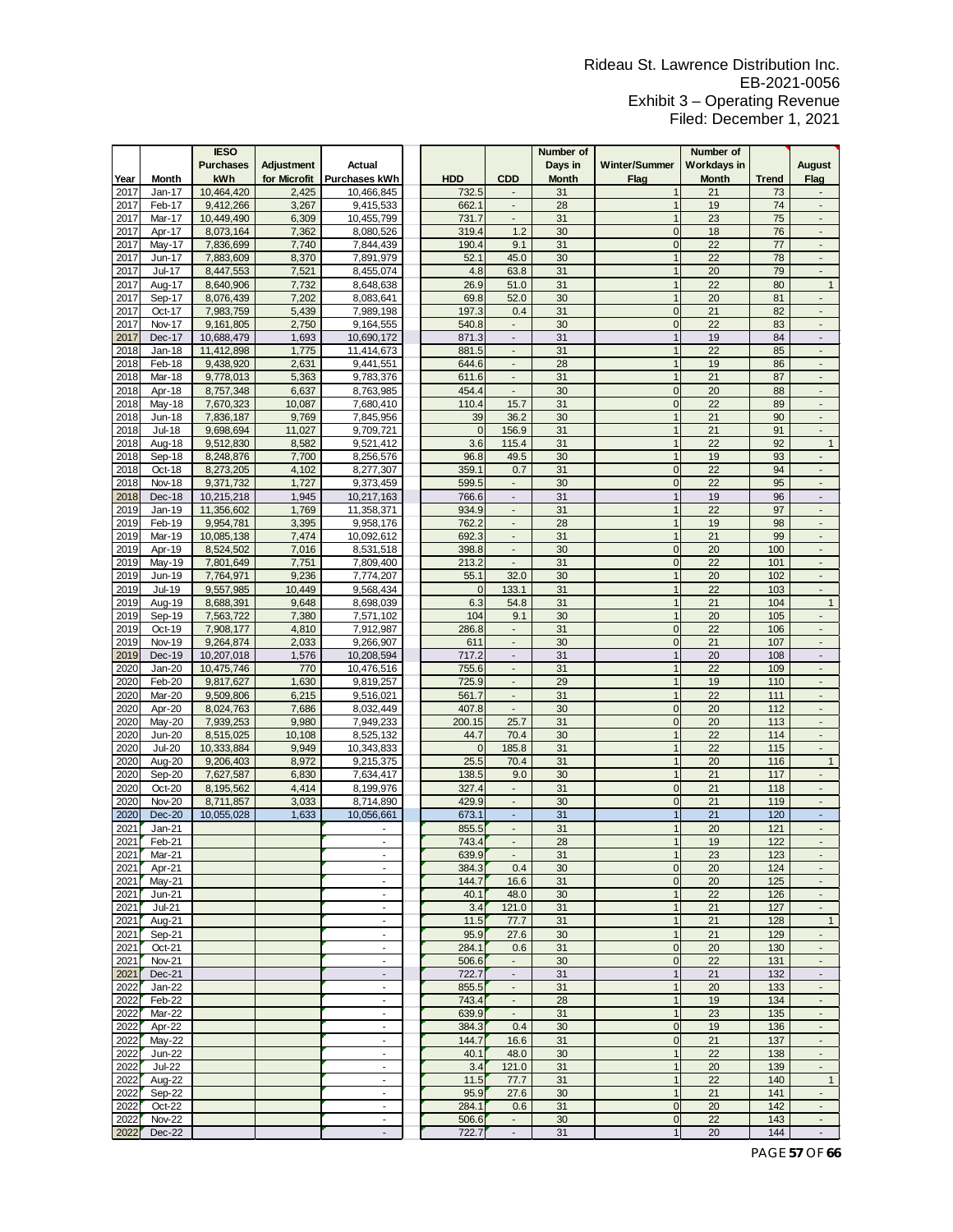Rideau St. Lawrence Distribution Inc.
EB-2021-0056
Exhibit 3 – Operating Revenue
Filed: December 1, 2021

| Year | Month | IESO Purchases kWh | Adjustment for Microfit | Actual Purchases kWh | HDD | CDD | Number of Days in Month | Winter/Summer Flag | Number of Workdays in Month | Trend | August Flag |
|---|---|---|---|---|---|---|---|---|---|---|---|
| 2017 | Jan-17 | 10,464,420 | 2,425 | 10,466,845 | 732.5 | - | 31 | 1 | 21 | 73 | - |
| 2017 | Feb-17 | 9,412,266 | 3,267 | 9,415,533 | 662.1 | - | 28 | 1 | 19 | 74 | - |
| 2017 | Mar-17 | 10,449,490 | 6,309 | 10,455,799 | 731.7 | - | 31 | 1 | 23 | 75 | - |
| 2017 | Apr-17 | 8,073,164 | 7,362 | 8,080,526 | 319.4 | 1.2 | 30 | 0 | 18 | 76 | - |
| 2017 | May-17 | 7,836,699 | 7,740 | 7,844,439 | 190.4 | 9.1 | 31 | 0 | 22 | 77 | - |
| 2017 | Jun-17 | 7,883,609 | 8,370 | 7,891,979 | 52.1 | 45.0 | 30 | 1 | 22 | 78 | - |
| 2017 | Jul-17 | 8,447,553 | 7,521 | 8,455,074 | 4.8 | 63.8 | 31 | 1 | 20 | 79 | - |
| 2017 | Aug-17 | 8,640,906 | 7,732 | 8,648,638 | 26.9 | 51.0 | 31 | 1 | 22 | 80 | 1 |
| 2017 | Sep-17 | 8,076,439 | 7,202 | 8,083,641 | 69.8 | 52.0 | 30 | 1 | 20 | 81 | - |
| 2017 | Oct-17 | 7,983,759 | 5,439 | 7,989,198 | 197.3 | 0.4 | 31 | 0 | 21 | 82 | - |
| 2017 | Nov-17 | 9,161,805 | 2,750 | 9,164,555 | 540.8 | - | 30 | 0 | 22 | 83 | - |
| 2017 | Dec-17 | 10,688,479 | 1,693 | 10,690,172 | 871.3 | - | 31 | 1 | 19 | 84 | - |
| 2018 | Jan-18 | 11,412,898 | 1,775 | 11,414,673 | 881.5 | - | 31 | 1 | 22 | 85 | - |
| 2018 | Feb-18 | 9,438,920 | 2,631 | 9,441,551 | 644.6 | - | 28 | 1 | 19 | 86 | - |
| 2018 | Mar-18 | 9,778,013 | 5,363 | 9,783,376 | 611.6 | - | 31 | 1 | 21 | 87 | - |
| 2018 | Apr-18 | 8,757,348 | 6,637 | 8,763,985 | 454.4 | - | 30 | 0 | 20 | 88 | - |
| 2018 | May-18 | 7,670,323 | 10,087 | 7,680,410 | 110.4 | 15.7 | 31 | 0 | 22 | 89 | - |
| 2018 | Jun-18 | 7,836,187 | 9,769 | 7,845,956 | 39 | 36.2 | 30 | 1 | 21 | 90 | - |
| 2018 | Jul-18 | 9,698,694 | 11,027 | 9,709,721 | 0 | 156.9 | 31 | 1 | 21 | 91 | - |
| 2018 | Aug-18 | 9,512,830 | 8,582 | 9,521,412 | 3.6 | 115.4 | 31 | 1 | 22 | 92 | 1 |
| 2018 | Sep-18 | 8,248,876 | 7,700 | 8,256,576 | 96.8 | 49.5 | 30 | 1 | 19 | 93 | - |
| 2018 | Oct-18 | 8,273,205 | 4,102 | 8,277,307 | 359.1 | 0.7 | 31 | 0 | 22 | 94 | - |
| 2018 | Nov-18 | 9,371,732 | 1,727 | 9,373,459 | 599.5 | - | 30 | 0 | 22 | 95 | - |
| 2018 | Dec-18 | 10,215,218 | 1,945 | 10,217,163 | 766.6 | - | 31 | 1 | 19 | 96 | - |
| 2019 | Jan-19 | 11,356,602 | 1,769 | 11,358,371 | 934.9 | - | 31 | 1 | 22 | 97 | - |
| 2019 | Feb-19 | 9,954,781 | 3,395 | 9,958,176 | 762.2 | - | 28 | 1 | 19 | 98 | - |
| 2019 | Mar-19 | 10,085,138 | 7,474 | 10,092,612 | 692.3 | - | 31 | 1 | 21 | 99 | - |
| 2019 | Apr-19 | 8,524,502 | 7,016 | 8,531,518 | 398.8 | - | 30 | 0 | 20 | 100 | - |
| 2019 | May-19 | 7,801,649 | 7,751 | 7,809,400 | 213.2 | - | 31 | 0 | 22 | 101 | - |
| 2019 | Jun-19 | 7,764,971 | 9,236 | 7,774,207 | 55.1 | 32.0 | 30 | 1 | 20 | 102 | - |
| 2019 | Jul-19 | 9,557,985 | 10,449 | 9,568,434 | 0 | 133.1 | 31 | 1 | 22 | 103 | - |
| 2019 | Aug-19 | 8,688,391 | 9,648 | 8,698,039 | 6.3 | 54.8 | 31 | 1 | 21 | 104 | 1 |
| 2019 | Sep-19 | 7,563,722 | 7,380 | 7,571,102 | 104 | 9.1 | 30 | 1 | 20 | 105 | - |
| 2019 | Oct-19 | 7,908,177 | 4,810 | 7,912,987 | 286.8 | - | 31 | 0 | 22 | 106 | - |
| 2019 | Nov-19 | 9,264,874 | 2,033 | 9,266,907 | 611 | - | 30 | 0 | 21 | 107 | - |
| 2019 | Dec-19 | 10,207,018 | 1,576 | 10,208,594 | 717.2 | - | 31 | 1 | 20 | 108 | - |
| 2020 | Jan-20 | 10,475,746 | 770 | 10,476,516 | 755.6 | - | 31 | 1 | 22 | 109 | - |
| 2020 | Feb-20 | 9,817,627 | 1,630 | 9,819,257 | 725.9 | - | 29 | 1 | 19 | 110 | - |
| 2020 | Mar-20 | 9,509,806 | 6,215 | 9,516,021 | 561.7 | - | 31 | 1 | 22 | 111 | - |
| 2020 | Apr-20 | 8,024,763 | 7,686 | 8,032,449 | 407.8 | - | 30 | 0 | 20 | 112 | - |
| 2020 | May-20 | 7,939,253 | 9,980 | 7,949,233 | 200.15 | 25.7 | 31 | 0 | 20 | 113 | - |
| 2020 | Jun-20 | 8,515,025 | 10,108 | 8,525,132 | 44.7 | 70.4 | 30 | 1 | 22 | 114 | - |
| 2020 | Jul-20 | 10,333,884 | 9,949 | 10,343,833 | 0 | 185.8 | 31 | 1 | 22 | 115 | - |
| 2020 | Aug-20 | 9,206,403 | 8,972 | 9,215,375 | 25.5 | 70.4 | 31 | 1 | 20 | 116 | 1 |
| 2020 | Sep-20 | 7,627,587 | 6,830 | 7,634,417 | 138.5 | 9.0 | 30 | 1 | 21 | 117 | - |
| 2020 | Oct-20 | 8,195,562 | 4,414 | 8,199,976 | 327.4 | - | 31 | 0 | 21 | 118 | - |
| 2020 | Nov-20 | 8,711,857 | 3,033 | 8,714,890 | 429.9 | - | 30 | 0 | 21 | 119 | - |
| 2020 | Dec-20 | 10,055,028 | 1,633 | 10,056,661 | 673.1 | - | 31 | 1 | 21 | 120 | - |
| 2021 | Jan-21 | | | - | 855.5 | - | 31 | 1 | 20 | 121 | - |
| 2021 | Feb-21 | | | - | 743.4 | - | 28 | 1 | 19 | 122 | - |
| 2021 | Mar-21 | | | - | 639.9 | - | 31 | 1 | 23 | 123 | - |
| 2021 | Apr-21 | | | - | 384.3 | 0.4 | 30 | 0 | 20 | 124 | - |
| 2021 | May-21 | | | - | 144.7 | 16.6 | 31 | 0 | 20 | 125 | - |
| 2021 | Jun-21 | | | - | 40.1 | 48.0 | 30 | 1 | 22 | 126 | - |
| 2021 | Jul-21 | | | - | 3.4 | 121.0 | 31 | 1 | 21 | 127 | - |
| 2021 | Aug-21 | | | - | 11.5 | 77.7 | 31 | 1 | 21 | 128 | 1 |
| 2021 | Sep-21 | | | - | 95.9 | 27.6 | 30 | 1 | 21 | 129 | - |
| 2021 | Oct-21 | | | - | 284.1 | 0.6 | 31 | 0 | 20 | 130 | - |
| 2021 | Nov-21 | | | - | 506.6 | - | 30 | 0 | 22 | 131 | - |
| 2021 | Dec-21 | | | - | 722.7 | - | 31 | 1 | 21 | 132 | - |
| 2022 | Jan-22 | | | - | 855.5 | - | 31 | 1 | 20 | 133 | - |
| 2022 | Feb-22 | | | - | 743.4 | - | 28 | 1 | 19 | 134 | - |
| 2022 | Mar-22 | | | - | 639.9 | - | 31 | 1 | 23 | 135 | - |
| 2022 | Apr-22 | | | - | 384.3 | 0.4 | 30 | 0 | 19 | 136 | - |
| 2022 | May-22 | | | - | 144.7 | 16.6 | 31 | 0 | 21 | 137 | - |
| 2022 | Jun-22 | | | - | 40.1 | 48.0 | 30 | 1 | 22 | 138 | - |
| 2022 | Jul-22 | | | - | 3.4 | 121.0 | 31 | 1 | 20 | 139 | - |
| 2022 | Aug-22 | | | - | 11.5 | 77.7 | 31 | 1 | 22 | 140 | 1 |
| 2022 | Sep-22 | | | - | 95.9 | 27.6 | 30 | 1 | 21 | 141 | - |
| 2022 | Oct-22 | | | - | 284.1 | 0.6 | 31 | 0 | 20 | 142 | - |
| 2022 | Nov-22 | | | - | 506.6 | - | 30 | 0 | 22 | 143 | - |
| 2022 | Dec-22 | | | - | 722.7 | - | 31 | 1 | 20 | 144 | - |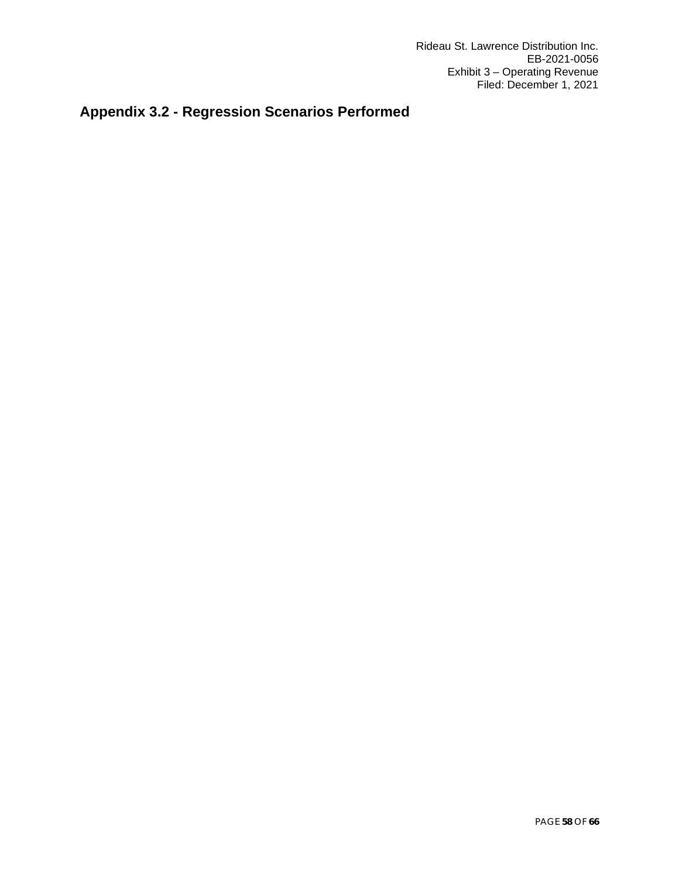## Appendix 3.2 - Regression Scenarios Performed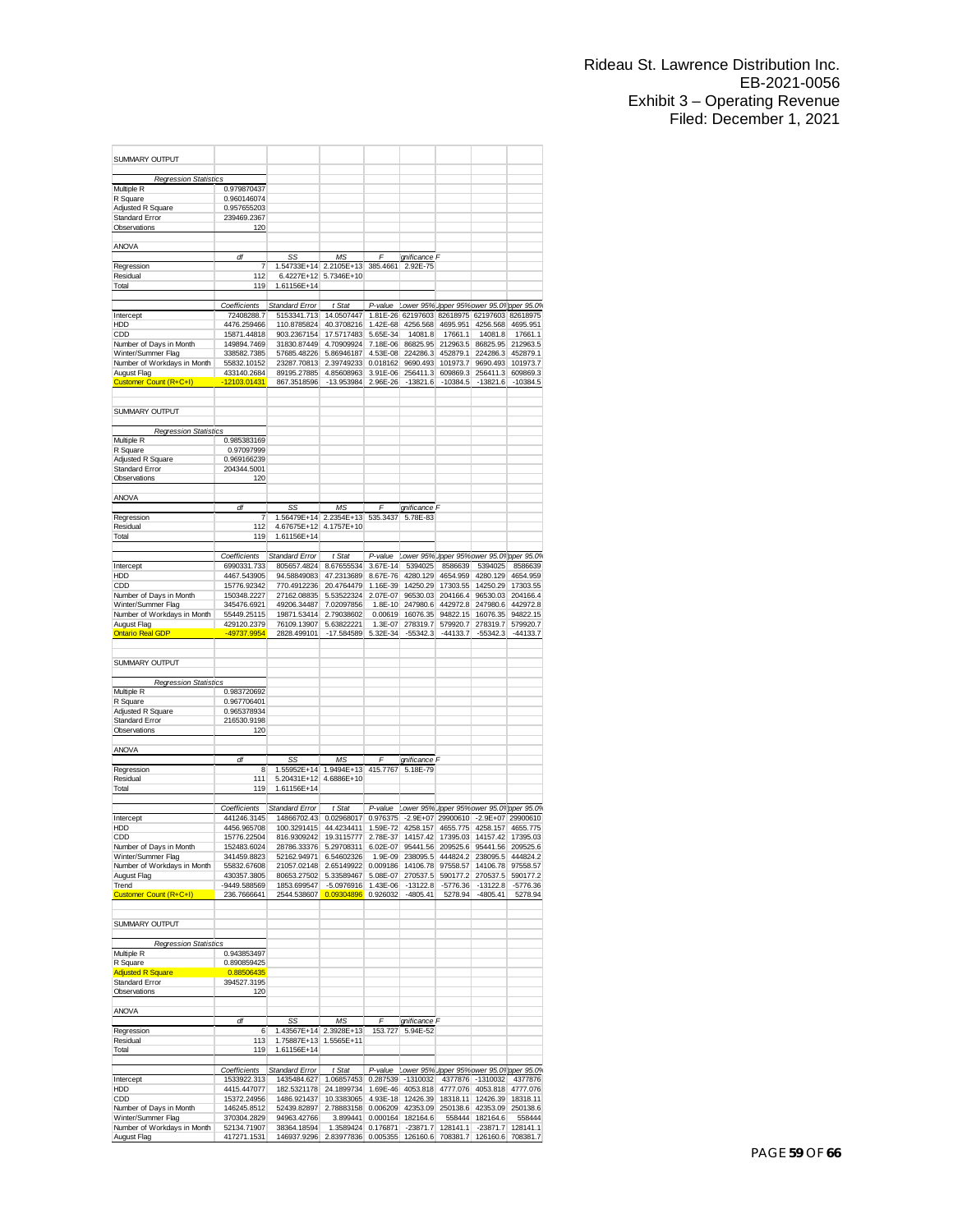SUMMARY OUTPUT

| *Regression Statistics* | |
|---|---|
| Multiple R | 0.979870437 |
| R Square | 0.960146074 |
| Adjusted R Square | 0.957655203 |
| Standard Error | 239469.2367 |
| Observations | 120 |

ANOVA

| | *df* | *SS* | *MS* | *F* | *Significance F* |
|---|---|---|---|---|---|
| Regression | 7 | 1.54733E+14 | 2.2105E+13 | 385.4661 | 2.92E-75 |
| Residual | 112 | 6.4227E+12 | 5.7346E+10 | | |
| Total | 119 | 1.61156E+14 | | | |

| | *Coefficients* | *Standard Error* | *t Stat* | *P-value* | *Lower 95%* | *Upper 95%* | *Lower 95.0%* | *Upper 95.0%* |
|---|---|---|---|---|---|---|---|---|
| Intercept | 72408288.7 | 5153341.713 | 14.0507447 | 1.81E-26 | 62197603 | 82618975 | 62197603 | 82618975 |
| HDD | 4476.259466 | 110.8785824 | 40.3708216 | 1.42E-68 | 4256.568 | 4695.951 | 4256.568 | 4695.951 |
| CDD | 15871.44818 | 903.2367154 | 17.5717483 | 5.65E-34 | 14081.8 | 17661.1 | 14081.8 | 17661.1 |
| Number of Days in Month | 149894.7469 | 31830.87449 | 4.70909924 | 7.18E-06 | 86825.95 | 212963.5 | 86825.95 | 212963.5 |
| Winter/Summer Flag | 338582.7385 | 57685.48226 | 5.86946187 | 4.53E-08 | 224286.3 | 452879.1 | 224286.3 | 452879.1 |
| Number of Workdays in Month | 55832.10152 | 23287.70813 | 2.39749233 | 0.018162 | 9690.493 | 101973.7 | 9690.493 | 101973.7 |
| August Flag | 433140.2684 | 89195.27885 | 4.85608963 | 3.91E-06 | 256411.3 | 609869.3 | 256411.3 | 609869.3 |
| Customer Count (R+C+I) | -12103.01431 | 867.3518596 | -13.953984 | 2.96E-26 | -13821.6 | -10384.5 | -13821.6 | -10384.5 |

SUMMARY OUTPUT

| *Regression Statistics* | |
|---|---|
| Multiple R | 0.985383169 |
| R Square | 0.97097999 |
| Adjusted R Square | 0.969166239 |
| Standard Error | 204344.5001 |
| Observations | 120 |

ANOVA

| | *df* | *SS* | *MS* | *F* | *Significance F* |
|---|---|---|---|---|---|
| Regression | 7 | 1.56479E+14 | 2.2354E+13 | 535.3437 | 5.78E-83 |
| Residual | 112 | 4.67675E+12 | 4.1757E+10 | | |
| Total | 119 | 1.61156E+14 | | | |

| | *Coefficients* | *Standard Error* | *t Stat* | *P-value* | *Lower 95%* | *Upper 95%* | *Lower 95.0%* | *Upper 95.0%* |
|---|---|---|---|---|---|---|---|---|
| Intercept | 6990331.733 | 805657.4824 | 8.67655534 | 3.67E-14 | 5394025 | 8586639 | 5394025 | 8586639 |
| HDD | 4467.543905 | 94.58849083 | 47.2313689 | 8.67E-76 | 4280.129 | 4654.959 | 4280.129 | 4654.959 |
| CDD | 15776.92342 | 770.4912236 | 20.4764479 | 1.16E-39 | 14250.29 | 17303.55 | 14250.29 | 17303.55 |
| Number of Days in Month | 150348.2227 | 27162.08835 | 5.53522324 | 2.07E-07 | 96530.03 | 204166.4 | 96530.03 | 204166.4 |
| Winter/Summer Flag | 345476.6921 | 49206.34487 | 7.02097856 | 1.8E-10 | 247980.6 | 442972.8 | 247980.6 | 442972.8 |
| Number of Workdays in Month | 55449.25115 | 19871.53414 | 2.79038602 | 0.00619 | 16076.35 | 94822.15 | 16076.35 | 94822.15 |
| August Flag | 429120.2379 | 76109.13907 | 5.63822221 | 1.3E-07 | 278319.7 | 579920.7 | 278319.7 | 579920.7 |
| Ontario Real GDP | -49737.9954 | 2828.499101 | -17.584589 | 5.32E-34 | -55342.3 | -44133.7 | -55342.3 | -44133.7 |

SUMMARY OUTPUT

| *Regression Statistics* | |
|---|---|
| Multiple R | 0.983720692 |
| R Square | 0.967706401 |
| Adjusted R Square | 0.965378934 |
| Standard Error | 216530.9198 |
| Observations | 120 |

ANOVA

| | *df* | *SS* | *MS* | *F* | *Significance F* |
|---|---|---|---|---|---|
| Regression | 8 | 1.55952E+14 | 1.9494E+13 | 415.7767 | 5.18E-79 |
| Residual | 111 | 5.20431E+12 | 4.6886E+10 | | |
| Total | 119 | 1.61156E+14 | | | |

| | *Coefficients* | *Standard Error* | *t Stat* | *P-value* | *Lower 95%* | *Upper 95%* | *Lower 95.0%* | *Upper 95.0%* |
|---|---|---|---|---|---|---|---|---|
| Intercept | 441246.3145 | 14866702.43 | 0.02968017 | 0.976375 | -2.9E+07 | 29900610 | -2.9E+07 | 29900610 |
| HDD | 4456.965708 | 100.3291415 | 44.4234411 | 1.59E-72 | 4258.157 | 4655.775 | 4258.157 | 4655.775 |
| CDD | 15776.22504 | 816.9309242 | 19.3115777 | 2.78E-37 | 14157.42 | 17395.03 | 14157.42 | 17395.03 |
| Number of Days in Month | 152483.6024 | 28786.33376 | 5.29708311 | 6.02E-07 | 95441.56 | 209525.6 | 95441.56 | 209525.6 |
| Winter/Summer Flag | 341459.8823 | 52162.94971 | 6.54602326 | 1.9E-09 | 238095.5 | 444824.2 | 238095.5 | 444824.2 |
| Number of Workdays in Month | 55832.67608 | 21057.02148 | 2.65149922 | 0.009186 | 14106.78 | 97558.57 | 14106.78 | 97558.57 |
| August Flag | 430357.3805 | 80653.27502 | 5.33589467 | 5.08E-07 | 270537.5 | 590177.2 | 270537.5 | 590177.2 |
| Trend | -9449.588569 | 1853.699547 | -5.0976916 | 1.43E-06 | -13122.8 | -5776.36 | -13122.8 | -5776.36 |
| Customer Count (R+C+I) | 236.7666641 | 2544.538607 | 0.09304896 | 0.926032 | -4805.41 | 5278.94 | -4805.41 | 5278.94 |

SUMMARY OUTPUT

| *Regression Statistics* | |
|---|---|
| Multiple R | 0.943853497 |
| R Square | 0.890859425 |
| Adjusted R Square | 0.88506435 |
| Standard Error | 394527.3195 |
| Observations | 120 |

ANOVA

| | *df* | *SS* | *MS* | *F* | *Significance F* |
|---|---|---|---|---|---|
| Regression | 6 | 1.43567E+14 | 2.3928E+13 | 153.727 | 5.94E-52 |
| Residual | 113 | 1.75887E+13 | 1.5565E+11 | | |
| Total | 119 | 1.61156E+14 | | | |

| | *Coefficients* | *Standard Error* | *t Stat* | *P-value* | *Lower 95%* | *Upper 95%* | *Lower 95.0%* | *Upper 95.0%* |
|---|---|---|---|---|---|---|---|---|
| Intercept | 1533922.313 | 1435484.627 | 1.06857453 | 0.287539 | -1310032 | 4377876 | -1310032 | 4377876 |
| HDD | 4415.447077 | 182.5321178 | 24.1899734 | 1.69E-46 | 4053.818 | 4777.076 | 4053.818 | 4777.076 |
| CDD | 15372.24956 | 1486.921437 | 10.3383065 | 4.93E-18 | 12426.39 | 18318.11 | 12426.39 | 18318.11 |
| Number of Days in Month | 146245.8512 | 52439.82897 | 2.78883158 | 0.006209 | 42353.09 | 250138.6 | 42353.09 | 250138.6 |
| Winter/Summer Flag | 370304.2829 | 94963.42766 | 3.899441 | 0.000164 | 182164.6 | 558444 | 182164.6 | 558444 |
| Number of Workdays in Month | 52134.71907 | 38364.18594 | 1.3589424 | 0.176871 | -23871.7 | 128141.1 | -23871.7 | 128141.1 |
| August Flag | 417271.1531 | 146937.9296 | 2.83977836 | 0.005355 | 126160.6 | 708381.7 | 126160.6 | 708381.7 |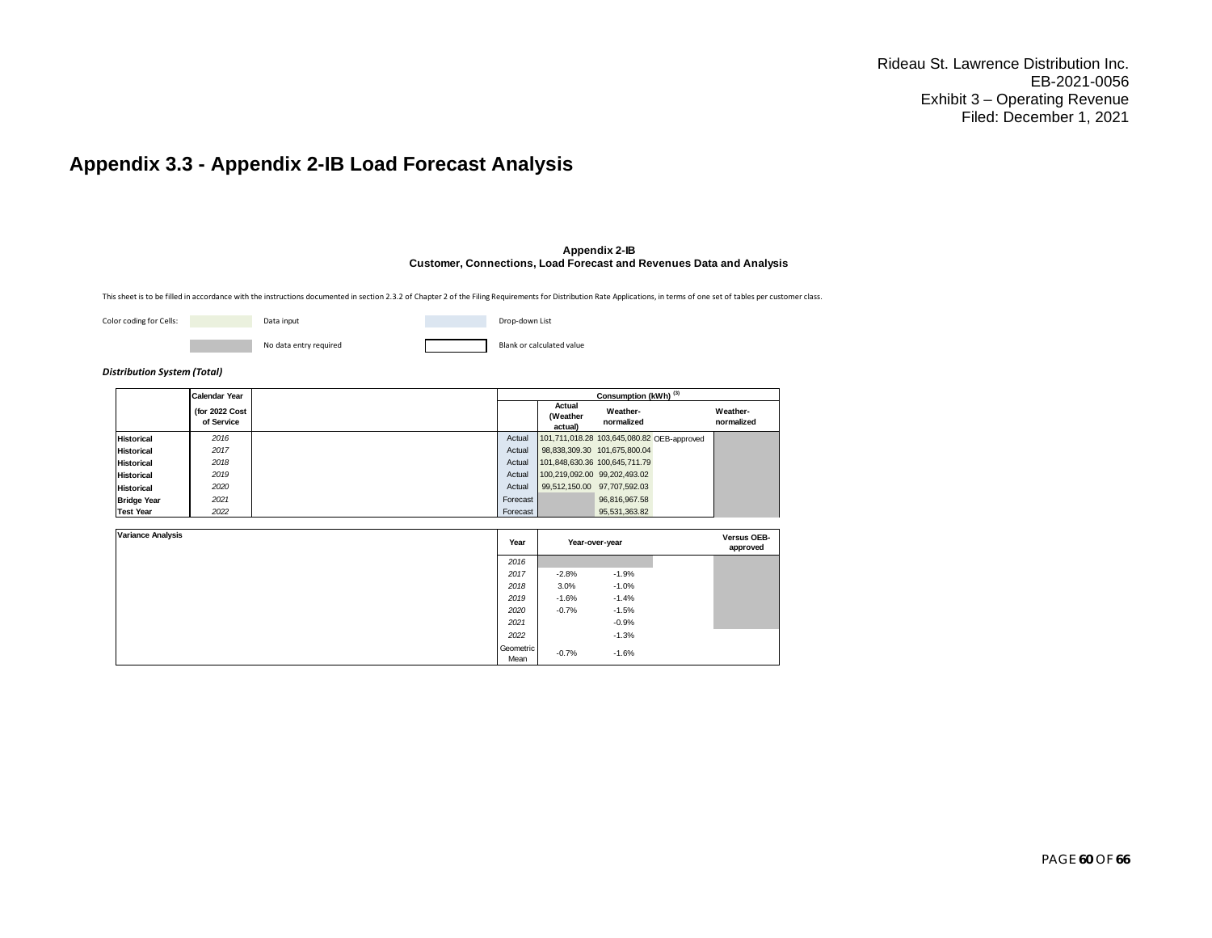# Appendix 3.3 - Appendix 2-IB Load Forecast Analysis

**Appendix 2-IB**
**Customer, Connections, Load Forecast and Revenues Data and Analysis**

This sheet is to be filled in accordance with the instructions documented in section 2.3.2 of Chapter 2 of the Filing Requirements for Distribution Rate Applications, in terms of one set of tables per customer class.

| Color coding for Cells: | | Data input | | Drop-down List |
|---|---|---|---|---|
| | | No data entry required | | Blank or calculated value |

***Distribution System (Total)***

| | Calendar Year (for 2022 Cost of Service | | | Consumption (kWh) [3] | | | |
|---|---|---|---|---|---|---|---|
| | | | | Actual (Weather actual) | Weather-normalized | | Weather-normalized |
| Historical | 2016 | | Actual | 101,711,018.28 | 103,645,080.82 | OEB-approved | |
| Historical | 2017 | | Actual | 98,838,309.30 | 101,675,800.04 | | |
| Historical | 2018 | | Actual | 101,848,630.36 | 100,645,711.79 | | |
| Historical | 2019 | | Actual | 100,219,092.00 | 99,202,493.02 | | |
| Historical | 2020 | | Actual | 99,512,150.00 | 97,707,592.03 | | |
| Bridge Year | 2021 | | Forecast | | 96,816,967.58 | | |
| Test Year | 2022 | | Forecast | | 95,531,363.82 | | |

| Variance Analysis | Year | Year-over-year | | | Versus OEB-approved |
|---|---|---|---|---|---|
| | 2016 | | | | |
| | 2017 | -2.8% | -1.9% | | |
| | 2018 | 3.0% | -1.0% | | |
| | 2019 | -1.6% | -1.4% | | |
| | 2020 | -0.7% | -1.5% | | |
| | 2021 | | -0.9% | | |
| | 2022 | | -1.3% | | |
| | Geometric Mean | -0.7% | -1.6% | | |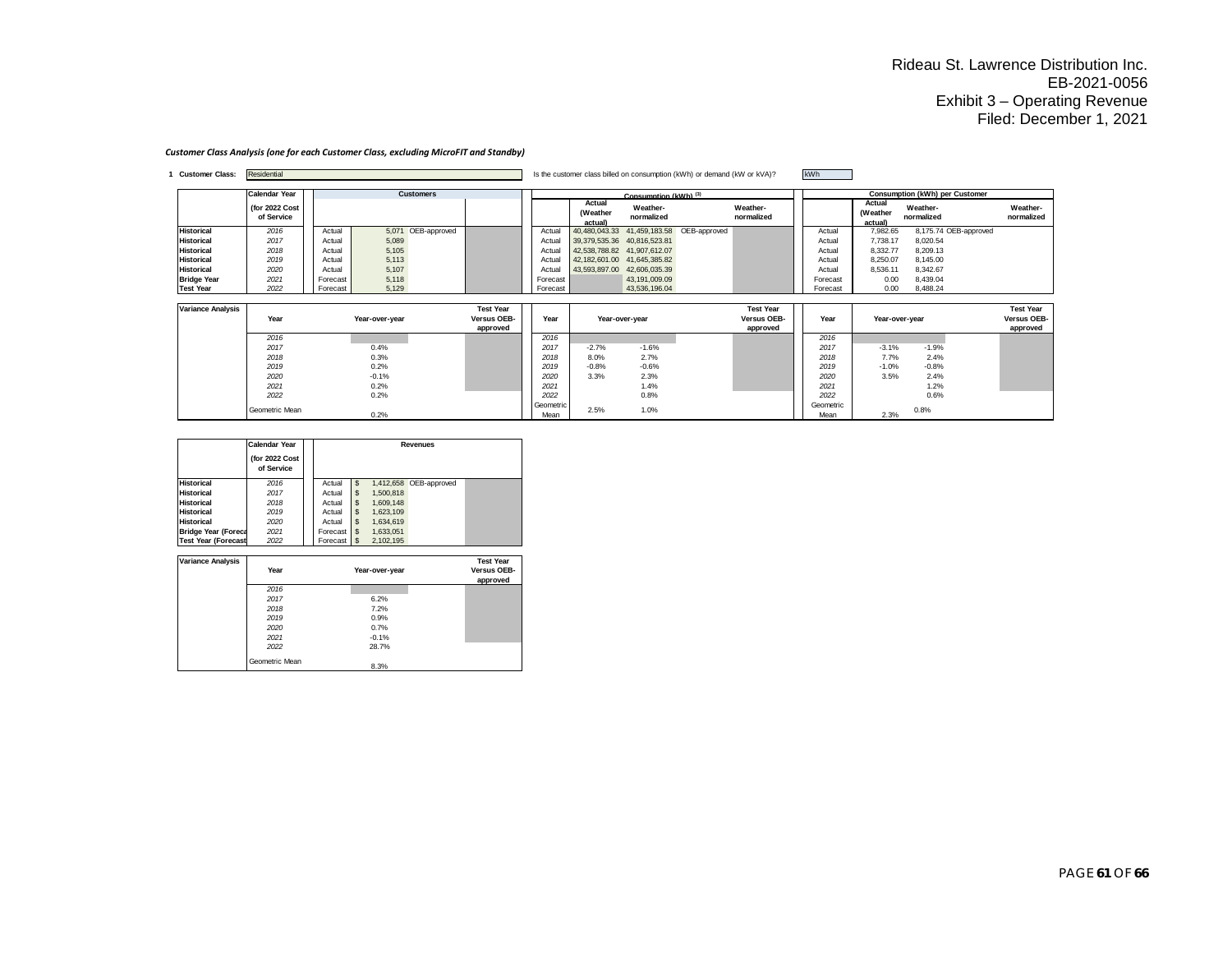Rideau St. Lawrence Distribution Inc.
EB-2021-0056
Exhibit 3 – Operating Revenue
Filed: December 1, 2021

***Customer Class Analysis (one for each Customer Class, excluding MicroFIT and Standby)***

**1 Customer Class:** Residential

Is the customer class billed on consumption (kWh) or demand (kW or kVA)? kWh

| | Calendar Year (for 2022 Cost of Service | | Customers | | | | Consumption (kWh) [1] | | | | | Consumption (kWh) per Customer | | | |
|---|---|---|---|---|---|---|---|---|---|---|---|---|---|---|---|
| | | | | | | | Actual (Weather actual) | Weather-normalized | | Weather-normalized | | Actual (Weather actual) | Weather-normalized | | Weather-normalized |
| **Historical** | 2016 | Actual | 5,071 | OEB-approved | | Actual | 40,480,043.33 | 41,459,183.58 | OEB-approved | | Actual | 7,982.65 | 8,175.74 | OEB-approved | |
| **Historical** | 2017 | Actual | 5,089 | | | Actual | 39,379,535.36 | 40,816,523.81 | | | Actual | 7,738.17 | 8,020.54 | | |
| **Historical** | 2018 | Actual | 5,105 | | | Actual | 42,538,788.82 | 41,907,612.07 | | | Actual | 8,332.77 | 8,209.13 | | |
| **Historical** | 2019 | Actual | 5,113 | | | Actual | 42,182,601.00 | 41,645,385.82 | | | Actual | 8,250.07 | 8,145.00 | | |
| **Historical** | 2020 | Actual | 5,107 | | | Actual | 43,593,897.00 | 42,606,035.39 | | | Actual | 8,536.11 | 8,342.67 | | |
| **Bridge Year** | 2021 | Forecast | 5,118 | | | Forecast | | 43,191,009.09 | | | Forecast | 0.00 | 8,439.04 | | |
| **Test Year** | 2022 | Forecast | 5,129 | | | Forecast | | 43,536,196.04 | | | Forecast | 0.00 | 8,488.24 | | |

| Variance Analysis | Year | Year-over-year | Test Year Versus OEB-approved | Year | Year-over-year | | Test Year Versus OEB-approved | Year | Year-over-year | | Test Year Versus OEB-approved |
|---|---|---|---|---|---|---|---|---|---|---|---|
| | 2016 | | | 2016 | | | | 2016 | | | |
| | 2017 | 0.4% | | 2017 | -2.7% | -1.6% | | 2017 | -3.1% | -1.9% | |
| | 2018 | 0.3% | | 2018 | 8.0% | 2.7% | | 2018 | 7.7% | 2.4% | |
| | 2019 | 0.2% | | 2019 | -0.8% | -0.6% | | 2019 | -1.0% | -0.8% | |
| | 2020 | -0.1% | | 2020 | 3.3% | 2.3% | | 2020 | 3.5% | 2.4% | |
| | 2021 | 0.2% | | 2021 | | 1.4% | | 2021 | | 1.2% | |
| | 2022 | 0.2% | | 2022 | | 0.8% | | 2022 | | 0.6% | |
| | Geometric Mean | 0.2% | | Geometric Mean | 2.5% | 1.0% | | Geometric Mean | 2.3% | 0.8% | |

| | Calendar Year (for 2022 Cost of Service | | Revenues | | |
|---|---|---|---|---|---|
| **Historical** | 2016 | Actual | $ 1,412,658 | OEB-approved | |
| **Historical** | 2017 | Actual | $ 1,500,818 | | |
| **Historical** | 2018 | Actual | $ 1,609,148 | | |
| **Historical** | 2019 | Actual | $ 1,623,109 | | |
| **Historical** | 2020 | Actual | $ 1,634,619 | | |
| **Bridge Year (Foreca** | 2021 | Forecast | $ 1,633,051 | | |
| **Test Year (Forecast** | 2022 | Forecast | $ 2,102,195 | | |

| Variance Analysis | Year | Year-over-year | Test Year Versus OEB-approved |
|---|---|---|---|
| | 2016 | | |
| | 2017 | 6.2% | |
| | 2018 | 7.2% | |
| | 2019 | 0.9% | |
| | 2020 | 0.7% | |
| | 2021 | -0.1% | |
| | 2022 | 28.7% | |
| | Geometric Mean | 8.3% | |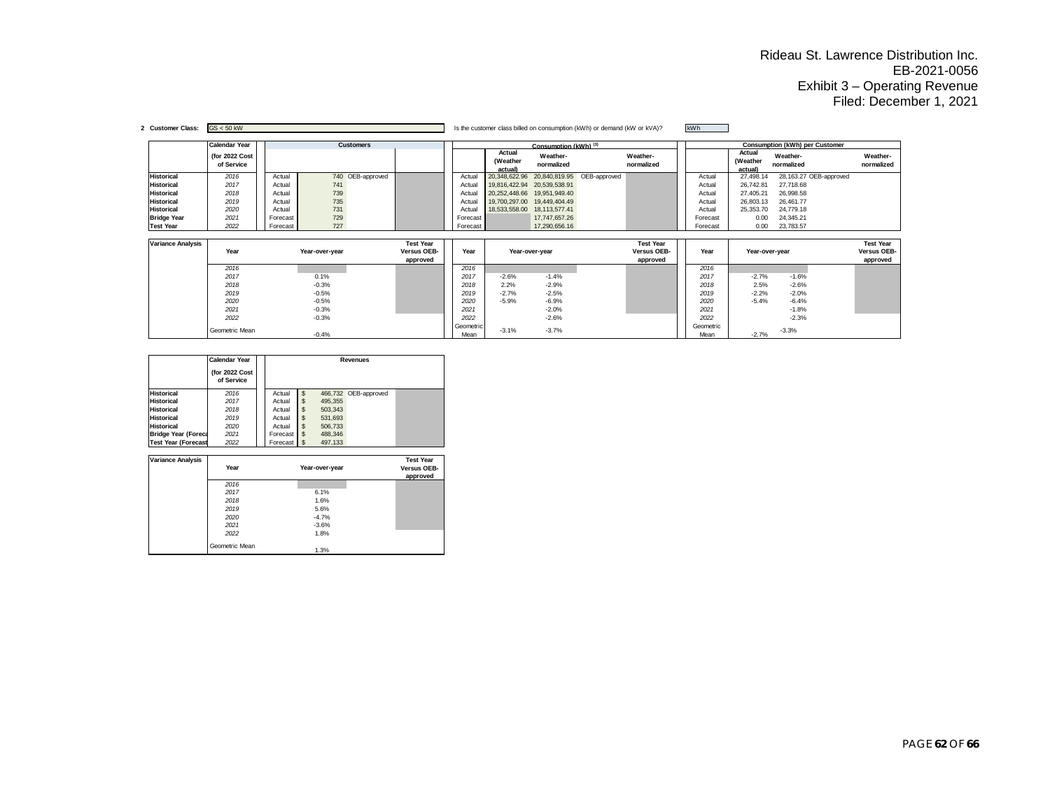Rideau St. Lawrence Distribution Inc.
EB-2021-0056
Exhibit 3 – Operating Revenue
Filed: December 1, 2021

**2 Customer Class:** GS < 50 kW

Is the customer class billed on consumption (kWh) or demand (kW or kVA)? kWh

| | Calendar Year (for 2022 Cost of Service | | Customers | | | | Consumption (kWh) [3] Actual (Weather actual) | Weather-normalized | | Weather-normalized | | Consumption (kWh) per Customer Actual (Weather actual) | Weather-normalized | | Weather-normalized |
|---|---|---|---|---|---|---|---|---|---|---|---|---|---|---|---|
| Historical | 2016 | Actual | 740 | OEB-approved | | Actual | 20,348,622.96 | 20,840,819.95 | OEB-approved | | Actual | 27,498.14 | 28,163.27 | OEB-approved | |
| Historical | 2017 | Actual | 741 | | | Actual | 19,816,422.94 | 20,539,538.91 | | | Actual | 26,742.81 | 27,718.68 | | |
| Historical | 2018 | Actual | 739 | | | Actual | 20,252,448.66 | 19,951,949.40 | | | Actual | 27,405.21 | 26,998.58 | | |
| Historical | 2019 | Actual | 735 | | | Actual | 19,700,297.00 | 19,449,404.49 | | | Actual | 26,803.13 | 26,461.77 | | |
| Historical | 2020 | Actual | 731 | | | Actual | 18,533,558.00 | 18,113,577.41 | | | Actual | 25,353.70 | 24,779.18 | | |
| Bridge Year | 2021 | Forecast | 729 | | | Forecast | | 17,747,657.26 | | | Forecast | 0.00 | 24,345.21 | | |
| Test Year | 2022 | Forecast | 727 | | | Forecast | | 17,290,656.16 | | | Forecast | 0.00 | 23,783.57 | | |

| Variance Analysis | Year | Year-over-year | | Test Year Versus OEB-approved | Year | Year-over-year | | | Test Year Versus OEB-approved | Year | Year-over-year | | | Test Year Versus OEB-approved |
|---|---|---|---|---|---|---|---|---|---|---|---|---|---|---|
| | 2016 | | | | 2016 | | | | | 2016 | | | | |
| | 2017 | 0.1% | | | 2017 | -2.6% | -1.4% | | | 2017 | -2.7% | -1.6% | | |
| | 2018 | -0.3% | | | 2018 | 2.2% | -2.9% | | | 2018 | 2.5% | -2.6% | | |
| | 2019 | -0.5% | | | 2019 | -2.7% | -2.5% | | | 2019 | -2.2% | -2.0% | | |
| | 2020 | -0.5% | | | 2020 | -5.9% | -6.9% | | | 2020 | -5.4% | -6.4% | | |
| | 2021 | -0.3% | | | 2021 | | -2.0% | | | 2021 | | -1.8% | | |
| | 2022 | -0.3% | | | 2022 | | -2.6% | | | 2022 | | -2.3% | | |
| | Geometric Mean | -0.4% | | | Geometric Mean | -3.1% | -3.7% | | | Geometric Mean | -2.7% | -3.3% | | |

| | Calendar Year (for 2022 Cost of Service | | Revenues | | |
|---|---|---|---|---|---|
| Historical | 2016 | Actual | $ 466,732 | OEB-approved | |
| Historical | 2017 | Actual | $ 495,355 | | |
| Historical | 2018 | Actual | $ 503,343 | | |
| Historical | 2019 | Actual | $ 531,693 | | |
| Historical | 2020 | Actual | $ 506,733 | | |
| Bridge Year (Foreca | 2021 | Forecast | $ 488,346 | | |
| Test Year (Forecast | 2022 | Forecast | $ 497,133 | | |

| Variance Analysis | Year | Year-over-year | | Test Year Versus OEB-approved |
|---|---|---|---|---|
| | 2016 | | | |
| | 2017 | 6.1% | | |
| | 2018 | 1.6% | | |
| | 2019 | 5.6% | | |
| | 2020 | -4.7% | | |
| | 2021 | -3.6% | | |
| | 2022 | 1.8% | | |
| | Geometric Mean | 1.3% | | |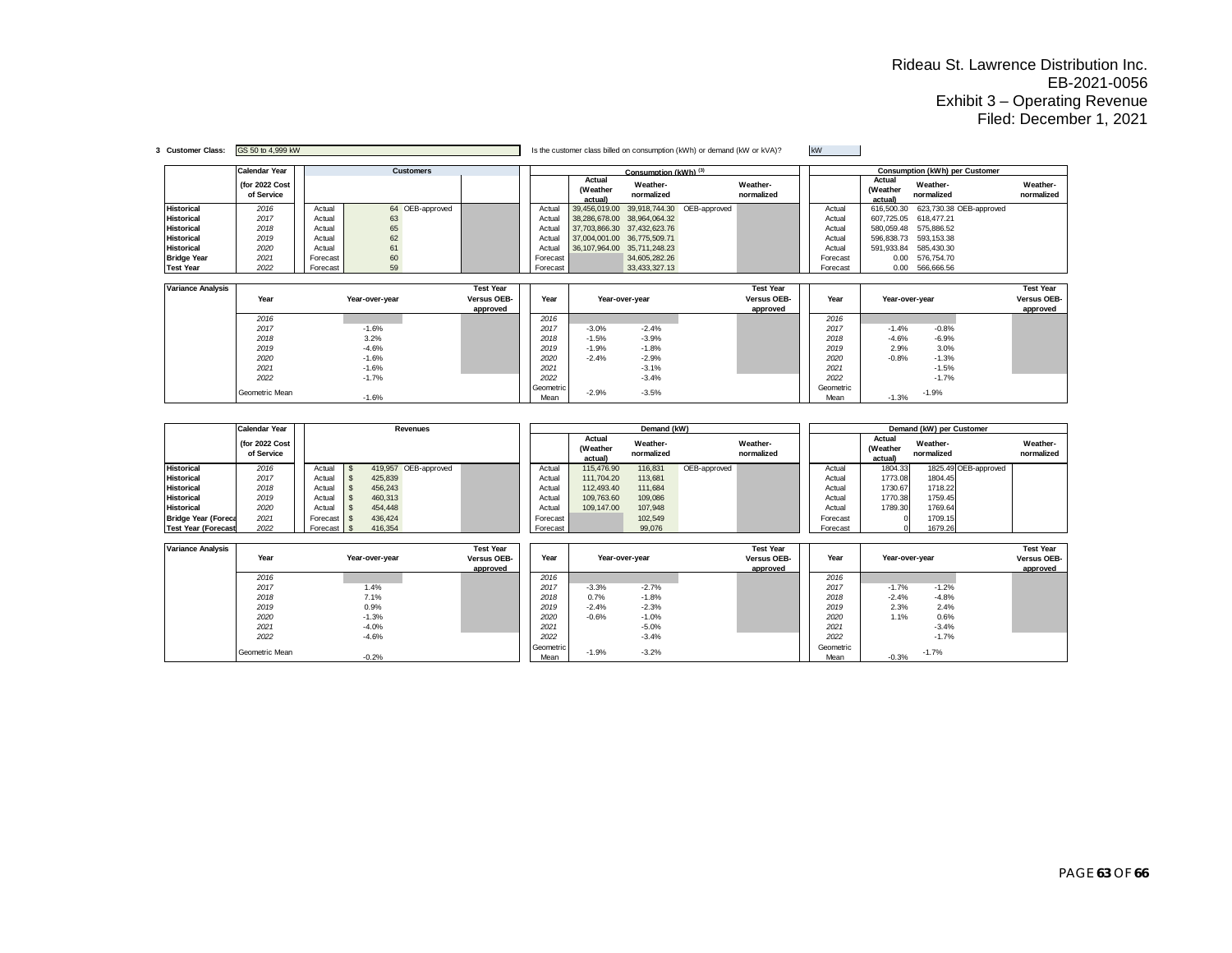Rideau St. Lawrence Distribution Inc.
EB-2021-0056
Exhibit 3 – Operating Revenue
Filed: December 1, 2021

**3 Customer Class:** GS 50 to 4,999 kW

Is the customer class billed on consumption (kWh) or demand (kW or kVA)? kW

| | Calendar Year (for 2022 Cost of Service | | Customers | | | | Consumption (kWh) [3] | | | | | Consumption (kWh) per Customer | | | |
|---|---|---|---|---|---|---|---|---|---|---|---|---|---|---|---|
| | | | | | | | Actual (Weather actual) | Weather-normalized | | Weather-normalized | | Actual (Weather actual) | Weather-normalized | | Weather-normalized |
| Historical | 2016 | Actual | 64 | OEB-approved | | Actual | 39,456,019.00 | 39,918,744.30 | OEB-approved | | Actual | 616,500.30 | 623,730.38 | OEB-approved | |
| Historical | 2017 | Actual | 63 | | | Actual | 38,286,678.00 | 38,964,064.32 | | | Actual | 607,725.05 | 618,477.21 | | |
| Historical | 2018 | Actual | 65 | | | Actual | 37,703,866.30 | 37,432,623.76 | | | Actual | 580,059.48 | 575,886.52 | | |
| Historical | 2019 | Actual | 62 | | | Actual | 37,004,001.00 | 36,775,509.71 | | | Actual | 596,838.73 | 593,153.38 | | |
| Historical | 2020 | Actual | 61 | | | Actual | 36,107,964.00 | 35,711,248.23 | | | Actual | 591,933.84 | 585,430.30 | | |
| Bridge Year | 2021 | Forecast | 60 | | | Forecast | | 34,605,282.26 | | | Forecast | 0.00 | 576,754.70 | | |
| Test Year | 2022 | Forecast | 59 | | | Forecast | | 33,433,327.13 | | | Forecast | 0.00 | 566,666.56 | | |

| Variance Analysis | Year | Year-over-year | Test Year Versus OEB-approved | Year | Year-over-year | | Test Year Versus OEB-approved | Year | Year-over-year | | Test Year Versus OEB-approved |
|---|---|---|---|---|---|---|---|---|---|---|---|
| | 2016 | | | 2016 | | | | 2016 | | | |
| | 2017 | -1.6% | | 2017 | -3.0% | -2.4% | | 2017 | -1.4% | -0.8% | |
| | 2018 | 3.2% | | 2018 | -1.5% | -3.9% | | 2018 | -4.6% | -6.9% | |
| | 2019 | -4.6% | | 2019 | -1.9% | -1.8% | | 2019 | 2.9% | 3.0% | |
| | 2020 | -1.6% | | 2020 | -2.4% | -2.9% | | 2020 | -0.8% | -1.3% | |
| | 2021 | -1.6% | | 2021 | | -3.1% | | 2021 | | -1.5% | |
| | 2022 | -1.7% | | 2022 | | -3.4% | | 2022 | | -1.7% | |
| | Geometric Mean | -1.6% | | Geometric Mean | -2.9% | -3.5% | | Geometric Mean | -1.3% | -1.9% | |

| | Calendar Year (for 2022 Cost of Service | | Revenues | | | | Demand (kW) | | | | | Demand (kW) per Customer | | | |
|---|---|---|---|---|---|---|---|---|---|---|---|---|---|---|---|
| | | | | | | | Actual (Weather actual) | Weather-normalized | | Weather-normalized | | Actual (Weather actual) | Weather-normalized | | Weather-normalized |
| Historical | 2016 | Actual | $ 419,957 | OEB-approved | | Actual | 115,476.90 | 116,831 | OEB-approved | | Actual | 1804.33 | 1825.49 | OEB-approved | |
| Historical | 2017 | Actual | $ 425,839 | | | Actual | 111,704.20 | 113,681 | | | Actual | 1773.08 | 1804.45 | | |
| Historical | 2018 | Actual | $ 456,243 | | | Actual | 112,493.40 | 111,684 | | | Actual | 1730.67 | 1718.22 | | |
| Historical | 2019 | Actual | $ 460,313 | | | Actual | 109,763.60 | 109,086 | | | Actual | 1770.38 | 1759.45 | | |
| Historical | 2020 | Actual | $ 454,448 | | | Actual | 109,147.00 | 107,948 | | | Actual | 1789.30 | 1769.64 | | |
| Bridge Year (Foreca | 2021 | Forecast | $ 436,424 | | | Forecast | | 102,549 | | | Forecast | 0 | 1709.15 | | |
| Test Year (Forecast | 2022 | Forecast | $ 416,354 | | | Forecast | | 99,076 | | | Forecast | 0 | 1679.26 | | |

| Variance Analysis | Year | Year-over-year | Test Year Versus OEB-approved | Year | Year-over-year | | Test Year Versus OEB-approved | Year | Year-over-year | | Test Year Versus OEB-approved |
|---|---|---|---|---|---|---|---|---|---|---|---|
| | 2016 | | | 2016 | | | | 2016 | | | |
| | 2017 | 1.4% | | 2017 | -3.3% | -2.7% | | 2017 | -1.7% | -1.2% | |
| | 2018 | 7.1% | | 2018 | 0.7% | -1.8% | | 2018 | -2.4% | -4.8% | |
| | 2019 | 0.9% | | 2019 | -2.4% | -2.3% | | 2019 | 2.3% | 2.4% | |
| | 2020 | -1.3% | | 2020 | -0.6% | -1.0% | | 2020 | 1.1% | 0.6% | |
| | 2021 | -4.0% | | 2021 | | -5.0% | | 2021 | | -3.4% | |
| | 2022 | -4.6% | | 2022 | | -3.4% | | 2022 | | -1.7% | |
| | Geometric Mean | -0.2% | | Geometric Mean | -1.9% | -3.2% | | Geometric Mean | -0.3% | -1.7% | |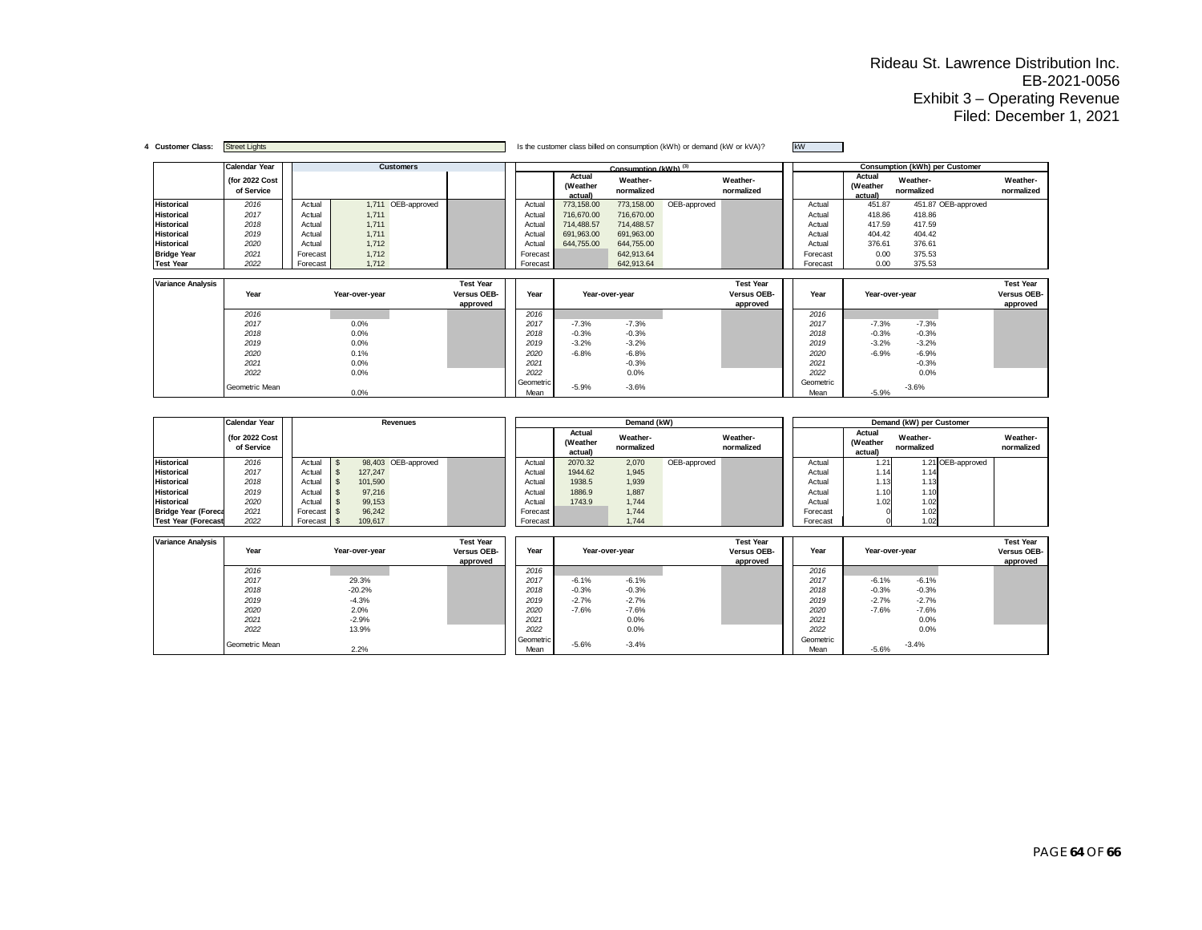Rideau St. Lawrence Distribution Inc.
EB-2021-0056
Exhibit 3 – Operating Revenue
Filed: December 1, 2021

**4 Customer Class:** Street Lights

Is the customer class billed on consumption (kWh) or demand (kW or kVA)? kW

| | Calendar Year (for 2022 Cost of Service | | Customers | | | | Consumption (kWh) [3] Actual (Weather actual) | Weather-normalized | | Weather-normalized | | Consumption (kWh) per Customer Actual (Weather actual) | Weather-normalized | | Weather-normalized |
|---|---|---|---|---|---|---|---|---|---|---|---|---|---|---|---|
| Historical | 2016 | Actual | 1,711 | OEB-approved | | Actual | 773,158.00 | 773,158.00 | OEB-approved | | Actual | 451.87 | 451.87 | OEB-approved | |
| Historical | 2017 | Actual | 1,711 | | | Actual | 716,670.00 | 716,670.00 | | | Actual | 418.86 | 418.86 | | |
| Historical | 2018 | Actual | 1,711 | | | Actual | 714,488.57 | 714,488.57 | | | Actual | 417.59 | 417.59 | | |
| Historical | 2019 | Actual | 1,711 | | | Actual | 691,963.00 | 691,963.00 | | | Actual | 404.42 | 404.42 | | |
| Historical | 2020 | Actual | 1,712 | | | Actual | 644,755.00 | 644,755.00 | | | Actual | 376.61 | 376.61 | | |
| Bridge Year | 2021 | Forecast | 1,712 | | | Forecast | | 642,913.64 | | | Forecast | 0.00 | 375.53 | | |
| Test Year | 2022 | Forecast | 1,712 | | | Forecast | | 642,913.64 | | | Forecast | 0.00 | 375.53 | | |

| Variance Analysis | Year | Year-over-year | | Test Year Versus OEB-approved | Year | Year-over-year | | | Test Year Versus OEB-approved | Year | Year-over-year | | | Test Year Versus OEB-approved |
|---|---|---|---|---|---|---|---|---|---|---|---|---|---|---|
| | 2016 | | | | 2016 | | | | | 2016 | | | | |
| | 2017 | 0.0% | | | 2017 | -7.3% | -7.3% | | | 2017 | -7.3% | -7.3% | | |
| | 2018 | 0.0% | | | 2018 | -0.3% | -0.3% | | | 2018 | -0.3% | -0.3% | | |
| | 2019 | 0.0% | | | 2019 | -3.2% | -3.2% | | | 2019 | -3.2% | -3.2% | | |
| | 2020 | 0.1% | | | 2020 | -6.8% | -6.8% | | | 2020 | -6.9% | -6.9% | | |
| | 2021 | 0.0% | | | 2021 | | -0.3% | | | 2021 | | -0.3% | | |
| | 2022 | 0.0% | | | 2022 | | 0.0% | | | 2022 | | 0.0% | | |
| | Geometric Mean | 0.0% | | | Geometric Mean | -5.9% | -3.6% | | | Geometric Mean | -5.9% | -3.6% | | |

| | Calendar Year (for 2022 Cost of Service | | Revenues | | | | Demand (kW) Actual (Weather actual) | Weather-normalized | | Weather-normalized | | Demand (kW) per Customer Actual (Weather actual) | Weather-normalized | | Weather-normalized |
|---|---|---|---|---|---|---|---|---|---|---|---|---|---|---|---|
| Historical | 2016 | Actual | $ 98,403 | OEB-approved | | Actual | 2070.32 | 2,070 | OEB-approved | | Actual | 1.21 | 1.21 | OEB-approved | |
| Historical | 2017 | Actual | $ 127,247 | | | Actual | 1944.62 | 1,945 | | | Actual | 1.14 | 1.14 | | |
| Historical | 2018 | Actual | $ 101,590 | | | Actual | 1938.5 | 1,939 | | | Actual | 1.13 | 1.13 | | |
| Historical | 2019 | Actual | $ 97,216 | | | Actual | 1886.9 | 1,887 | | | Actual | 1.10 | 1.10 | | |
| Historical | 2020 | Actual | $ 99,153 | | | Actual | 1743.9 | 1,744 | | | Actual | 1.02 | 1.02 | | |
| Bridge Year (Forecast) | 2021 | Forecast | $ 96,242 | | | Forecast | | 1,744 | | | Forecast | 0 | 1.02 | | |
| Test Year (Forecast) | 2022 | Forecast | $ 109,617 | | | Forecast | | 1,744 | | | Forecast | 0 | 1.02 | | |

| Variance Analysis | Year | Year-over-year | | Test Year Versus OEB-approved | Year | Year-over-year | | | Test Year Versus OEB-approved | Year | Year-over-year | | | Test Year Versus OEB-approved |
|---|---|---|---|---|---|---|---|---|---|---|---|---|---|---|
| | 2016 | | | | 2016 | | | | | 2016 | | | | |
| | 2017 | 29.3% | | | 2017 | -6.1% | -6.1% | | | 2017 | -6.1% | -6.1% | | |
| | 2018 | -20.2% | | | 2018 | -0.3% | -0.3% | | | 2018 | -0.3% | -0.3% | | |
| | 2019 | -4.3% | | | 2019 | -2.7% | -2.7% | | | 2019 | -2.7% | -2.7% | | |
| | 2020 | 2.0% | | | 2020 | -7.6% | -7.6% | | | 2020 | -7.6% | -7.6% | | |
| | 2021 | -2.9% | | | 2021 | | 0.0% | | | 2021 | | 0.0% | | |
| | 2022 | 13.9% | | | 2022 | | 0.0% | | | 2022 | | 0.0% | | |
| | Geometric Mean | 2.2% | | | Geometric Mean | -5.6% | -3.4% | | | Geometric Mean | -5.6% | -3.4% | | |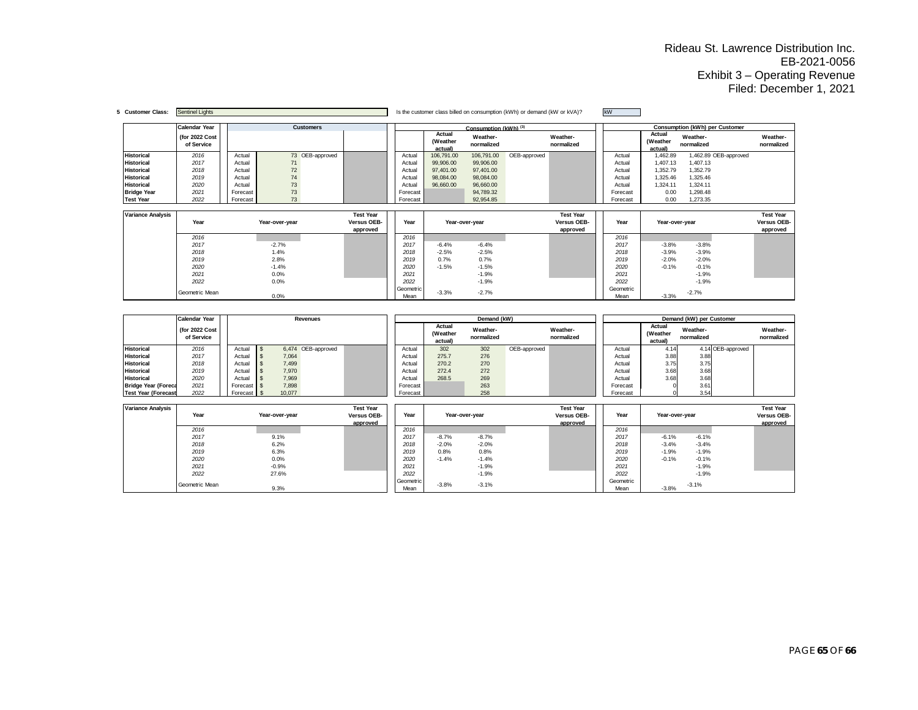Rideau St. Lawrence Distribution Inc.
EB-2021-0056
Exhibit 3 – Operating Revenue
Filed: December 1, 2021

**5 Customer Class:** Sentinel Lights

Is the customer class billed on consumption (kWh) or demand (kW or kVA)? kW

| | Calendar Year (for 2022 Cost of Service | | Customers | | | | Consumption (kWh) [3] | | | | | Consumption (kWh) per Customer | | | |
|---|---|---|---|---|---|---|---|---|---|---|---|---|---|---|---|
| | | | | | | | Actual (Weather actual) | Weather-normalized | | Weather-normalized | | Actual (Weather actual) | Weather-normalized | | Weather-normalized |
| Historical | 2016 | Actual | 73 | OEB-approved | | Actual | 106,791.00 | 106,791.00 | OEB-approved | | Actual | 1,462.89 | 1,462.89 | OEB-approved | |
| Historical | 2017 | Actual | 71 | | | Actual | 99,906.00 | 99,906.00 | | | Actual | 1,407.13 | 1,407.13 | | |
| Historical | 2018 | Actual | 72 | | | Actual | 97,401.00 | 97,401.00 | | | Actual | 1,352.79 | 1,352.79 | | |
| Historical | 2019 | Actual | 74 | | | Actual | 98,084.00 | 98,084.00 | | | Actual | 1,325.46 | 1,325.46 | | |
| Historical | 2020 | Actual | 73 | | | Actual | 96,660.00 | 96,660.00 | | | Actual | 1,324.11 | 1,324.11 | | |
| Bridge Year | 2021 | Forecast | 73 | | | Forecast | | 94,789.32 | | | Forecast | 0.00 | 1,298.48 | | |
| Test Year | 2022 | Forecast | 73 | | | Forecast | | 92,954.85 | | | Forecast | 0.00 | 1,273.35 | | |

| Variance Analysis | Year | Year-over-year | Test Year Versus OEB-approved | Year | Year-over-year | | Test Year Versus OEB-approved | Year | Year-over-year | | Test Year Versus OEB-approved |
|---|---|---|---|---|---|---|---|---|---|---|---|
| | 2016 | | | 2016 | | | | 2016 | | | |
| | 2017 | -2.7% | | 2017 | -6.4% | -6.4% | | 2017 | -3.8% | -3.8% | |
| | 2018 | 1.4% | | 2018 | -2.5% | -2.5% | | 2018 | -3.9% | -3.9% | |
| | 2019 | 2.8% | | 2019 | 0.7% | 0.7% | | 2019 | -2.0% | -2.0% | |
| | 2020 | -1.4% | | 2020 | -1.5% | -1.5% | | 2020 | -0.1% | -0.1% | |
| | 2021 | 0.0% | | 2021 | | -1.9% | | 2021 | | -1.9% | |
| | 2022 | 0.0% | | 2022 | | -1.9% | | 2022 | | -1.9% | |
| | Geometric Mean | 0.0% | | Geometric Mean | -3.3% | -2.7% | | Geometric Mean | -3.3% | -2.7% | |

| | Calendar Year (for 2022 Cost of Service | | Revenues | | | | Demand (kW) | | | | | Demand (kW) per Customer | | | |
|---|---|---|---|---|---|---|---|---|---|---|---|---|---|---|---|
| | | | | | | | Actual (Weather actual) | Weather-normalized | | Weather-normalized | | Actual (Weather actual) | Weather-normalized | | Weather-normalized |
| Historical | 2016 | Actual | $ 6,474 | OEB-approved | | Actual | 302 | 302 | OEB-approved | | Actual | 4.14 | 4.14 | OEB-approved | |
| Historical | 2017 | Actual | $ 7,064 | | | Actual | 275.7 | 276 | | | Actual | 3.88 | 3.88 | | |
| Historical | 2018 | Actual | $ 7,499 | | | Actual | 270.2 | 270 | | | Actual | 3.75 | 3.75 | | |
| Historical | 2019 | Actual | $ 7,970 | | | Actual | 272.4 | 272 | | | Actual | 3.68 | 3.68 | | |
| Historical | 2020 | Actual | $ 7,969 | | | Actual | 268.5 | 269 | | | Actual | 3.68 | 3.68 | | |
| Bridge Year (Foreca | 2021 | Forecast | $ 7,898 | | | Forecast | | 263 | | | Forecast | 0 | 3.61 | | |
| Test Year (Forecast | 2022 | Forecast | $ 10,077 | | | Forecast | | 258 | | | Forecast | 0 | 3.54 | | |

| Variance Analysis | Year | Year-over-year | Test Year Versus OEB-approved | Year | Year-over-year | | Test Year Versus OEB-approved | Year | Year-over-year | | Test Year Versus OEB-approved |
|---|---|---|---|---|---|---|---|---|---|---|---|
| | 2016 | | | 2016 | | | | 2016 | | | |
| | 2017 | 9.1% | | 2017 | -8.7% | -8.7% | | 2017 | -6.1% | -6.1% | |
| | 2018 | 6.2% | | 2018 | -2.0% | -2.0% | | 2018 | -3.4% | -3.4% | |
| | 2019 | 6.3% | | 2019 | 0.8% | 0.8% | | 2019 | -1.9% | -1.9% | |
| | 2020 | 0.0% | | 2020 | -1.4% | -1.4% | | 2020 | -0.1% | -0.1% | |
| | 2021 | -0.9% | | 2021 | | -1.9% | | 2021 | | -1.9% | |
| | 2022 | 27.6% | | 2022 | | -1.9% | | 2022 | | -1.9% | |
| | Geometric Mean | 9.3% | | Geometric Mean | -3.8% | -3.1% | | Geometric Mean | -3.8% | -3.1% | |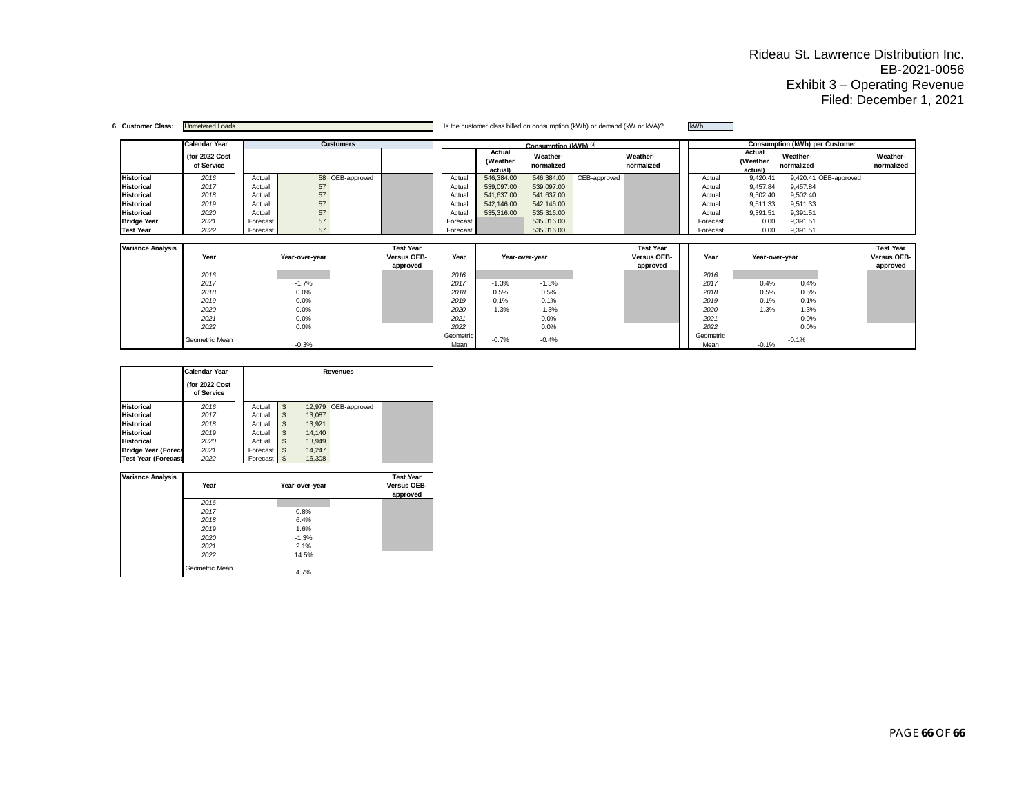Rideau St. Lawrence Distribution Inc.
EB-2021-0056
Exhibit 3 – Operating Revenue
Filed: December 1, 2021

**6 Customer Class:** Unmetered Loads

Is the customer class billed on consumption (kWh) or demand (kW or kVA)? kWh

| | Calendar Year (for 2022 Cost of Service | | Customers | | | | Consumption (kWh) [3] Actual (Weather actual) | Weather-normalized | | Weather-normalized | | Consumption (kWh) per Customer Actual (Weather actual) | Weather-normalized | | Weather-normalized |
|---|---|---|---|---|---|---|---|---|---|---|---|---|---|---|---|
| Historical | 2016 | Actual | 58 | OEB-approved | | Actual | 546,384.00 | 546,384.00 | OEB-approved | | Actual | 9,420.41 | 9,420.41 | OEB-approved | |
| Historical | 2017 | Actual | 57 | | | Actual | 539,097.00 | 539,097.00 | | | Actual | 9,457.84 | 9,457.84 | | |
| Historical | 2018 | Actual | 57 | | | Actual | 541,637.00 | 541,637.00 | | | Actual | 9,502.40 | 9,502.40 | | |
| Historical | 2019 | Actual | 57 | | | Actual | 542,146.00 | 542,146.00 | | | Actual | 9,511.33 | 9,511.33 | | |
| Historical | 2020 | Actual | 57 | | | Actual | 535,316.00 | 535,316.00 | | | Actual | 9,391.51 | 9,391.51 | | |
| Bridge Year | 2021 | Forecast | 57 | | | Forecast | | 535,316.00 | | | Forecast | 0.00 | 9,391.51 | | |
| Test Year | 2022 | Forecast | 57 | | | Forecast | | 535,316.00 | | | Forecast | 0.00 | 9,391.51 | | |

| Variance Analysis | Year | Year-over-year | Test Year Versus OEB-approved | Year | Year-over-year | | Test Year Versus OEB-approved | Year | Year-over-year | | Test Year Versus OEB-approved |
|---|---|---|---|---|---|---|---|---|---|---|---|
| | 2016 | | | 2016 | | | | 2016 | | | |
| | 2017 | -1.7% | | 2017 | -1.3% | -1.3% | | 2017 | 0.4% | 0.4% | |
| | 2018 | 0.0% | | 2018 | 0.5% | 0.5% | | 2018 | 0.5% | 0.5% | |
| | 2019 | 0.0% | | 2019 | 0.1% | 0.1% | | 2019 | 0.1% | 0.1% | |
| | 2020 | 0.0% | | 2020 | -1.3% | -1.3% | | 2020 | -1.3% | -1.3% | |
| | 2021 | 0.0% | | 2021 | | 0.0% | | 2021 | | 0.0% | |
| | 2022 | 0.0% | | 2022 | | 0.0% | | 2022 | | 0.0% | |
| | Geometric Mean | -0.3% | | Geometric Mean | -0.7% | -0.4% | | Geometric Mean | -0.1% | -0.1% | |

| | Calendar Year (for 2022 Cost of Service | | Revenues | | |
|---|---|---|---|---|---|
| Historical | 2016 | Actual | $ 12,979 | OEB-approved | |
| Historical | 2017 | Actual | $ 13,087 | | |
| Historical | 2018 | Actual | $ 13,921 | | |
| Historical | 2019 | Actual | $ 14,140 | | |
| Historical | 2020 | Actual | $ 13,949 | | |
| Bridge Year (Foreca | 2021 | Forecast | $ 14,247 | | |
| Test Year (Forecast | 2022 | Forecast | $ 16,308 | | |

| Variance Analysis | Year | Year-over-year | Test Year Versus OEB-approved |
|---|---|---|---|
| | 2016 | | |
| | 2017 | 0.8% | |
| | 2018 | 6.4% | |
| | 2019 | 1.6% | |
| | 2020 | -1.3% | |
| | 2021 | 2.1% | |
| | 2022 | 14.5% | |
| | Geometric Mean | 4.7% | |